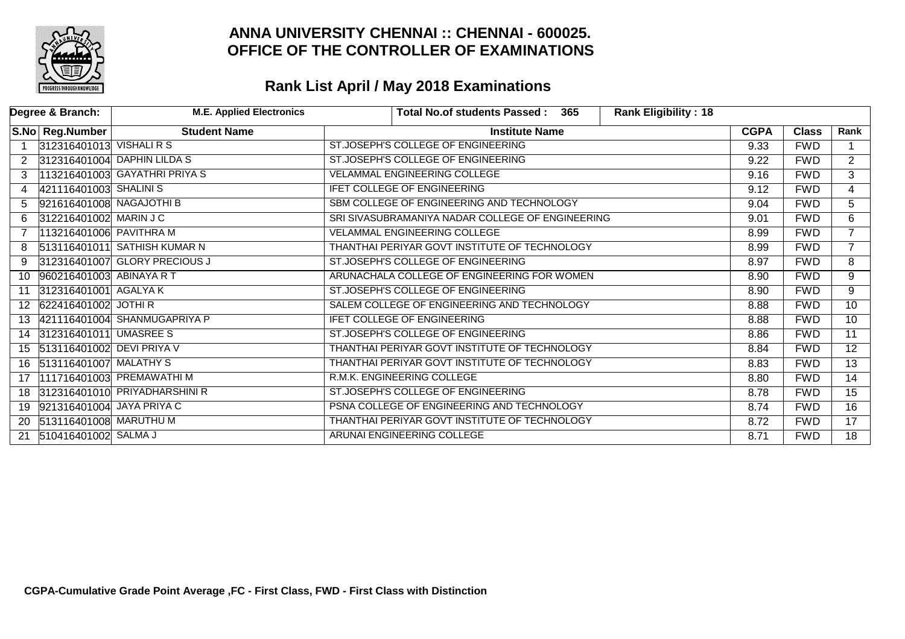# ANNA UNIVERSITY CHENNAI :: CHENNAI - 600025.
# OFFICE OF THE CONTROLLER OF EXAMINATIONS

## Rank List April / May 2018 Examinations

| Degree & Branch: | M.E. Applied Electronics | Total No.of students Passed : 365 | Rank Eligibility : 18 | | | |
|---|---|---|---|---|---|---|
| **S.No** | **Reg.Number** | **Student Name** | **Institute Name** | **CGPA** | **Class** | **Rank** |
| 1 | 312316401013 | VISHALI R S | ST.JOSEPH'S COLLEGE OF ENGINEERING | 9.33 | FWD | 1 |
| 2 | 312316401004 | DAPHIN LILDA S | ST.JOSEPH'S COLLEGE OF ENGINEERING | 9.22 | FWD | 2 |
| 3 | 113216401003 | GAYATHRI PRIYA S | VELAMMAL ENGINEERING COLLEGE | 9.16 | FWD | 3 |
| 4 | 421116401003 | SHALINI S | IFET COLLEGE OF ENGINEERING | 9.12 | FWD | 4 |
| 5 | 921616401008 | NAGAJOTHI B | SBM COLLEGE OF ENGINEERING AND TECHNOLOGY | 9.04 | FWD | 5 |
| 6 | 312216401002 | MARIN J C | SRI SIVASUBRAMANIYA NADAR COLLEGE OF ENGINEERING | 9.01 | FWD | 6 |
| 7 | 113216401006 | PAVITHRA M | VELAMMAL ENGINEERING COLLEGE | 8.99 | FWD | 7 |
| 8 | 513116401011 | SATHISH KUMAR N | THANTHAI PERIYAR GOVT INSTITUTE OF TECHNOLOGY | 8.99 | FWD | 7 |
| 9 | 312316401007 | GLORY PRECIOUS J | ST.JOSEPH'S COLLEGE OF ENGINEERING | 8.97 | FWD | 8 |
| 10 | 960216401003 | ABINAYA R T | ARUNACHALA COLLEGE OF ENGINEERING FOR WOMEN | 8.90 | FWD | 9 |
| 11 | 312316401001 | AGALYA K | ST.JOSEPH'S COLLEGE OF ENGINEERING | 8.90 | FWD | 9 |
| 12 | 622416401002 | JOTHI R | SALEM COLLEGE OF ENGINEERING AND TECHNOLOGY | 8.88 | FWD | 10 |
| 13 | 421116401004 | SHANMUGAPRIYA P | IFET COLLEGE OF ENGINEERING | 8.88 | FWD | 10 |
| 14 | 312316401011 | UMASREE S | ST.JOSEPH'S COLLEGE OF ENGINEERING | 8.86 | FWD | 11 |
| 15 | 513116401002 | DEVI PRIYA V | THANTHAI PERIYAR GOVT INSTITUTE OF TECHNOLOGY | 8.84 | FWD | 12 |
| 16 | 513116401007 | MALATHY S | THANTHAI PERIYAR GOVT INSTITUTE OF TECHNOLOGY | 8.83 | FWD | 13 |
| 17 | 111716401003 | PREMAWATHI M | R.M.K. ENGINEERING COLLEGE | 8.80 | FWD | 14 |
| 18 | 312316401010 | PRIYADHARSHINI R | ST.JOSEPH'S COLLEGE OF ENGINEERING | 8.78 | FWD | 15 |
| 19 | 921316401004 | JAYA PRIYA C | PSNA COLLEGE OF ENGINEERING AND TECHNOLOGY | 8.74 | FWD | 16 |
| 20 | 513116401008 | MARUTHU M | THANTHAI PERIYAR GOVT INSTITUTE OF TECHNOLOGY | 8.72 | FWD | 17 |
| 21 | 510416401002 | SALMA J | ARUNAI ENGINEERING COLLEGE | 8.71 | FWD | 18 |

**CGPA-Cumulative Grade Point Average ,FC - First Class, FWD - First Class with Distinction**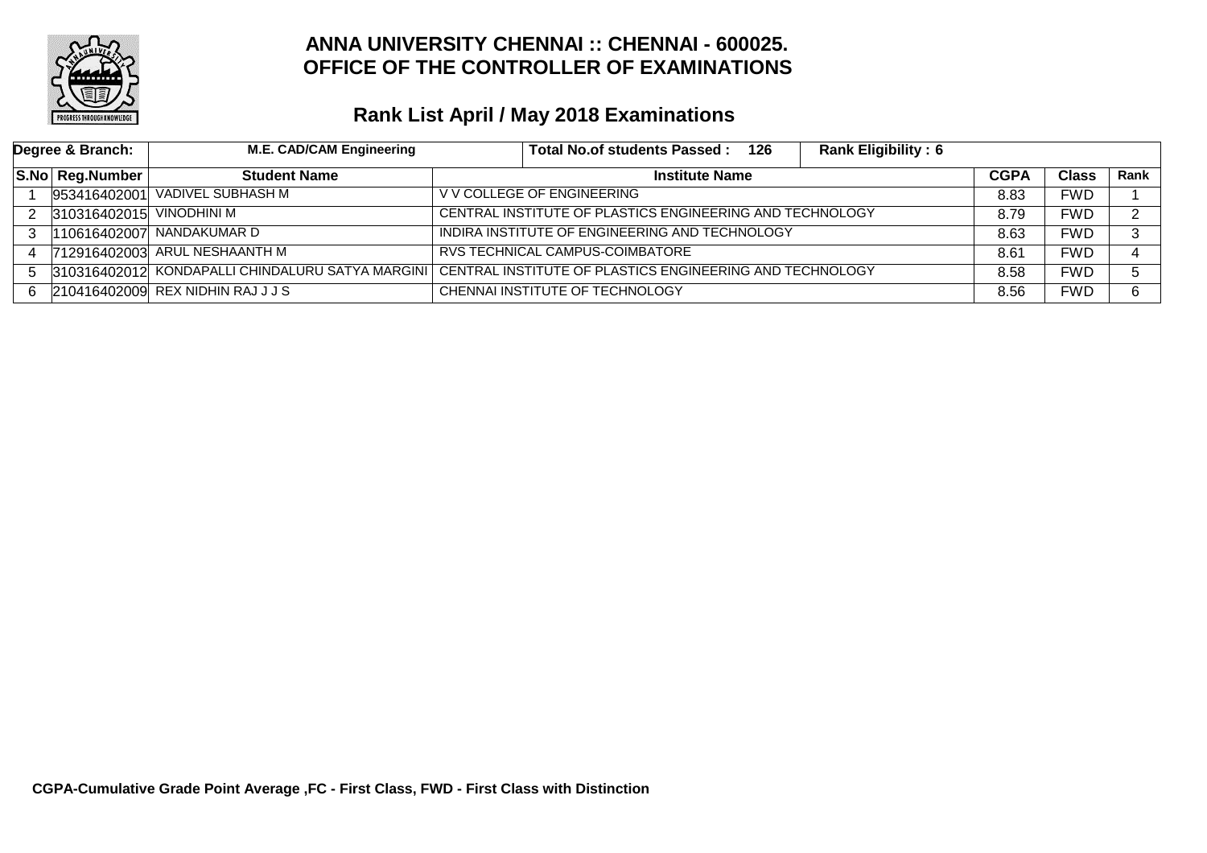# ANNA UNIVERSITY CHENNAI :: CHENNAI - 600025.
# OFFICE OF THE CONTROLLER OF EXAMINATIONS

## Rank List April / May 2018 Examinations

| Degree & Branch: | | M.E. CAD/CAM Engineering | Total No.of students Passed : 126 | Rank Eligibility : 6 | | |
|---|---|---|---|---|---|---|
| **S.No** | **Reg.Number** | **Student Name** | **Institute Name** | **CGPA** | **Class** | **Rank** |
| 1 | 953416402001 | VADIVEL SUBHASH M | V V COLLEGE OF ENGINEERING | 8.83 | FWD | 1 |
| 2 | 310316402015 | VINODHINI M | CENTRAL INSTITUTE OF PLASTICS ENGINEERING AND TECHNOLOGY | 8.79 | FWD | 2 |
| 3 | 110616402007 | NANDAKUMAR D | INDIRA INSTITUTE OF ENGINEERING AND TECHNOLOGY | 8.63 | FWD | 3 |
| 4 | 712916402003 | ARUL NESHAANTH M | RVS TECHNICAL CAMPUS-COIMBATORE | 8.61 | FWD | 4 |
| 5 | 310316402012 | KONDAPALLI CHINDALURU SATYA MARGINI | CENTRAL INSTITUTE OF PLASTICS ENGINEERING AND TECHNOLOGY | 8.58 | FWD | 5 |
| 6 | 210416402009 | REX NIDHIN RAJ J J S | CHENNAI INSTITUTE OF TECHNOLOGY | 8.56 | FWD | 6 |

**CGPA-Cumulative Grade Point Average ,FC - First Class, FWD - First Class with Distinction**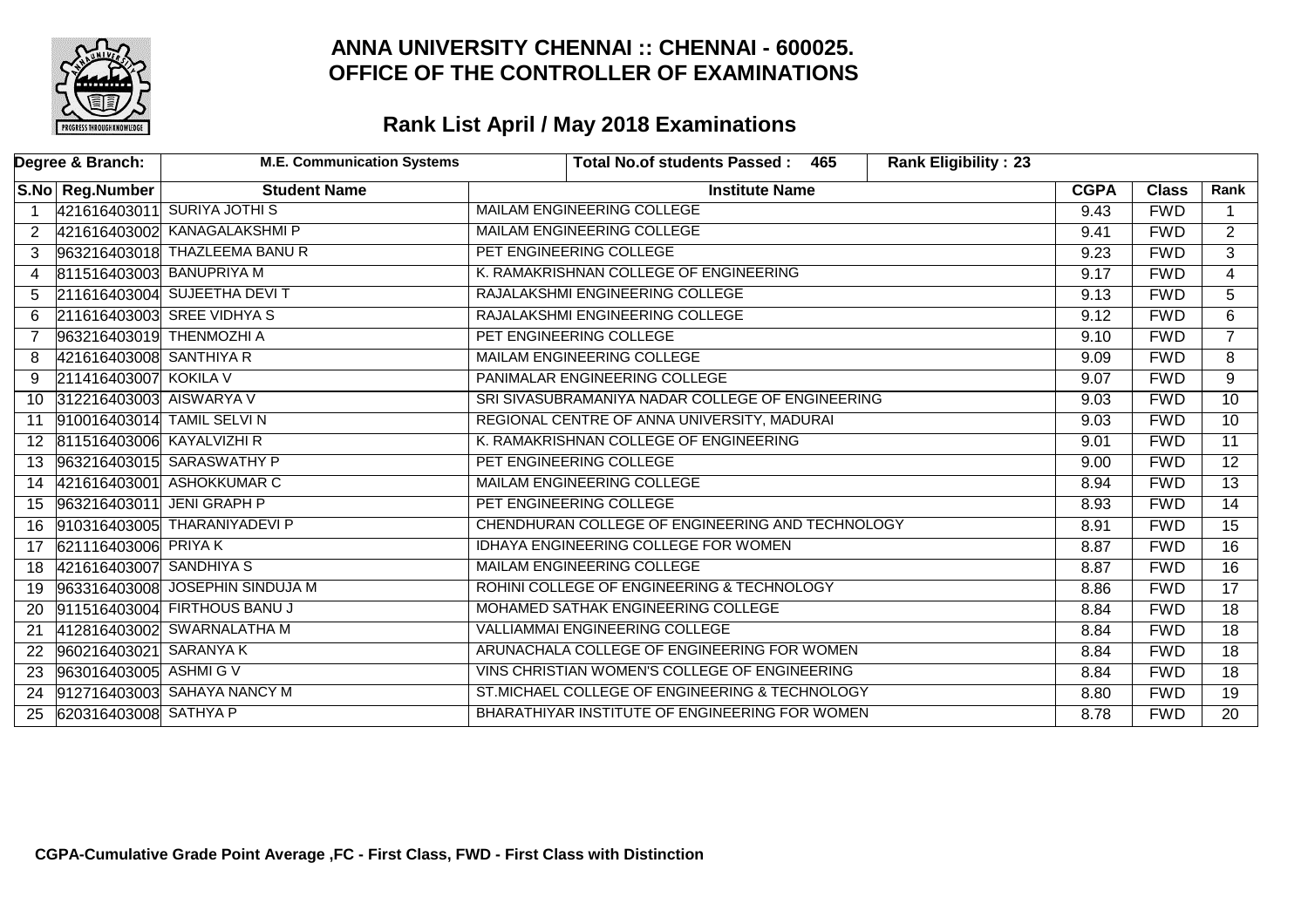# ANNA UNIVERSITY CHENNAI :: CHENNAI - 600025.
## OFFICE OF THE CONTROLLER OF EXAMINATIONS

## Rank List April / May 2018 Examinations

| Degree & Branch: | M.E. Communication Systems | Total No.of students Passed : 465 | Rank Eligibility : 23 | | | |
|---|---|---|---|---|---|---|
| **S.No** | **Reg.Number** | **Student Name** | **Institute Name** | **CGPA** | **Class** | **Rank** |
| 1 | 421616403011 | SURIYA JOTHI S | MAILAM ENGINEERING COLLEGE | 9.43 | FWD | 1 |
| 2 | 421616403002 | KANAGALAKSHMI P | MAILAM ENGINEERING COLLEGE | 9.41 | FWD | 2 |
| 3 | 963216403018 | THAZLEEMA BANU R | PET ENGINEERING COLLEGE | 9.23 | FWD | 3 |
| 4 | 811516403003 | BANUPRIYA M | K. RAMAKRISHNAN COLLEGE OF ENGINEERING | 9.17 | FWD | 4 |
| 5 | 211616403004 | SUJEETHA DEVI T | RAJALAKSHMI ENGINEERING COLLEGE | 9.13 | FWD | 5 |
| 6 | 211616403003 | SREE VIDHYA S | RAJALAKSHMI ENGINEERING COLLEGE | 9.12 | FWD | 6 |
| 7 | 963216403019 | THENMOZHI A | PET ENGINEERING COLLEGE | 9.10 | FWD | 7 |
| 8 | 421616403008 | SANTHIYA R | MAILAM ENGINEERING COLLEGE | 9.09 | FWD | 8 |
| 9 | 211416403007 | KOKILA V | PANIMALAR ENGINEERING COLLEGE | 9.07 | FWD | 9 |
| 10 | 312216403003 | AISWARYA V | SRI SIVASUBRAMANIYA NADAR COLLEGE OF ENGINEERING | 9.03 | FWD | 10 |
| 11 | 910016403014 | TAMIL SELVI N | REGIONAL CENTRE OF ANNA UNIVERSITY, MADURAI | 9.03 | FWD | 10 |
| 12 | 811516403006 | KAYALVIZHI R | K. RAMAKRISHNAN COLLEGE OF ENGINEERING | 9.01 | FWD | 11 |
| 13 | 963216403015 | SARASWATHY P | PET ENGINEERING COLLEGE | 9.00 | FWD | 12 |
| 14 | 421616403001 | ASHOKKUMAR C | MAILAM ENGINEERING COLLEGE | 8.94 | FWD | 13 |
| 15 | 963216403011 | JENI GRAPH P | PET ENGINEERING COLLEGE | 8.93 | FWD | 14 |
| 16 | 910316403005 | THARANIYADEVI P | CHENDHURAN COLLEGE OF ENGINEERING AND TECHNOLOGY | 8.91 | FWD | 15 |
| 17 | 621116403006 | PRIYA K | IDHAYA ENGINEERING COLLEGE FOR WOMEN | 8.87 | FWD | 16 |
| 18 | 421616403007 | SANDHIYA S | MAILAM ENGINEERING COLLEGE | 8.87 | FWD | 16 |
| 19 | 963316403008 | JOSEPHIN SINDUJA M | ROHINI COLLEGE OF ENGINEERING & TECHNOLOGY | 8.86 | FWD | 17 |
| 20 | 911516403004 | FIRTHOUS BANU J | MOHAMED SATHAK ENGINEERING COLLEGE | 8.84 | FWD | 18 |
| 21 | 412816403002 | SWARNALATHA M | VALLIAMMAI ENGINEERING COLLEGE | 8.84 | FWD | 18 |
| 22 | 960216403021 | SARANYA K | ARUNACHALA COLLEGE OF ENGINEERING FOR WOMEN | 8.84 | FWD | 18 |
| 23 | 963016403005 | ASHMI G V | VINS CHRISTIAN WOMEN'S COLLEGE OF ENGINEERING | 8.84 | FWD | 18 |
| 24 | 912716403003 | SAHAYA NANCY M | ST.MICHAEL COLLEGE OF ENGINEERING & TECHNOLOGY | 8.80 | FWD | 19 |
| 25 | 620316403008 | SATHYA P | BHARATHIYAR INSTITUTE OF ENGINEERING FOR WOMEN | 8.78 | FWD | 20 |

**CGPA-Cumulative Grade Point Average ,FC - First Class, FWD - First Class with Distinction**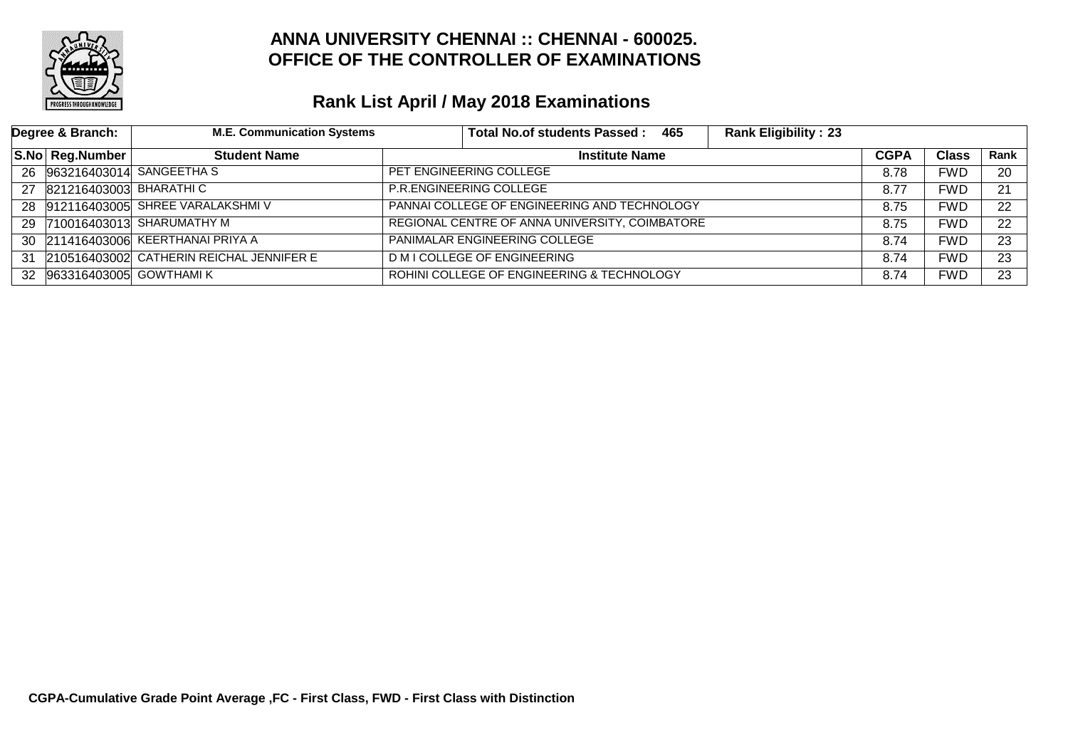# ANNA UNIVERSITY CHENNAI :: CHENNAI - 600025.
## OFFICE OF THE CONTROLLER OF EXAMINATIONS

## Rank List April / May 2018 Examinations

| Degree & Branch: | M.E. Communication Systems | Total No.of students Passed : 465 | Rank Eligibility : 23 | | | |
|---|---|---|---|---|---|---|
| **S.No** | **Reg.Number** | **Student Name** | **Institute Name** | **CGPA** | **Class** | **Rank** |
| 26 | 963216403014 | SANGEETHA S | PET ENGINEERING COLLEGE | 8.78 | FWD | 20 |
| 27 | 821216403003 | BHARATHI C | P.R.ENGINEERING COLLEGE | 8.77 | FWD | 21 |
| 28 | 912116403005 | SHREE VARALAKSHMI V | PANNAI COLLEGE OF ENGINEERING AND TECHNOLOGY | 8.75 | FWD | 22 |
| 29 | 710016403013 | SHARUMATHY M | REGIONAL CENTRE OF ANNA UNIVERSITY, COIMBATORE | 8.75 | FWD | 22 |
| 30 | 211416403006 | KEERTHANAI PRIYA A | PANIMALAR ENGINEERING COLLEGE | 8.74 | FWD | 23 |
| 31 | 210516403002 | CATHERIN REICHAL JENNIFER E | D M I COLLEGE OF ENGINEERING | 8.74 | FWD | 23 |
| 32 | 963316403005 | GOWTHAMI K | ROHINI COLLEGE OF ENGINEERING & TECHNOLOGY | 8.74 | FWD | 23 |

**CGPA-Cumulative Grade Point Average ,FC - First Class, FWD - First Class with Distinction**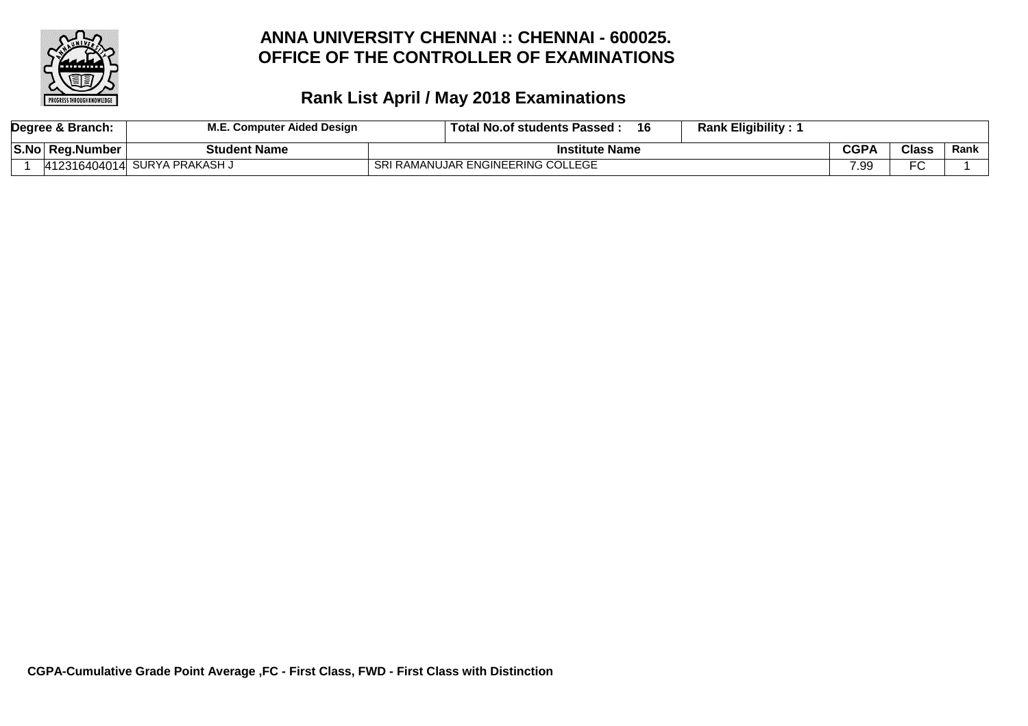# ANNA UNIVERSITY CHENNAI :: CHENNAI - 600025.
# OFFICE OF THE CONTROLLER OF EXAMINATIONS

## Rank List April / May 2018 Examinations

| Degree & Branch: | | M.E. Computer Aided Design | Total No.of students Passed : 16 | Rank Eligibility : 1 | | |
|---|---|---|---|---|---|---|
| **S.No** | **Reg.Number** | **Student Name** | **Institute Name** | **CGPA** | **Class** | **Rank** |
| 1 | 412316404014 | SURYA PRAKASH J | SRI RAMANUJAR ENGINEERING COLLEGE | 7.99 | FC | 1 |

**CGPA-Cumulative Grade Point Average ,FC - First Class, FWD - First Class with Distinction**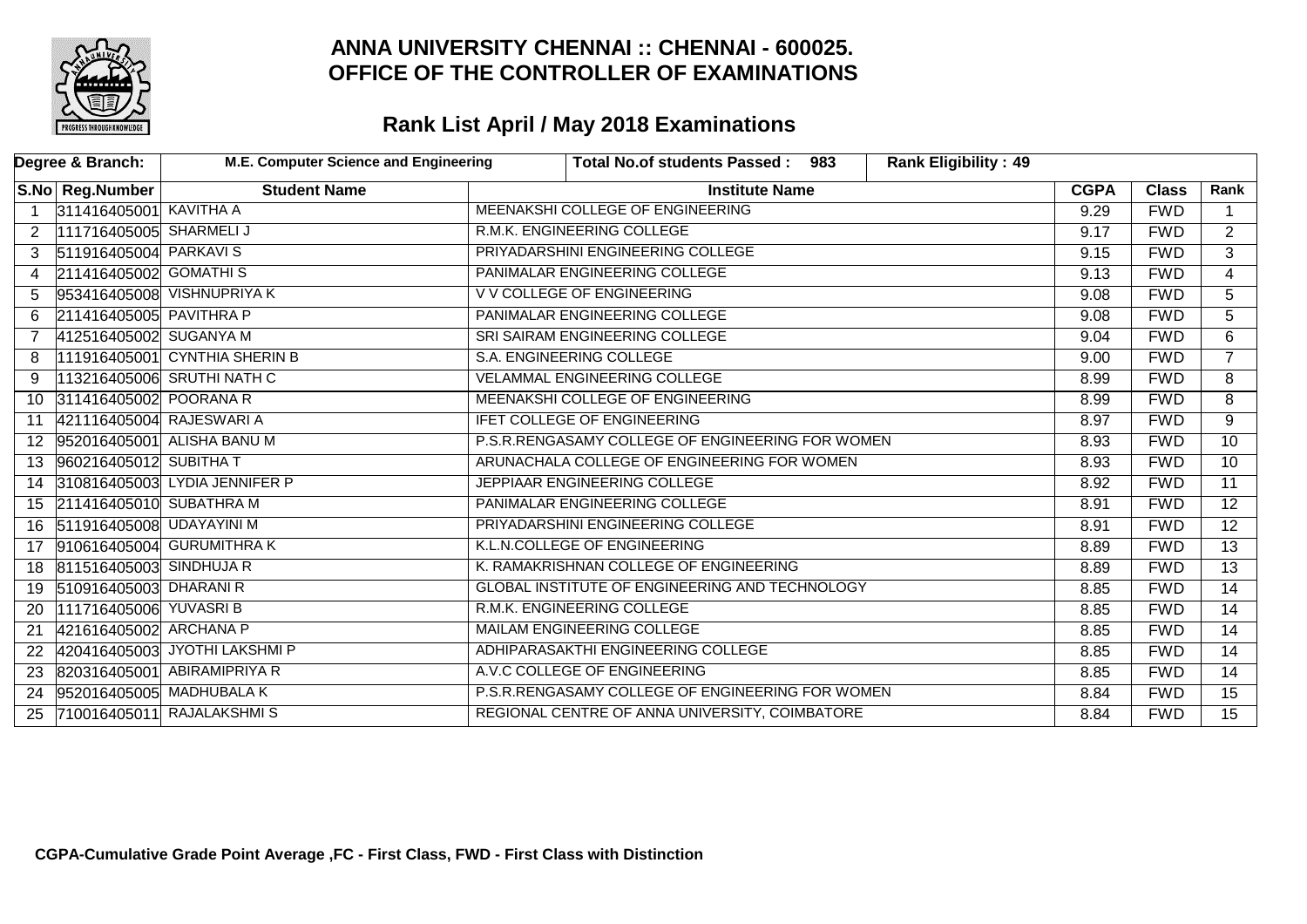# ANNA UNIVERSITY CHENNAI :: CHENNAI - 600025.
# OFFICE OF THE CONTROLLER OF EXAMINATIONS

## Rank List April / May 2018 Examinations

| Degree & Branch: | M.E. Computer Science and Engineering | Total No.of students Passed : 983 | Rank Eligibility : 49 | | | |
|---|---|---|---|---|---|---|
| **S.No** | **Reg.Number** | **Student Name** | **Institute Name** | **CGPA** | **Class** | **Rank** |
| 1 | 311416405001 | KAVITHA A | MEENAKSHI COLLEGE OF ENGINEERING | 9.29 | FWD | 1 |
| 2 | 111716405005 | SHARMELI J | R.M.K. ENGINEERING COLLEGE | 9.17 | FWD | 2 |
| 3 | 511916405004 | PARKAVI S | PRIYADARSHINI ENGINEERING COLLEGE | 9.15 | FWD | 3 |
| 4 | 211416405002 | GOMATHI S | PANIMALAR ENGINEERING COLLEGE | 9.13 | FWD | 4 |
| 5 | 953416405008 | VISHNUPRIYA K | V V COLLEGE OF ENGINEERING | 9.08 | FWD | 5 |
| 6 | 211416405005 | PAVITHRA P | PANIMALAR ENGINEERING COLLEGE | 9.08 | FWD | 5 |
| 7 | 412516405002 | SUGANYA M | SRI SAIRAM ENGINEERING COLLEGE | 9.04 | FWD | 6 |
| 8 | 111916405001 | CYNTHIA SHERIN B | S.A. ENGINEERING COLLEGE | 9.00 | FWD | 7 |
| 9 | 113216405006 | SRUTHI NATH C | VELAMMAL ENGINEERING COLLEGE | 8.99 | FWD | 8 |
| 10 | 311416405002 | POORANA R | MEENAKSHI COLLEGE OF ENGINEERING | 8.99 | FWD | 8 |
| 11 | 421116405004 | RAJESWARI A | IFET COLLEGE OF ENGINEERING | 8.97 | FWD | 9 |
| 12 | 952016405001 | ALISHA BANU M | P.S.R.RENGASAMY COLLEGE OF ENGINEERING FOR WOMEN | 8.93 | FWD | 10 |
| 13 | 960216405012 | SUBITHA T | ARUNACHALA COLLEGE OF ENGINEERING FOR WOMEN | 8.93 | FWD | 10 |
| 14 | 310816405003 | LYDIA JENNIFER P | JEPPIAAR ENGINEERING COLLEGE | 8.92 | FWD | 11 |
| 15 | 211416405010 | SUBATHRA M | PANIMALAR ENGINEERING COLLEGE | 8.91 | FWD | 12 |
| 16 | 511916405008 | UDAYAYINI M | PRIYADARSHINI ENGINEERING COLLEGE | 8.91 | FWD | 12 |
| 17 | 910616405004 | GURUMITHRA K | K.L.N.COLLEGE OF ENGINEERING | 8.89 | FWD | 13 |
| 18 | 811516405003 | SINDHUJA R | K. RAMAKRISHNAN COLLEGE OF ENGINEERING | 8.89 | FWD | 13 |
| 19 | 510916405003 | DHARANI R | GLOBAL INSTITUTE OF ENGINEERING AND TECHNOLOGY | 8.85 | FWD | 14 |
| 20 | 111716405006 | YUVASRI B | R.M.K. ENGINEERING COLLEGE | 8.85 | FWD | 14 |
| 21 | 421616405002 | ARCHANA P | MAILAM ENGINEERING COLLEGE | 8.85 | FWD | 14 |
| 22 | 420416405003 | JYOTHI LAKSHMI P | ADHIPARASAKTHI ENGINEERING COLLEGE | 8.85 | FWD | 14 |
| 23 | 820316405001 | ABIRAMIPRIYA R | A.V.C COLLEGE OF ENGINEERING | 8.85 | FWD | 14 |
| 24 | 952016405005 | MADHUBALA K | P.S.R.RENGASAMY COLLEGE OF ENGINEERING FOR WOMEN | 8.84 | FWD | 15 |
| 25 | 710016405011 | RAJALAKSHMI S | REGIONAL CENTRE OF ANNA UNIVERSITY, COIMBATORE | 8.84 | FWD | 15 |

**CGPA-Cumulative Grade Point Average ,FC - First Class, FWD - First Class with Distinction**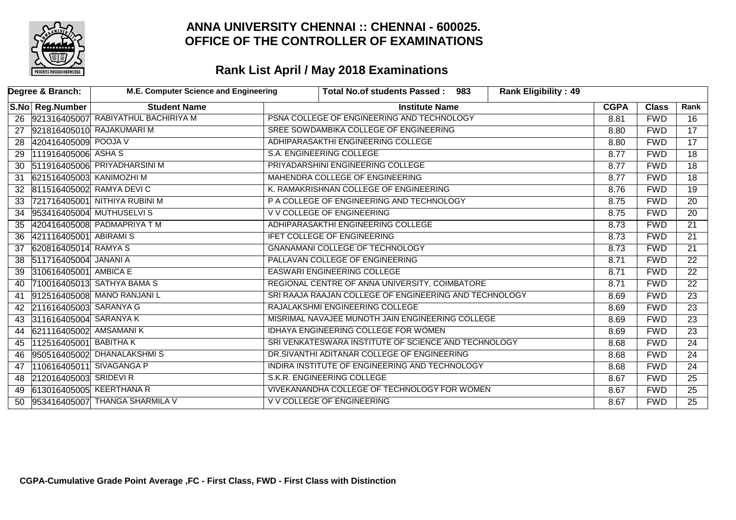# ANNA UNIVERSITY CHENNAI :: CHENNAI - 600025.
# OFFICE OF THE CONTROLLER OF EXAMINATIONS

## Rank List April / May 2018 Examinations

| Degree & Branch: | M.E. Computer Science and Engineering | Total No.of students Passed : 983 | Rank Eligibility : 49 | | | |
|---|---|---|---|---|---|---|
| **S.No** | **Reg.Number** | **Student Name** | **Institute Name** | **CGPA** | **Class** | **Rank** |
| 26 | 921316405007 | RABIYATHUL BACHIRIYA M | PSNA COLLEGE OF ENGINEERING AND TECHNOLOGY | 8.81 | FWD | 16 |
| 27 | 921816405010 | RAJAKUMARI M | SREE SOWDAMBIKA COLLEGE OF ENGINEERING | 8.80 | FWD | 17 |
| 28 | 420416405009 | POOJA V | ADHIPARASAKTHI ENGINEERING COLLEGE | 8.80 | FWD | 17 |
| 29 | 111916405006 | ASHA S | S.A. ENGINEERING COLLEGE | 8.77 | FWD | 18 |
| 30 | 511916405006 | PRIYADHARSINI M | PRIYADARSHINI ENGINEERING COLLEGE | 8.77 | FWD | 18 |
| 31 | 621516405003 | KANIMOZHI M | MAHENDRA COLLEGE OF ENGINEERING | 8.77 | FWD | 18 |
| 32 | 811516405002 | RAMYA DEVI C | K. RAMAKRISHNAN COLLEGE OF ENGINEERING | 8.76 | FWD | 19 |
| 33 | 721716405001 | NITHIYA RUBINI M | P A COLLEGE OF ENGINEERING AND TECHNOLOGY | 8.75 | FWD | 20 |
| 34 | 953416405004 | MUTHUSELVI S | V V COLLEGE OF ENGINEERING | 8.75 | FWD | 20 |
| 35 | 420416405008 | PADMAPRIYA T M | ADHIPARASAKTHI ENGINEERING COLLEGE | 8.73 | FWD | 21 |
| 36 | 421116405001 | ABIRAMI S | IFET COLLEGE OF ENGINEERING | 8.73 | FWD | 21 |
| 37 | 620816405014 | RAMYA S | GNANAMANI COLLEGE OF TECHNOLOGY | 8.73 | FWD | 21 |
| 38 | 511716405004 | JANANI A | PALLAVAN COLLEGE OF ENGINEERING | 8.71 | FWD | 22 |
| 39 | 310616405001 | AMBICA E | EASWARI ENGINEERING COLLEGE | 8.71 | FWD | 22 |
| 40 | 710016405013 | SATHYA BAMA S | REGIONAL CENTRE OF ANNA UNIVERSITY, COIMBATORE | 8.71 | FWD | 22 |
| 41 | 912516405008 | MANO RANJANI L | SRI RAAJA RAAJAN COLLEGE OF ENGINEERING AND TECHNOLOGY | 8.69 | FWD | 23 |
| 42 | 211616405003 | SARANYA G | RAJALAKSHMI ENGINEERING COLLEGE | 8.69 | FWD | 23 |
| 43 | 311616405004 | SARANYA K | MISRIMAL NAVAJEE MUNOTH JAIN ENGINEERING COLLEGE | 8.69 | FWD | 23 |
| 44 | 621116405002 | AMSAMANI K | IDHAYA ENGINEERING COLLEGE FOR WOMEN | 8.69 | FWD | 23 |
| 45 | 112516405001 | BABITHA K | SRI VENKATESWARA INSTITUTE OF SCIENCE AND TECHNOLOGY | 8.68 | FWD | 24 |
| 46 | 950516405002 | DHANALAKSHMI S | DR.SIVANTHI ADITANAR COLLEGE OF ENGINEERING | 8.68 | FWD | 24 |
| 47 | 110616405011 | SIVAGANGA P | INDIRA INSTITUTE OF ENGINEERING AND TECHNOLOGY | 8.68 | FWD | 24 |
| 48 | 212016405003 | SRIDEVI R | S.K.R. ENGINEERING COLLEGE | 8.67 | FWD | 25 |
| 49 | 613016405005 | KEERTHANA R | VIVEKANANDHA COLLEGE OF TECHNOLOGY FOR WOMEN | 8.67 | FWD | 25 |
| 50 | 953416405007 | THANGA SHARMILA V | V V COLLEGE OF ENGINEERING | 8.67 | FWD | 25 |

**CGPA-Cumulative Grade Point Average ,FC - First Class, FWD - First Class with Distinction**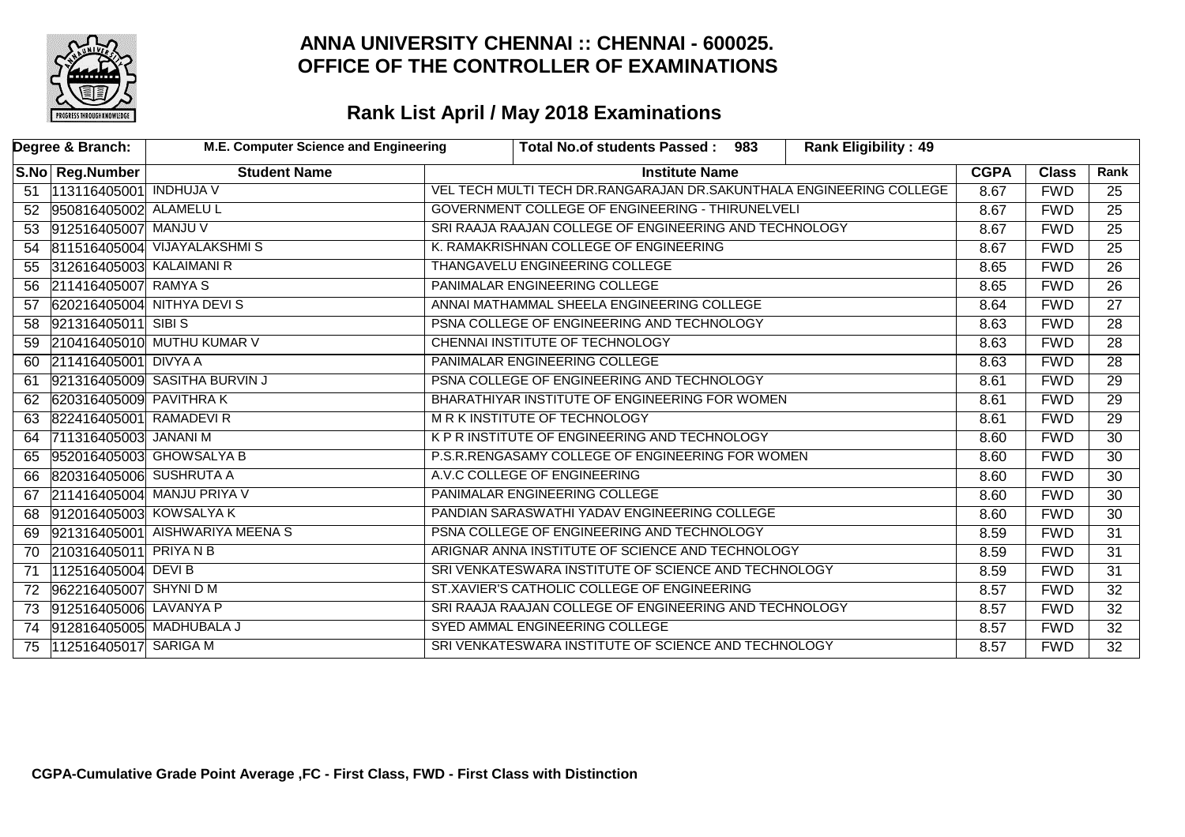# ANNA UNIVERSITY CHENNAI :: CHENNAI - 600025.
# OFFICE OF THE CONTROLLER OF EXAMINATIONS

## Rank List April / May 2018 Examinations

| Degree & Branch: | M.E. Computer Science and Engineering | Total No.of students Passed : 983 | Rank Eligibility : 49 | | | |
|---|---|---|---|---|---|---|
| **S.No** | **Reg.Number** | **Student Name** | **Institute Name** | **CGPA** | **Class** | **Rank** |
| 51 | 113116405001 | INDHUJA V | VEL TECH MULTI TECH DR.RANGARAJAN DR.SAKUNTHALA ENGINEERING COLLEGE | 8.67 | FWD | 25 |
| 52 | 950816405002 | ALAMELU L | GOVERNMENT COLLEGE OF ENGINEERING - THIRUNELVELI | 8.67 | FWD | 25 |
| 53 | 912516405007 | MANJU V | SRI RAAJA RAAJAN COLLEGE OF ENGINEERING AND TECHNOLOGY | 8.67 | FWD | 25 |
| 54 | 811516405004 | VIJAYALAKSHMI S | K. RAMAKRISHNAN COLLEGE OF ENGINEERING | 8.67 | FWD | 25 |
| 55 | 312616405003 | KALAIMANI R | THANGAVELU ENGINEERING COLLEGE | 8.65 | FWD | 26 |
| 56 | 211416405007 | RAMYA S | PANIMALAR ENGINEERING COLLEGE | 8.65 | FWD | 26 |
| 57 | 620216405004 | NITHYA DEVI S | ANNAI MATHAMMAL SHEELA ENGINEERING COLLEGE | 8.64 | FWD | 27 |
| 58 | 921316405011 | SIBI S | PSNA COLLEGE OF ENGINEERING AND TECHNOLOGY | 8.63 | FWD | 28 |
| 59 | 210416405010 | MUTHU KUMAR V | CHENNAI INSTITUTE OF TECHNOLOGY | 8.63 | FWD | 28 |
| 60 | 211416405001 | DIVYA A | PANIMALAR ENGINEERING COLLEGE | 8.63 | FWD | 28 |
| 61 | 921316405009 | SASITHA BURVIN J | PSNA COLLEGE OF ENGINEERING AND TECHNOLOGY | 8.61 | FWD | 29 |
| 62 | 620316405009 | PAVITHRA K | BHARATHIYAR INSTITUTE OF ENGINEERING FOR WOMEN | 8.61 | FWD | 29 |
| 63 | 822416405001 | RAMADEVI R | M R K INSTITUTE OF TECHNOLOGY | 8.61 | FWD | 29 |
| 64 | 711316405003 | JANANI M | K P R INSTITUTE OF ENGINEERING AND TECHNOLOGY | 8.60 | FWD | 30 |
| 65 | 952016405003 | GHOWSALYA B | P.S.R.RENGASAMY COLLEGE OF ENGINEERING FOR WOMEN | 8.60 | FWD | 30 |
| 66 | 820316405006 | SUSHRUTA A | A.V.C COLLEGE OF ENGINEERING | 8.60 | FWD | 30 |
| 67 | 211416405004 | MANJU PRIYA V | PANIMALAR ENGINEERING COLLEGE | 8.60 | FWD | 30 |
| 68 | 912016405003 | KOWSALYA K | PANDIAN SARASWATHI YADAV ENGINEERING COLLEGE | 8.60 | FWD | 30 |
| 69 | 921316405001 | AISHWARIYA MEENA S | PSNA COLLEGE OF ENGINEERING AND TECHNOLOGY | 8.59 | FWD | 31 |
| 70 | 210316405011 | PRIYA N B | ARIGNAR ANNA INSTITUTE OF SCIENCE AND TECHNOLOGY | 8.59 | FWD | 31 |
| 71 | 112516405004 | DEVI B | SRI VENKATESWARA INSTITUTE OF SCIENCE AND TECHNOLOGY | 8.59 | FWD | 31 |
| 72 | 962216405007 | SHYNI D M | ST.XAVIER'S CATHOLIC COLLEGE OF ENGINEERING | 8.57 | FWD | 32 |
| 73 | 912516405006 | LAVANYA P | SRI RAAJA RAAJAN COLLEGE OF ENGINEERING AND TECHNOLOGY | 8.57 | FWD | 32 |
| 74 | 912816405005 | MADHUBALA J | SYED AMMAL ENGINEERING COLLEGE | 8.57 | FWD | 32 |
| 75 | 112516405017 | SARIGA M | SRI VENKATESWARA INSTITUTE OF SCIENCE AND TECHNOLOGY | 8.57 | FWD | 32 |

**CGPA-Cumulative Grade Point Average ,FC - First Class, FWD - First Class with Distinction**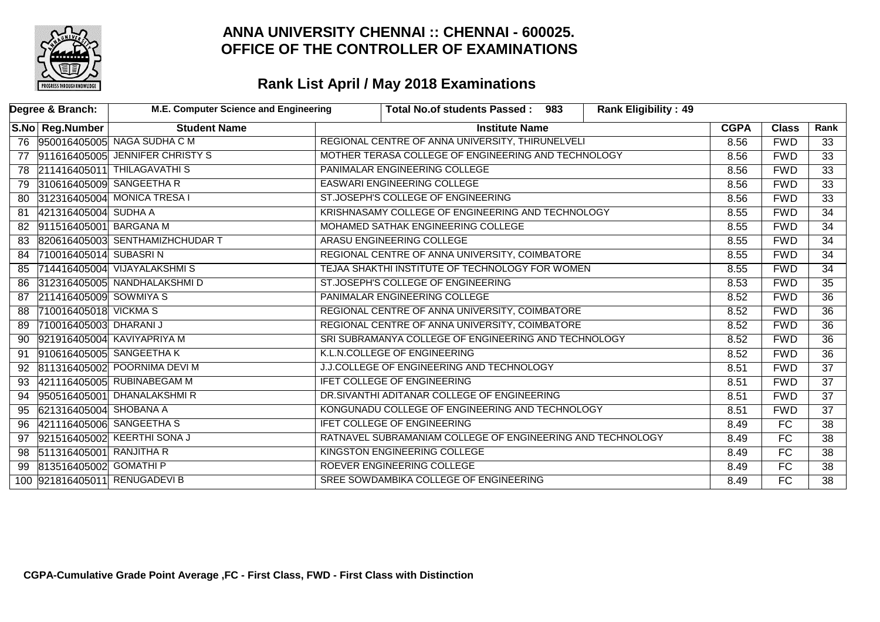# ANNA UNIVERSITY CHENNAI :: CHENNAI - 600025.
# OFFICE OF THE CONTROLLER OF EXAMINATIONS

## Rank List April / May 2018 Examinations

| Degree & Branch: | M.E. Computer Science and Engineering | Total No.of students Passed : 983 | Rank Eligibility : 49 | | | |
|---|---|---|---|---|---|---|
| **S.No** | **Reg.Number** | **Student Name** | **Institute Name** | **CGPA** | **Class** | **Rank** |
| 76 | 950016405005 | NAGA SUDHA C M | REGIONAL CENTRE OF ANNA UNIVERSITY, THIRUNELVELI | 8.56 | FWD | 33 |
| 77 | 911616405005 | JENNIFER CHRISTY S | MOTHER TERASA COLLEGE OF ENGINEERING AND TECHNOLOGY | 8.56 | FWD | 33 |
| 78 | 211416405011 | THILAGAVATHI S | PANIMALAR ENGINEERING COLLEGE | 8.56 | FWD | 33 |
| 79 | 310616405009 | SANGEETHA R | EASWARI ENGINEERING COLLEGE | 8.56 | FWD | 33 |
| 80 | 312316405004 | MONICA TRESA I | ST.JOSEPH'S COLLEGE OF ENGINEERING | 8.56 | FWD | 33 |
| 81 | 421316405004 | SUDHA A | KRISHNASAMY COLLEGE OF ENGINEERING AND TECHNOLOGY | 8.55 | FWD | 34 |
| 82 | 911516405001 | BARGANA M | MOHAMED SATHAK ENGINEERING COLLEGE | 8.55 | FWD | 34 |
| 83 | 820616405003 | SENTHAMIZHCHUDAR T | ARASU ENGINEERING COLLEGE | 8.55 | FWD | 34 |
| 84 | 710016405014 | SUBASRI N | REGIONAL CENTRE OF ANNA UNIVERSITY, COIMBATORE | 8.55 | FWD | 34 |
| 85 | 714416405004 | VIJAYALAKSHMI S | TEJAA SHAKTHI INSTITUTE OF TECHNOLOGY FOR WOMEN | 8.55 | FWD | 34 |
| 86 | 312316405005 | NANDHALAKSHMI D | ST.JOSEPH'S COLLEGE OF ENGINEERING | 8.53 | FWD | 35 |
| 87 | 211416405009 | SOWMIYA S | PANIMALAR ENGINEERING COLLEGE | 8.52 | FWD | 36 |
| 88 | 710016405018 | VICKMA S | REGIONAL CENTRE OF ANNA UNIVERSITY, COIMBATORE | 8.52 | FWD | 36 |
| 89 | 710016405003 | DHARANI J | REGIONAL CENTRE OF ANNA UNIVERSITY, COIMBATORE | 8.52 | FWD | 36 |
| 90 | 921916405004 | KAVIYAPRIYA M | SRI SUBRAMANYA COLLEGE OF ENGINEERING AND TECHNOLOGY | 8.52 | FWD | 36 |
| 91 | 910616405005 | SANGEETHA K | K.L.N.COLLEGE OF ENGINEERING | 8.52 | FWD | 36 |
| 92 | 811316405002 | POORNIMA DEVI M | J.J.COLLEGE OF ENGINEERING AND TECHNOLOGY | 8.51 | FWD | 37 |
| 93 | 421116405005 | RUBINABEGAM M | IFET COLLEGE OF ENGINEERING | 8.51 | FWD | 37 |
| 94 | 950516405001 | DHANALAKSHMI R | DR.SIVANTHI ADITANAR COLLEGE OF ENGINEERING | 8.51 | FWD | 37 |
| 95 | 621316405004 | SHOBANA A | KONGUNADU COLLEGE OF ENGINEERING AND TECHNOLOGY | 8.51 | FWD | 37 |
| 96 | 421116405006 | SANGEETHA S | IFET COLLEGE OF ENGINEERING | 8.49 | FC | 38 |
| 97 | 921516405002 | KEERTHI SONA J | RATNAVEL SUBRAMANIAM COLLEGE OF ENGINEERING AND TECHNOLOGY | 8.49 | FC | 38 |
| 98 | 511316405001 | RANJITHA R | KINGSTON ENGINEERING COLLEGE | 8.49 | FC | 38 |
| 99 | 813516405002 | GOMATHI P | ROEVER ENGINEERING COLLEGE | 8.49 | FC | 38 |
| 100 | 921816405011 | RENUGADEVI B | SREE SOWDAMBIKA COLLEGE OF ENGINEERING | 8.49 | FC | 38 |

**CGPA-Cumulative Grade Point Average ,FC - First Class, FWD - First Class with Distinction**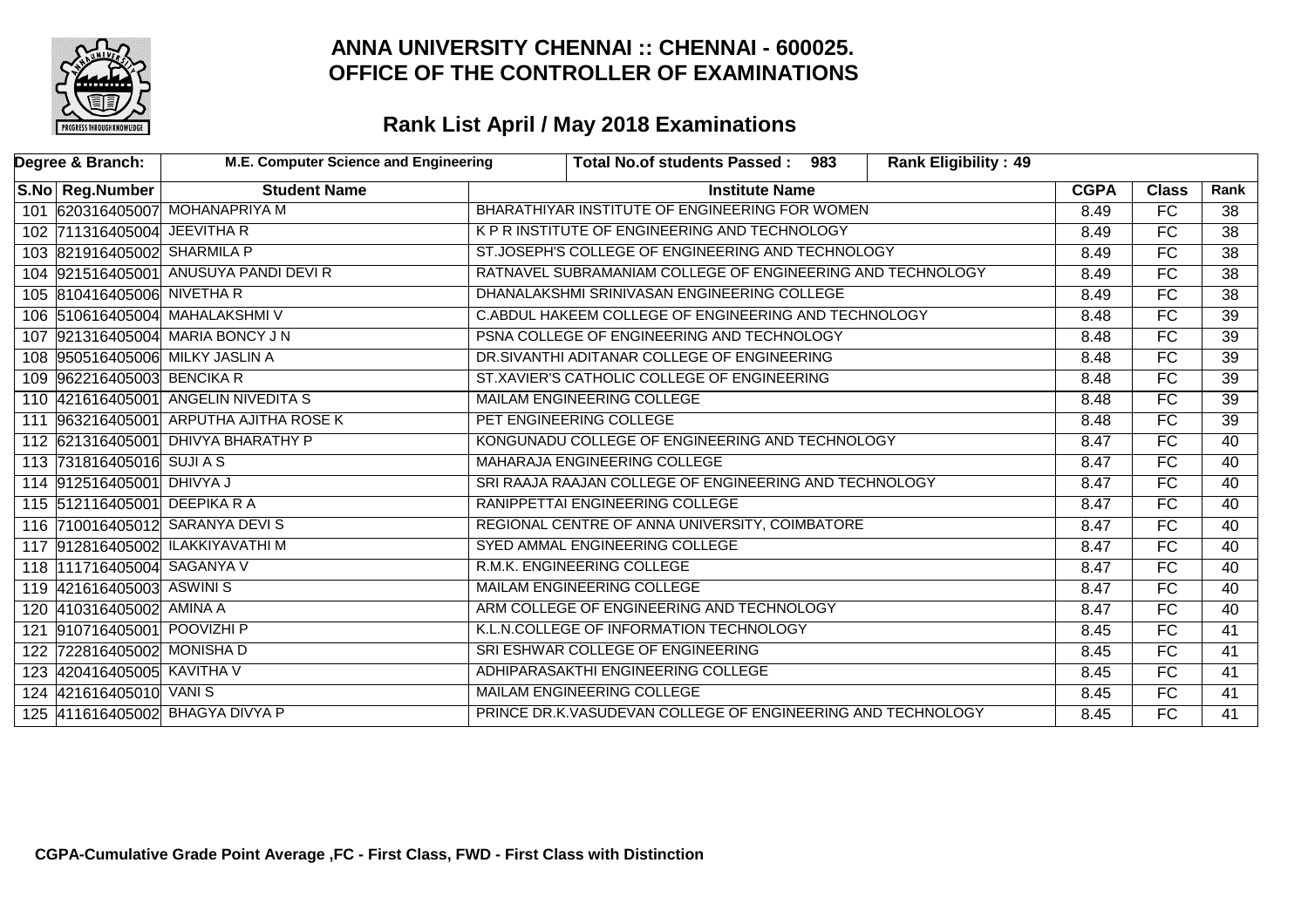# ANNA UNIVERSITY CHENNAI :: CHENNAI - 600025.
# OFFICE OF THE CONTROLLER OF EXAMINATIONS

## Rank List April / May 2018 Examinations

| Degree & Branch: | M.E. Computer Science and Engineering | Total No.of students Passed : 983 | Rank Eligibility : 49 | | | |
|---|---|---|---|---|---|---|
| **S.No** | **Reg.Number** | **Student Name** | **Institute Name** | **CGPA** | **Class** | **Rank** |
| 101 | 620316405007 | MOHANAPRIYA M | BHARATHIYAR INSTITUTE OF ENGINEERING FOR WOMEN | 8.49 | FC | 38 |
| 102 | 711316405004 | JEEVITHA R | K P R INSTITUTE OF ENGINEERING AND TECHNOLOGY | 8.49 | FC | 38 |
| 103 | 821916405002 | SHARMILA P | ST.JOSEPH'S COLLEGE OF ENGINEERING AND TECHNOLOGY | 8.49 | FC | 38 |
| 104 | 921516405001 | ANUSUYA PANDI DEVI R | RATNAVEL SUBRAMANIAM COLLEGE OF ENGINEERING AND TECHNOLOGY | 8.49 | FC | 38 |
| 105 | 810416405006 | NIVETHA R | DHANALAKSHMI SRINIVASAN ENGINEERING COLLEGE | 8.49 | FC | 38 |
| 106 | 510616405004 | MAHALAKSHMI V | C.ABDUL HAKEEM COLLEGE OF ENGINEERING AND TECHNOLOGY | 8.48 | FC | 39 |
| 107 | 921316405004 | MARIA BONCY J N | PSNA COLLEGE OF ENGINEERING AND TECHNOLOGY | 8.48 | FC | 39 |
| 108 | 950516405006 | MILKY JASLIN A | DR.SIVANTHI ADITANAR COLLEGE OF ENGINEERING | 8.48 | FC | 39 |
| 109 | 962216405003 | BENCIKA R | ST.XAVIER'S CATHOLIC COLLEGE OF ENGINEERING | 8.48 | FC | 39 |
| 110 | 421616405001 | ANGELIN NIVEDITA S | MAILAM ENGINEERING COLLEGE | 8.48 | FC | 39 |
| 111 | 963216405001 | ARPUTHA AJITHA ROSE K | PET ENGINEERING COLLEGE | 8.48 | FC | 39 |
| 112 | 621316405001 | DHIVYA BHARATHY P | KONGUNADU COLLEGE OF ENGINEERING AND TECHNOLOGY | 8.47 | FC | 40 |
| 113 | 731816405016 | SUJI A S | MAHARAJA ENGINEERING COLLEGE | 8.47 | FC | 40 |
| 114 | 912516405001 | DHIVYA J | SRI RAAJA RAAJAN COLLEGE OF ENGINEERING AND TECHNOLOGY | 8.47 | FC | 40 |
| 115 | 512116405001 | DEEPIKA R A | RANIPPETTAI ENGINEERING COLLEGE | 8.47 | FC | 40 |
| 116 | 710016405012 | SARANYA DEVI S | REGIONAL CENTRE OF ANNA UNIVERSITY, COIMBATORE | 8.47 | FC | 40 |
| 117 | 912816405002 | ILAKKIYAVATHI M | SYED AMMAL ENGINEERING COLLEGE | 8.47 | FC | 40 |
| 118 | 111716405004 | SAGANYA V | R.M.K. ENGINEERING COLLEGE | 8.47 | FC | 40 |
| 119 | 421616405003 | ASWINI S | MAILAM ENGINEERING COLLEGE | 8.47 | FC | 40 |
| 120 | 410316405002 | AMINA A | ARM COLLEGE OF ENGINEERING AND TECHNOLOGY | 8.47 | FC | 40 |
| 121 | 910716405001 | POOVIZHI P | K.L.N.COLLEGE OF INFORMATION TECHNOLOGY | 8.45 | FC | 41 |
| 122 | 722816405002 | MONISHA D | SRI ESHWAR COLLEGE OF ENGINEERING | 8.45 | FC | 41 |
| 123 | 420416405005 | KAVITHA V | ADHIPARASAKTHI ENGINEERING COLLEGE | 8.45 | FC | 41 |
| 124 | 421616405010 | VANI S | MAILAM ENGINEERING COLLEGE | 8.45 | FC | 41 |
| 125 | 411616405002 | BHAGYA DIVYA P | PRINCE DR.K.VASUDEVAN COLLEGE OF ENGINEERING AND TECHNOLOGY | 8.45 | FC | 41 |

**CGPA-Cumulative Grade Point Average ,FC - First Class, FWD - First Class with Distinction**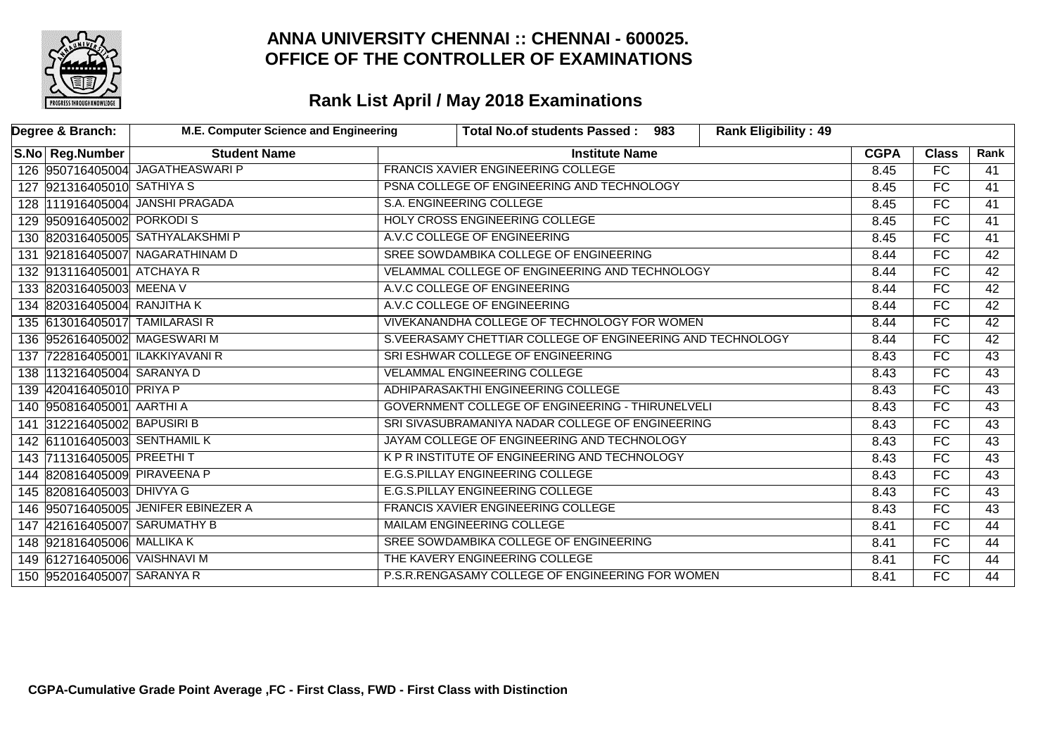# ANNA UNIVERSITY CHENNAI :: CHENNAI - 600025.
# OFFICE OF THE CONTROLLER OF EXAMINATIONS

## Rank List April / May 2018 Examinations

| Degree & Branch: | M.E. Computer Science and Engineering | Total No.of students Passed : 983 | Rank Eligibility : 49 | | | |
|---|---|---|---|---|---|---|
| **S.No** | **Reg.Number** | **Student Name** | **Institute Name** | **CGPA** | **Class** | **Rank** |
| 126 | 950716405004 | JAGATHEASWARI P | FRANCIS XAVIER ENGINEERING COLLEGE | 8.45 | FC | 41 |
| 127 | 921316405010 | SATHIYA S | PSNA COLLEGE OF ENGINEERING AND TECHNOLOGY | 8.45 | FC | 41 |
| 128 | 111916405004 | JANSHI PRAGADA | S.A. ENGINEERING COLLEGE | 8.45 | FC | 41 |
| 129 | 950916405002 | PORKODI S | HOLY CROSS ENGINEERING COLLEGE | 8.45 | FC | 41 |
| 130 | 820316405005 | SATHYALAKSHMI P | A.V.C COLLEGE OF ENGINEERING | 8.45 | FC | 41 |
| 131 | 921816405007 | NAGARATHINAM D | SREE SOWDAMBIKA COLLEGE OF ENGINEERING | 8.44 | FC | 42 |
| 132 | 913116405001 | ATCHAYA R | VELAMMAL COLLEGE OF ENGINEERING AND TECHNOLOGY | 8.44 | FC | 42 |
| 133 | 820316405003 | MEENA V | A.V.C COLLEGE OF ENGINEERING | 8.44 | FC | 42 |
| 134 | 820316405004 | RANJITHA K | A.V.C COLLEGE OF ENGINEERING | 8.44 | FC | 42 |
| 135 | 613016405017 | TAMILARASI R | VIVEKANANDHA COLLEGE OF TECHNOLOGY FOR WOMEN | 8.44 | FC | 42 |
| 136 | 952616405002 | MAGESWARI M | S.VEERASAMY CHETTIAR COLLEGE OF ENGINEERING AND TECHNOLOGY | 8.44 | FC | 42 |
| 137 | 722816405001 | ILAKKIYAVANI R | SRI ESHWAR COLLEGE OF ENGINEERING | 8.43 | FC | 43 |
| 138 | 113216405004 | SARANYA D | VELAMMAL ENGINEERING COLLEGE | 8.43 | FC | 43 |
| 139 | 420416405010 | PRIYA P | ADHIPARASAKTHI ENGINEERING COLLEGE | 8.43 | FC | 43 |
| 140 | 950816405001 | AARTHI A | GOVERNMENT COLLEGE OF ENGINEERING - THIRUNELVELI | 8.43 | FC | 43 |
| 141 | 312216405002 | BAPUSIRI B | SRI SIVASUBRAMANIYA NADAR COLLEGE OF ENGINEERING | 8.43 | FC | 43 |
| 142 | 611016405003 | SENTHAMIL K | JAYAM COLLEGE OF ENGINEERING AND TECHNOLOGY | 8.43 | FC | 43 |
| 143 | 711316405005 | PREETHI T | K P R INSTITUTE OF ENGINEERING AND TECHNOLOGY | 8.43 | FC | 43 |
| 144 | 820816405009 | PIRAVEENA P | E.G.S.PILLAY ENGINEERING COLLEGE | 8.43 | FC | 43 |
| 145 | 820816405003 | DHIVYA G | E.G.S.PILLAY ENGINEERING COLLEGE | 8.43 | FC | 43 |
| 146 | 950716405005 | JENIFER EBINEZER A | FRANCIS XAVIER ENGINEERING COLLEGE | 8.43 | FC | 43 |
| 147 | 421616405007 | SARUMATHY B | MAILAM ENGINEERING COLLEGE | 8.41 | FC | 44 |
| 148 | 921816405006 | MALLIKA K | SREE SOWDAMBIKA COLLEGE OF ENGINEERING | 8.41 | FC | 44 |
| 149 | 612716405006 | VAISHNAVI M | THE KAVERY ENGINEERING COLLEGE | 8.41 | FC | 44 |
| 150 | 952016405007 | SARANYA R | P.S.R.RENGASAMY COLLEGE OF ENGINEERING FOR WOMEN | 8.41 | FC | 44 |

**CGPA-Cumulative Grade Point Average ,FC - First Class, FWD - First Class with Distinction**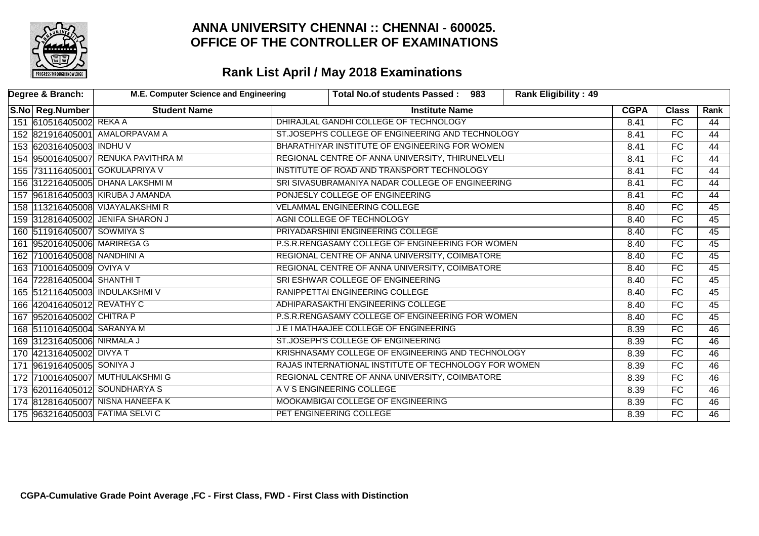# ANNA UNIVERSITY CHENNAI :: CHENNAI - 600025.
# OFFICE OF THE CONTROLLER OF EXAMINATIONS

## Rank List April / May 2018 Examinations

| Degree & Branch: | M.E. Computer Science and Engineering | Total No.of students Passed : 983 | Rank Eligibility : 49 | | | |
|---|---|---|---|---|---|---|
| **S.No** | **Reg.Number** | **Student Name** | **Institute Name** | **CGPA** | **Class** | **Rank** |
| 151 | 610516405002 | REKA A | DHIRAJLAL GANDHI COLLEGE OF TECHNOLOGY | 8.41 | FC | 44 |
| 152 | 821916405001 | AMALORPAVAM A | ST.JOSEPH'S COLLEGE OF ENGINEERING AND TECHNOLOGY | 8.41 | FC | 44 |
| 153 | 620316405003 | INDHU V | BHARATHIYAR INSTITUTE OF ENGINEERING FOR WOMEN | 8.41 | FC | 44 |
| 154 | 950016405007 | RENUKA PAVITHRA M | REGIONAL CENTRE OF ANNA UNIVERSITY, THIRUNELVELI | 8.41 | FC | 44 |
| 155 | 731116405001 | GOKULAPRIYA V | INSTITUTE OF ROAD AND TRANSPORT TECHNOLOGY | 8.41 | FC | 44 |
| 156 | 312216405005 | DHANA LAKSHMI M | SRI SIVASUBRAMANIYA NADAR COLLEGE OF ENGINEERING | 8.41 | FC | 44 |
| 157 | 961816405003 | KIRUBA J AMANDA | PONJESLY COLLEGE OF ENGINEERING | 8.41 | FC | 44 |
| 158 | 113216405008 | VIJAYALAKSHMI R | VELAMMAL ENGINEERING COLLEGE | 8.40 | FC | 45 |
| 159 | 312816405002 | JENIFA SHARON J | AGNI COLLEGE OF TECHNOLOGY | 8.40 | FC | 45 |
| 160 | 511916405007 | SOWMIYA S | PRIYADARSHINI ENGINEERING COLLEGE | 8.40 | FC | 45 |
| 161 | 952016405006 | MARIREGA G | P.S.R.RENGASAMY COLLEGE OF ENGINEERING FOR WOMEN | 8.40 | FC | 45 |
| 162 | 710016405008 | NANDHINI A | REGIONAL CENTRE OF ANNA UNIVERSITY, COIMBATORE | 8.40 | FC | 45 |
| 163 | 710016405009 | OVIYA V | REGIONAL CENTRE OF ANNA UNIVERSITY, COIMBATORE | 8.40 | FC | 45 |
| 164 | 722816405004 | SHANTHI T | SRI ESHWAR COLLEGE OF ENGINEERING | 8.40 | FC | 45 |
| 165 | 512116405003 | INDULAKSHMI V | RANIPPETTAI ENGINEERING COLLEGE | 8.40 | FC | 45 |
| 166 | 420416405012 | REVATHY C | ADHIPARASAKTHI ENGINEERING COLLEGE | 8.40 | FC | 45 |
| 167 | 952016405002 | CHITRA P | P.S.R.RENGASAMY COLLEGE OF ENGINEERING FOR WOMEN | 8.40 | FC | 45 |
| 168 | 511016405004 | SARANYA M | J E I MATHAAJEE COLLEGE OF ENGINEERING | 8.39 | FC | 46 |
| 169 | 312316405006 | NIRMALA J | ST.JOSEPH'S COLLEGE OF ENGINEERING | 8.39 | FC | 46 |
| 170 | 421316405002 | DIVYA T | KRISHNASAMY COLLEGE OF ENGINEERING AND TECHNOLOGY | 8.39 | FC | 46 |
| 171 | 961916405005 | SONIYA J | RAJAS INTERNATIONAL INSTITUTE OF TECHNOLOGY FOR WOMEN | 8.39 | FC | 46 |
| 172 | 710016405007 | MUTHULAKSHMI G | REGIONAL CENTRE OF ANNA UNIVERSITY, COIMBATORE | 8.39 | FC | 46 |
| 173 | 620116405012 | SOUNDHARYA S | A V S ENGINEERING COLLEGE | 8.39 | FC | 46 |
| 174 | 812816405007 | NISNA HANEEFA K | MOOKAMBIGAI COLLEGE OF ENGINEERING | 8.39 | FC | 46 |
| 175 | 963216405003 | FATIMA SELVI C | PET ENGINEERING COLLEGE | 8.39 | FC | 46 |

**CGPA-Cumulative Grade Point Average ,FC - First Class, FWD - First Class with Distinction**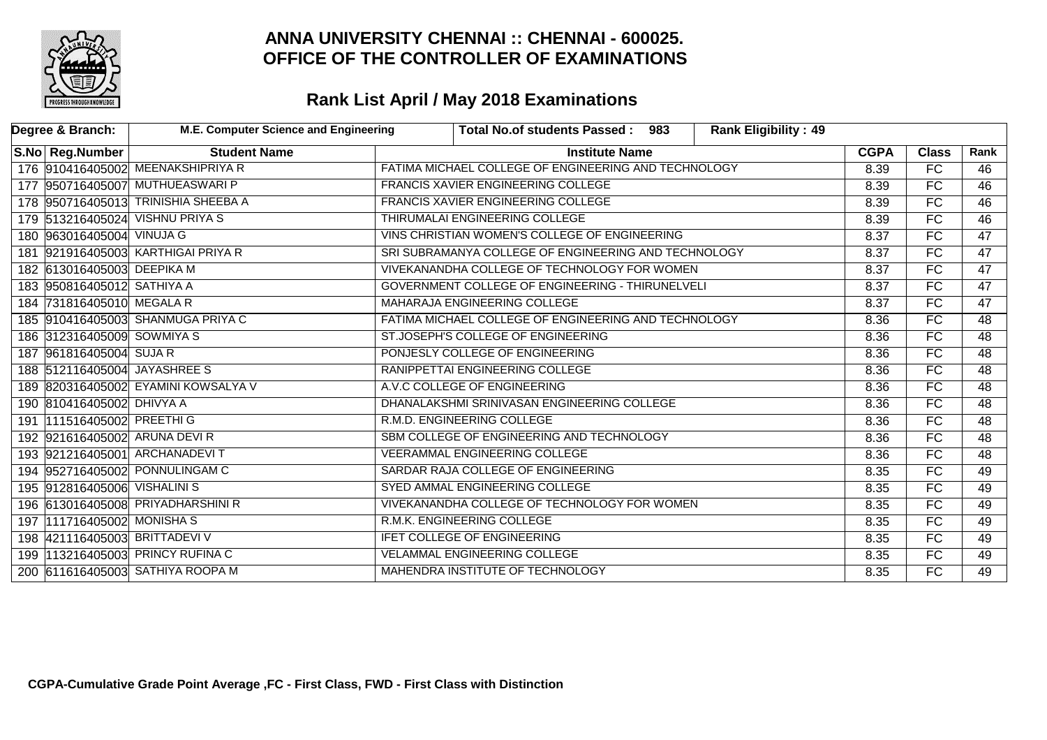# ANNA UNIVERSITY CHENNAI :: CHENNAI - 600025.
# OFFICE OF THE CONTROLLER OF EXAMINATIONS

## Rank List April / May 2018 Examinations

| Degree & Branch: | M.E. Computer Science and Engineering | Total No.of students Passed : 983 | Rank Eligibility : 49 | | | |
|---|---|---|---|---|---|---|
| **S.No** | **Reg.Number** | **Student Name** | **Institute Name** | **CGPA** | **Class** | **Rank** |
| 176 | 910416405002 | MEENAKSHIPRIYA R | FATIMA MICHAEL COLLEGE OF ENGINEERING AND TECHNOLOGY | 8.39 | FC | 46 |
| 177 | 950716405007 | MUTHUEASWARI P | FRANCIS XAVIER ENGINEERING COLLEGE | 8.39 | FC | 46 |
| 178 | 950716405013 | TRINISHIA SHEEBA A | FRANCIS XAVIER ENGINEERING COLLEGE | 8.39 | FC | 46 |
| 179 | 513216405024 | VISHNU PRIYA S | THIRUMALAI ENGINEERING COLLEGE | 8.39 | FC | 46 |
| 180 | 963016405004 | VINUJA G | VINS CHRISTIAN WOMEN'S COLLEGE OF ENGINEERING | 8.37 | FC | 47 |
| 181 | 921916405003 | KARTHIGAI PRIYA R | SRI SUBRAMANYA COLLEGE OF ENGINEERING AND TECHNOLOGY | 8.37 | FC | 47 |
| 182 | 613016405003 | DEEPIKA M | VIVEKANANDHA COLLEGE OF TECHNOLOGY FOR WOMEN | 8.37 | FC | 47 |
| 183 | 950816405012 | SATHIYA A | GOVERNMENT COLLEGE OF ENGINEERING - THIRUNELVELI | 8.37 | FC | 47 |
| 184 | 731816405010 | MEGALA R | MAHARAJA ENGINEERING COLLEGE | 8.37 | FC | 47 |
| 185 | 910416405003 | SHANMUGA PRIYA C | FATIMA MICHAEL COLLEGE OF ENGINEERING AND TECHNOLOGY | 8.36 | FC | 48 |
| 186 | 312316405009 | SOWMIYA S | ST.JOSEPH'S COLLEGE OF ENGINEERING | 8.36 | FC | 48 |
| 187 | 961816405004 | SUJA R | PONJESLY COLLEGE OF ENGINEERING | 8.36 | FC | 48 |
| 188 | 512116405004 | JAYASHREE S | RANIPPETTAI ENGINEERING COLLEGE | 8.36 | FC | 48 |
| 189 | 820316405002 | EYAMINI KOWSALYA V | A.V.C COLLEGE OF ENGINEERING | 8.36 | FC | 48 |
| 190 | 810416405002 | DHIVYA A | DHANALAKSHMI SRINIVASAN ENGINEERING COLLEGE | 8.36 | FC | 48 |
| 191 | 111516405002 | PREETHI G | R.M.D. ENGINEERING COLLEGE | 8.36 | FC | 48 |
| 192 | 921616405002 | ARUNA DEVI R | SBM COLLEGE OF ENGINEERING AND TECHNOLOGY | 8.36 | FC | 48 |
| 193 | 921216405001 | ARCHANADEVI T | VEERAMMAL ENGINEERING COLLEGE | 8.36 | FC | 48 |
| 194 | 952716405002 | PONNULINGAM C | SARDAR RAJA COLLEGE OF ENGINEERING | 8.35 | FC | 49 |
| 195 | 912816405006 | VISHALINI S | SYED AMMAL ENGINEERING COLLEGE | 8.35 | FC | 49 |
| 196 | 613016405008 | PRIYADHARSHINI R | VIVEKANANDHA COLLEGE OF TECHNOLOGY FOR WOMEN | 8.35 | FC | 49 |
| 197 | 111716405002 | MONISHA S | R.M.K. ENGINEERING COLLEGE | 8.35 | FC | 49 |
| 198 | 421116405003 | BRITTADEVI V | IFET COLLEGE OF ENGINEERING | 8.35 | FC | 49 |
| 199 | 113216405003 | PRINCY RUFINA C | VELAMMAL ENGINEERING COLLEGE | 8.35 | FC | 49 |
| 200 | 611616405003 | SATHIYA ROOPA M | MAHENDRA INSTITUTE OF TECHNOLOGY | 8.35 | FC | 49 |

**CGPA-Cumulative Grade Point Average ,FC - First Class, FWD - First Class with Distinction**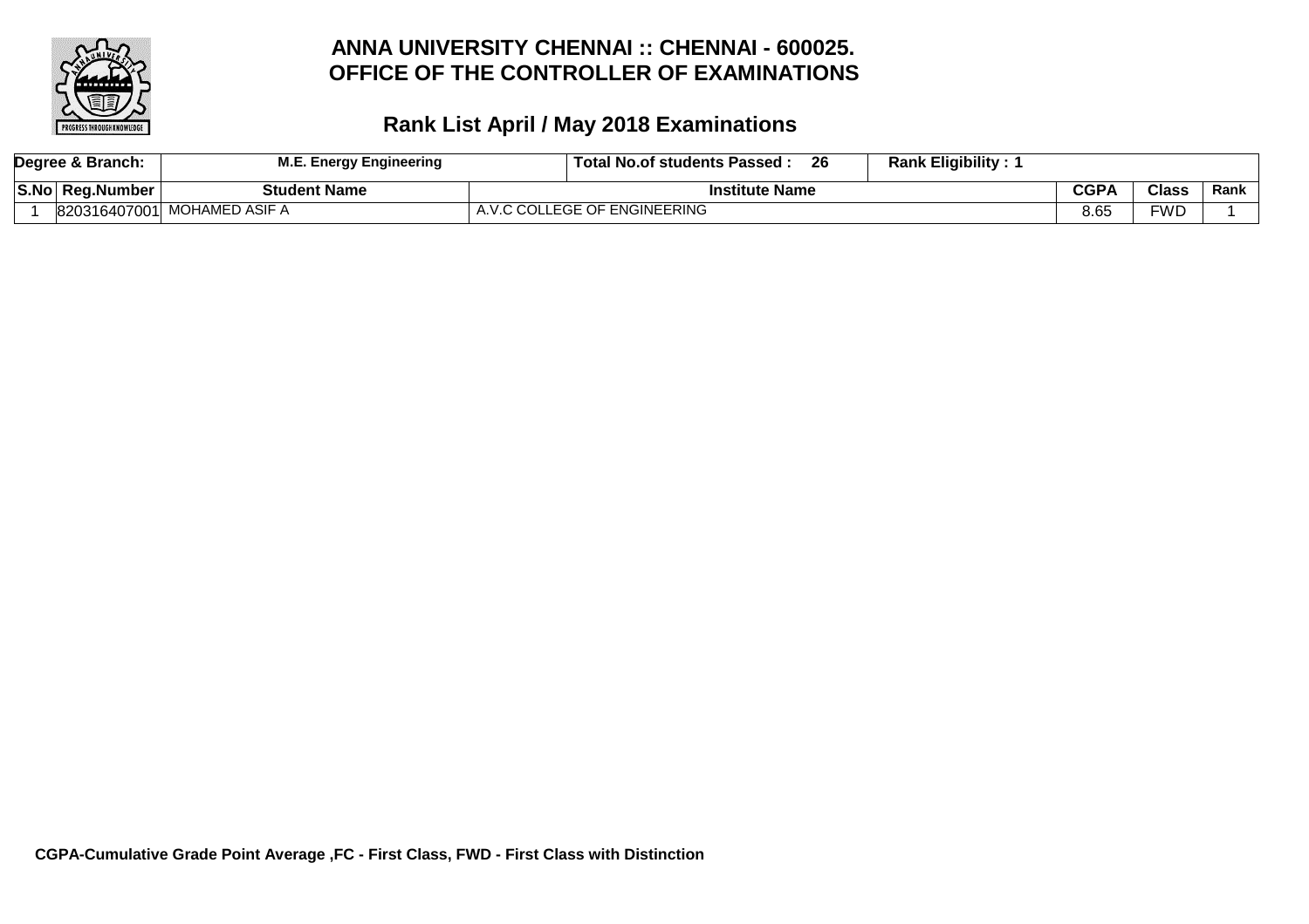# ANNA UNIVERSITY CHENNAI :: CHENNAI - 600025.
# OFFICE OF THE CONTROLLER OF EXAMINATIONS

## Rank List April / May 2018 Examinations

| Degree & Branch: | M.E. Energy Engineering | Total No.of students Passed : 26 | Rank Eligibility : 1 | | | |
|---|---|---|---|---|---|---|
| **S.No** | **Reg.Number** | **Student Name** | **Institute Name** | **CGPA** | **Class** | **Rank** |
| 1 | 820316407001 | MOHAMED ASIF A | A.V.C COLLEGE OF ENGINEERING | 8.65 | FWD | 1 |

**CGPA-Cumulative Grade Point Average ,FC - First Class, FWD - First Class with Distinction**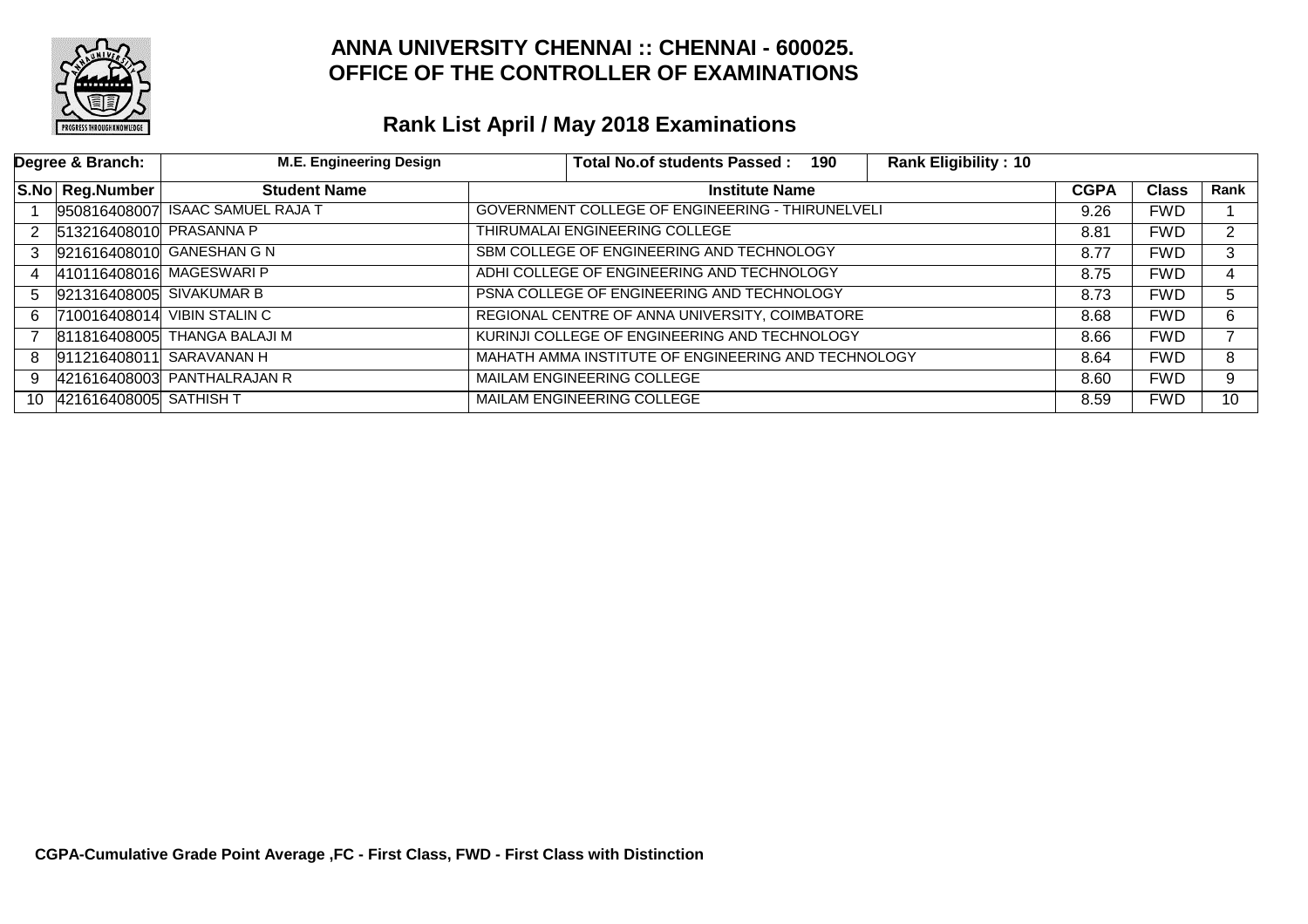# ANNA UNIVERSITY CHENNAI :: CHENNAI - 600025.
# OFFICE OF THE CONTROLLER OF EXAMINATIONS

## Rank List April / May 2018 Examinations

| Degree & Branch: | M.E. Engineering Design | | Total No.of students Passed : 190 | Rank Eligibility : 10 | | |
|---|---|---|---|---|---|---|
| **S.No** | **Reg.Number** | **Student Name** | **Institute Name** | **CGPA** | **Class** | **Rank** |
| 1 | 950816408007 | ISAAC SAMUEL RAJA T | GOVERNMENT COLLEGE OF ENGINEERING - THIRUNELVELI | 9.26 | FWD | 1 |
| 2 | 513216408010 | PRASANNA P | THIRUMALAI ENGINEERING COLLEGE | 8.81 | FWD | 2 |
| 3 | 921616408010 | GANESHAN G N | SBM COLLEGE OF ENGINEERING AND TECHNOLOGY | 8.77 | FWD | 3 |
| 4 | 410116408016 | MAGESWARI P | ADHI COLLEGE OF ENGINEERING AND TECHNOLOGY | 8.75 | FWD | 4 |
| 5 | 921316408005 | SIVAKUMAR B | PSNA COLLEGE OF ENGINEERING AND TECHNOLOGY | 8.73 | FWD | 5 |
| 6 | 710016408014 | VIBIN STALIN C | REGIONAL CENTRE OF ANNA UNIVERSITY, COIMBATORE | 8.68 | FWD | 6 |
| 7 | 811816408005 | THANGA BALAJI M | KURINJI COLLEGE OF ENGINEERING AND TECHNOLOGY | 8.66 | FWD | 7 |
| 8 | 911216408011 | SARAVANAN H | MAHATH AMMA INSTITUTE OF ENGINEERING AND TECHNOLOGY | 8.64 | FWD | 8 |
| 9 | 421616408003 | PANTHALRAJAN R | MAILAM ENGINEERING COLLEGE | 8.60 | FWD | 9 |
| 10 | 421616408005 | SATHISH T | MAILAM ENGINEERING COLLEGE | 8.59 | FWD | 10 |

**CGPA-Cumulative Grade Point Average ,FC - First Class, FWD - First Class with Distinction**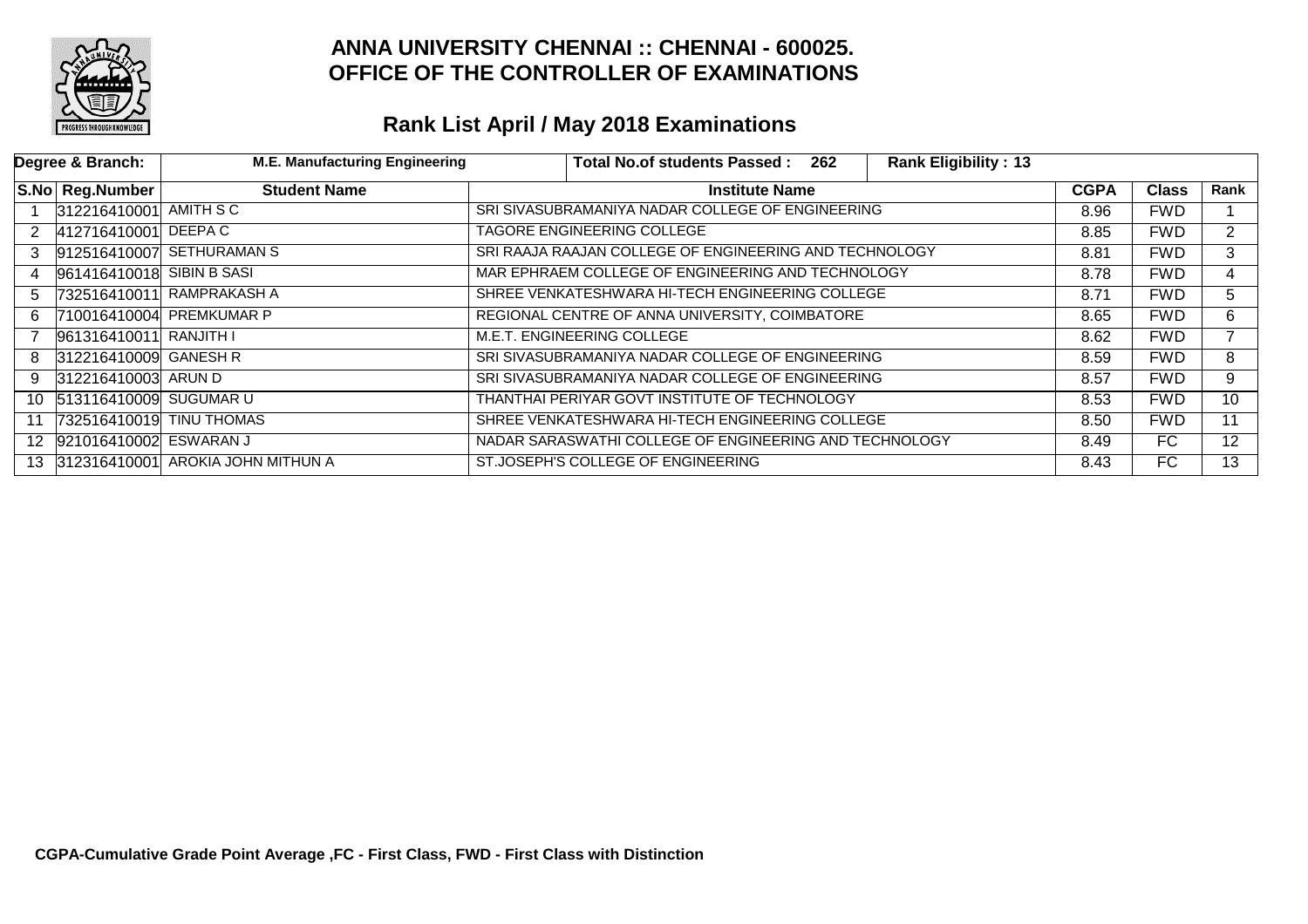# ANNA UNIVERSITY CHENNAI :: CHENNAI - 600025.
# OFFICE OF THE CONTROLLER OF EXAMINATIONS

## Rank List April / May 2018 Examinations

| Degree & Branch: | M.E. Manufacturing Engineering | Total No.of students Passed : 262 | Rank Eligibility : 13 | | | |
|---|---|---|---|---|---|---|
| **S.No** | **Reg.Number** | **Student Name** | **Institute Name** | **CGPA** | **Class** | **Rank** |
| 1 | 312216410001 | AMITH S C | SRI SIVASUBRAMANIYA NADAR COLLEGE OF ENGINEERING | 8.96 | FWD | 1 |
| 2 | 412716410001 | DEEPA C | TAGORE ENGINEERING COLLEGE | 8.85 | FWD | 2 |
| 3 | 912516410007 | SETHURAMAN S | SRI RAAJA RAAJAN COLLEGE OF ENGINEERING AND TECHNOLOGY | 8.81 | FWD | 3 |
| 4 | 961416410018 | SIBIN B SASI | MAR EPHRAEM COLLEGE OF ENGINEERING AND TECHNOLOGY | 8.78 | FWD | 4 |
| 5 | 732516410011 | RAMPRAKASH A | SHREE VENKATESHWARA HI-TECH ENGINEERING COLLEGE | 8.71 | FWD | 5 |
| 6 | 710016410004 | PREMKUMAR P | REGIONAL CENTRE OF ANNA UNIVERSITY, COIMBATORE | 8.65 | FWD | 6 |
| 7 | 961316410011 | RANJITH I | M.E.T. ENGINEERING COLLEGE | 8.62 | FWD | 7 |
| 8 | 312216410009 | GANESH R | SRI SIVASUBRAMANIYA NADAR COLLEGE OF ENGINEERING | 8.59 | FWD | 8 |
| 9 | 312216410003 | ARUN D | SRI SIVASUBRAMANIYA NADAR COLLEGE OF ENGINEERING | 8.57 | FWD | 9 |
| 10 | 513116410009 | SUGUMAR U | THANTHAI PERIYAR GOVT INSTITUTE OF TECHNOLOGY | 8.53 | FWD | 10 |
| 11 | 732516410019 | TINU THOMAS | SHREE VENKATESHWARA HI-TECH ENGINEERING COLLEGE | 8.50 | FWD | 11 |
| 12 | 921016410002 | ESWARAN J | NADAR SARASWATHI COLLEGE OF ENGINEERING AND TECHNOLOGY | 8.49 | FC | 12 |
| 13 | 312316410001 | AROKIA JOHN MITHUN A | ST.JOSEPH'S COLLEGE OF ENGINEERING | 8.43 | FC | 13 |

**CGPA-Cumulative Grade Point Average ,FC - First Class, FWD - First Class with Distinction**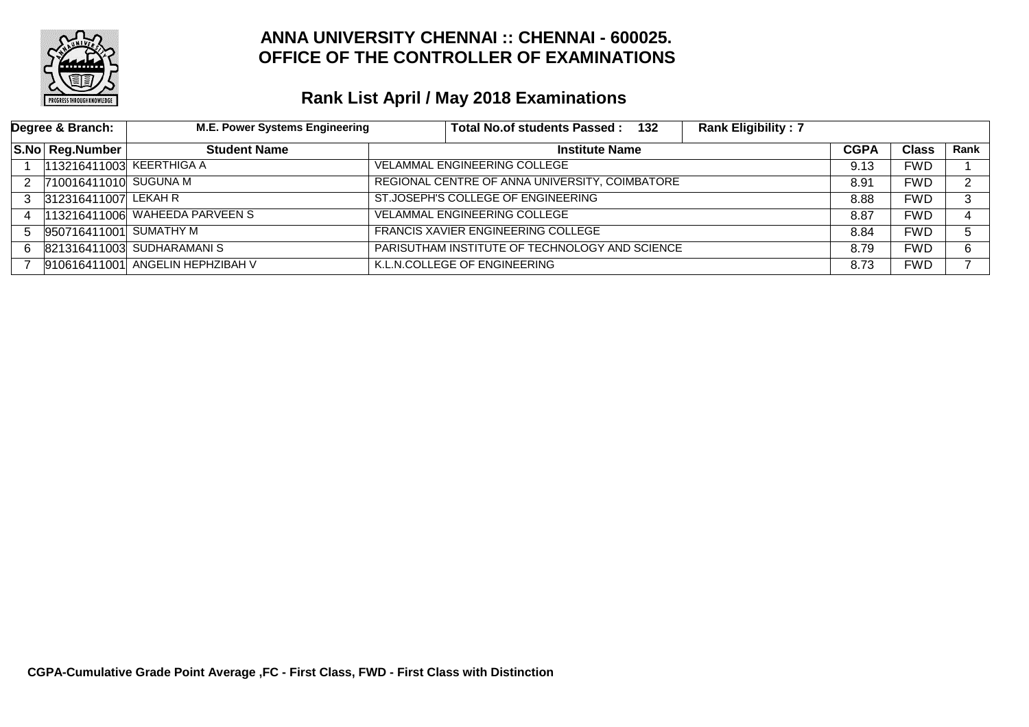# ANNA UNIVERSITY CHENNAI :: CHENNAI - 600025.
# OFFICE OF THE CONTROLLER OF EXAMINATIONS

## Rank List April / May 2018 Examinations

| Degree & Branch: | M.E. Power Systems Engineering | Total No.of students Passed : 132 | Rank Eligibility : 7 | | | |
|---|---|---|---|---|---|---|
| **S.No** | **Reg.Number** | **Student Name** | **Institute Name** | **CGPA** | **Class** | **Rank** |
| 1 | 113216411003 | KEERTHIGA A | VELAMMAL ENGINEERING COLLEGE | 9.13 | FWD | 1 |
| 2 | 710016411010 | SUGUNA M | REGIONAL CENTRE OF ANNA UNIVERSITY, COIMBATORE | 8.91 | FWD | 2 |
| 3 | 312316411007 | LEKAH R | ST.JOSEPH'S COLLEGE OF ENGINEERING | 8.88 | FWD | 3 |
| 4 | 113216411006 | WAHEEDA PARVEEN S | VELAMMAL ENGINEERING COLLEGE | 8.87 | FWD | 4 |
| 5 | 950716411001 | SUMATHY M | FRANCIS XAVIER ENGINEERING COLLEGE | 8.84 | FWD | 5 |
| 6 | 821316411003 | SUDHARAMANI S | PARISUTHAM INSTITUTE OF TECHNOLOGY AND SCIENCE | 8.79 | FWD | 6 |
| 7 | 910616411001 | ANGELIN HEPHZIBAH V | K.L.N.COLLEGE OF ENGINEERING | 8.73 | FWD | 7 |

**CGPA-Cumulative Grade Point Average ,FC - First Class, FWD - First Class with Distinction**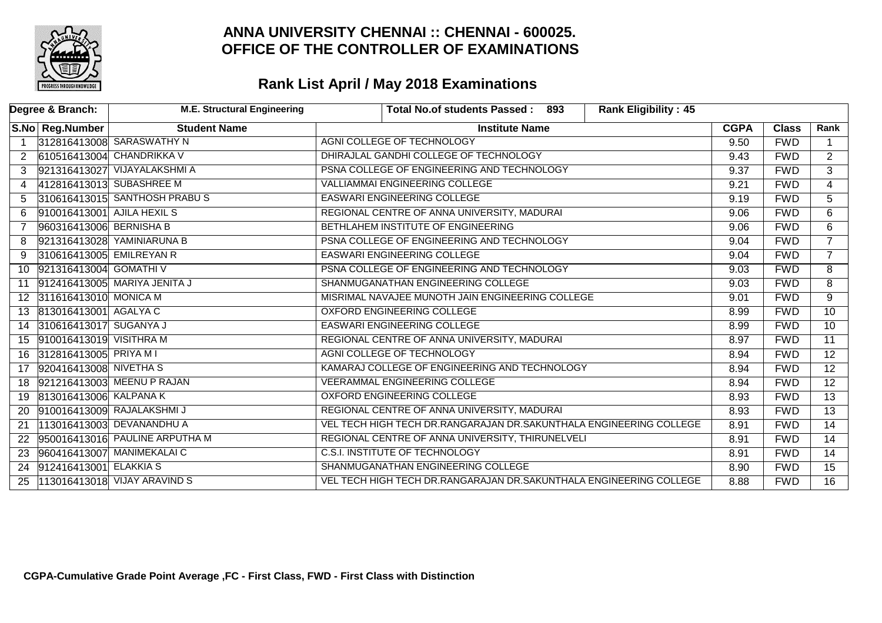# ANNA UNIVERSITY CHENNAI :: CHENNAI - 600025.
# OFFICE OF THE CONTROLLER OF EXAMINATIONS

## Rank List April / May 2018 Examinations

| Degree & Branch: | M.E. Structural Engineering | Total No.of students Passed : 893 | Rank Eligibility : 45 | | | |
|---|---|---|---|---|---|---|

| S.No | Reg.Number | Student Name | Institute Name | CGPA | Class | Rank |
|---|---|---|---|---|---|---|
| 1 | 312816413008 | SARASWATHY N | AGNI COLLEGE OF TECHNOLOGY | 9.50 | FWD | 1 |
| 2 | 610516413004 | CHANDRIKKA V | DHIRAJLAL GANDHI COLLEGE OF TECHNOLOGY | 9.43 | FWD | 2 |
| 3 | 921316413027 | VIJAYALAKSHMI A | PSNA COLLEGE OF ENGINEERING AND TECHNOLOGY | 9.37 | FWD | 3 |
| 4 | 412816413013 | SUBASHREE M | VALLIAMMAI ENGINEERING COLLEGE | 9.21 | FWD | 4 |
| 5 | 310616413015 | SANTHOSH PRABU S | EASWARI ENGINEERING COLLEGE | 9.19 | FWD | 5 |
| 6 | 910016413001 | AJILA HEXIL S | REGIONAL CENTRE OF ANNA UNIVERSITY, MADURAI | 9.06 | FWD | 6 |
| 7 | 960316413006 | BERNISHA B | BETHLAHEM INSTITUTE OF ENGINEERING | 9.06 | FWD | 6 |
| 8 | 921316413028 | YAMINIARUNA B | PSNA COLLEGE OF ENGINEERING AND TECHNOLOGY | 9.04 | FWD | 7 |
| 9 | 310616413005 | EMILREYAN R | EASWARI ENGINEERING COLLEGE | 9.04 | FWD | 7 |
| 10 | 921316413004 | GOMATHI V | PSNA COLLEGE OF ENGINEERING AND TECHNOLOGY | 9.03 | FWD | 8 |
| 11 | 912416413005 | MARIYA JENITA J | SHANMUGANATHAN ENGINEERING COLLEGE | 9.03 | FWD | 8 |
| 12 | 311616413010 | MONICA M | MISRIMAL NAVAJEE MUNOTH JAIN ENGINEERING COLLEGE | 9.01 | FWD | 9 |
| 13 | 813016413001 | AGALYA C | OXFORD ENGINEERING COLLEGE | 8.99 | FWD | 10 |
| 14 | 310616413017 | SUGANYA J | EASWARI ENGINEERING COLLEGE | 8.99 | FWD | 10 |
| 15 | 910016413019 | VISITHRA M | REGIONAL CENTRE OF ANNA UNIVERSITY, MADURAI | 8.97 | FWD | 11 |
| 16 | 312816413005 | PRIYA M I | AGNI COLLEGE OF TECHNOLOGY | 8.94 | FWD | 12 |
| 17 | 920416413008 | NIVETHA S | KAMARAJ COLLEGE OF ENGINEERING AND TECHNOLOGY | 8.94 | FWD | 12 |
| 18 | 921216413003 | MEENU P RAJAN | VEERAMMAL ENGINEERING COLLEGE | 8.94 | FWD | 12 |
| 19 | 813016413006 | KALPANA K | OXFORD ENGINEERING COLLEGE | 8.93 | FWD | 13 |
| 20 | 910016413009 | RAJALAKSHMI J | REGIONAL CENTRE OF ANNA UNIVERSITY, MADURAI | 8.93 | FWD | 13 |
| 21 | 113016413003 | DEVANANDHU A | VEL TECH HIGH TECH DR.RANGARAJAN DR.SAKUNTHALA ENGINEERING COLLEGE | 8.91 | FWD | 14 |
| 22 | 950016413016 | PAULINE ARPUTHA M | REGIONAL CENTRE OF ANNA UNIVERSITY, THIRUNELVELI | 8.91 | FWD | 14 |
| 23 | 960416413007 | MANIMEKALAI C | C.S.I. INSTITUTE OF TECHNOLOGY | 8.91 | FWD | 14 |
| 24 | 912416413001 | ELAKKIA S | SHANMUGANATHAN ENGINEERING COLLEGE | 8.90 | FWD | 15 |
| 25 | 113016413018 | VIJAY ARAVIND S | VEL TECH HIGH TECH DR.RANGARAJAN DR.SAKUNTHALA ENGINEERING COLLEGE | 8.88 | FWD | 16 |

**CGPA-Cumulative Grade Point Average ,FC - First Class, FWD - First Class with Distinction**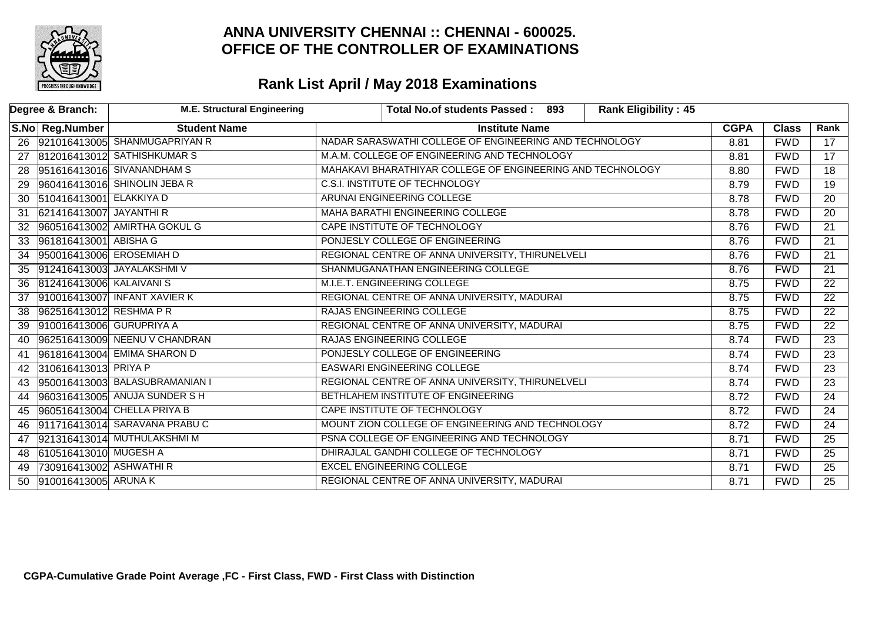# ANNA UNIVERSITY CHENNAI :: CHENNAI - 600025.
# OFFICE OF THE CONTROLLER OF EXAMINATIONS

## Rank List April / May 2018 Examinations

| Degree & Branch: | M.E. Structural Engineering | Total No.of students Passed : 893 | Rank Eligibility : 45 | | | |
|---|---|---|---|---|---|---|
| **S.No** | **Reg.Number** | **Student Name** | **Institute Name** | **CGPA** | **Class** | **Rank** |
| 26 | 921016413005 | SHANMUGAPRIYAN R | NADAR SARASWATHI COLLEGE OF ENGINEERING AND TECHNOLOGY | 8.81 | FWD | 17 |
| 27 | 812016413012 | SATHISHKUMAR S | M.A.M. COLLEGE OF ENGINEERING AND TECHNOLOGY | 8.81 | FWD | 17 |
| 28 | 951616413016 | SIVANANDHAM S | MAHAKAVI BHARATHIYAR COLLEGE OF ENGINEERING AND TECHNOLOGY | 8.80 | FWD | 18 |
| 29 | 960416413016 | SHINOLIN JEBA R | C.S.I. INSTITUTE OF TECHNOLOGY | 8.79 | FWD | 19 |
| 30 | 510416413001 | ELAKKIYA D | ARUNAI ENGINEERING COLLEGE | 8.78 | FWD | 20 |
| 31 | 621416413007 | JAYANTHI R | MAHA BARATHI ENGINEERING COLLEGE | 8.78 | FWD | 20 |
| 32 | 960516413002 | AMIRTHA GOKUL G | CAPE INSTITUTE OF TECHNOLOGY | 8.76 | FWD | 21 |
| 33 | 961816413001 | ABISHA G | PONJESLY COLLEGE OF ENGINEERING | 8.76 | FWD | 21 |
| 34 | 950016413006 | EROSEMIAH D | REGIONAL CENTRE OF ANNA UNIVERSITY, THIRUNELVELI | 8.76 | FWD | 21 |
| 35 | 912416413003 | JAYALAKSHMI V | SHANMUGANATHAN ENGINEERING COLLEGE | 8.76 | FWD | 21 |
| 36 | 812416413006 | KALAIVANI S | M.I.E.T. ENGINEERING COLLEGE | 8.75 | FWD | 22 |
| 37 | 910016413007 | INFANT XAVIER K | REGIONAL CENTRE OF ANNA UNIVERSITY, MADURAI | 8.75 | FWD | 22 |
| 38 | 962516413012 | RESHMA P R | RAJAS ENGINEERING COLLEGE | 8.75 | FWD | 22 |
| 39 | 910016413006 | GURUPRIYA A | REGIONAL CENTRE OF ANNA UNIVERSITY, MADURAI | 8.75 | FWD | 22 |
| 40 | 962516413009 | NEENU V CHANDRAN | RAJAS ENGINEERING COLLEGE | 8.74 | FWD | 23 |
| 41 | 961816413004 | EMIMA SHARON D | PONJESLY COLLEGE OF ENGINEERING | 8.74 | FWD | 23 |
| 42 | 310616413013 | PRIYA P | EASWARI ENGINEERING COLLEGE | 8.74 | FWD | 23 |
| 43 | 950016413003 | BALASUBRAMANIAN I | REGIONAL CENTRE OF ANNA UNIVERSITY, THIRUNELVELI | 8.74 | FWD | 23 |
| 44 | 960316413005 | ANUJA SUNDER S H | BETHLAHEM INSTITUTE OF ENGINEERING | 8.72 | FWD | 24 |
| 45 | 960516413004 | CHELLA PRIYA B | CAPE INSTITUTE OF TECHNOLOGY | 8.72 | FWD | 24 |
| 46 | 911716413014 | SARAVANA PRABU C | MOUNT ZION COLLEGE OF ENGINEERING AND TECHNOLOGY | 8.72 | FWD | 24 |
| 47 | 921316413014 | MUTHULAKSHMI M | PSNA COLLEGE OF ENGINEERING AND TECHNOLOGY | 8.71 | FWD | 25 |
| 48 | 610516413010 | MUGESH A | DHIRAJLAL GANDHI COLLEGE OF TECHNOLOGY | 8.71 | FWD | 25 |
| 49 | 730916413002 | ASHWATHI R | EXCEL ENGINEERING COLLEGE | 8.71 | FWD | 25 |
| 50 | 910016413005 | ARUNA K | REGIONAL CENTRE OF ANNA UNIVERSITY, MADURAI | 8.71 | FWD | 25 |

**CGPA-Cumulative Grade Point Average ,FC - First Class, FWD - First Class with Distinction**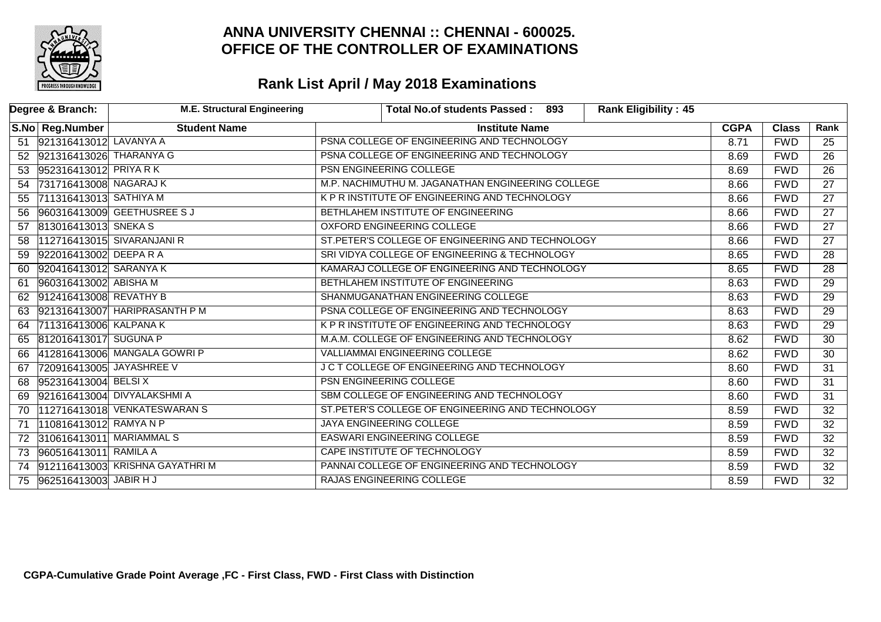# ANNA UNIVERSITY CHENNAI :: CHENNAI - 600025.
# OFFICE OF THE CONTROLLER OF EXAMINATIONS

## Rank List April / May 2018 Examinations

| Degree & Branch: | M.E. Structural Engineering | Total No.of students Passed : 893 | Rank Eligibility : 45 | | | |
|---|---|---|---|---|---|---|
| **S.No** | **Reg.Number** | **Student Name** | **Institute Name** | **CGPA** | **Class** | **Rank** |
| 51 | 921316413012 | LAVANYA A | PSNA COLLEGE OF ENGINEERING AND TECHNOLOGY | 8.71 | FWD | 25 |
| 52 | 921316413026 | THARANYA G | PSNA COLLEGE OF ENGINEERING AND TECHNOLOGY | 8.69 | FWD | 26 |
| 53 | 952316413012 | PRIYA R K | PSN ENGINEERING COLLEGE | 8.69 | FWD | 26 |
| 54 | 731716413008 | NAGARAJ K | M.P. NACHIMUTHU M. JAGANATHAN ENGINEERING COLLEGE | 8.66 | FWD | 27 |
| 55 | 711316413013 | SATHIYA M | K P R INSTITUTE OF ENGINEERING AND TECHNOLOGY | 8.66 | FWD | 27 |
| 56 | 960316413009 | GEETHUSREE S J | BETHLAHEM INSTITUTE OF ENGINEERING | 8.66 | FWD | 27 |
| 57 | 813016413013 | SNEKA S | OXFORD ENGINEERING COLLEGE | 8.66 | FWD | 27 |
| 58 | 112716413015 | SIVARANJANI R | ST.PETER'S COLLEGE OF ENGINEERING AND TECHNOLOGY | 8.66 | FWD | 27 |
| 59 | 922016413002 | DEEPA R A | SRI VIDYA COLLEGE OF ENGINEERING & TECHNOLOGY | 8.65 | FWD | 28 |
| 60 | 920416413012 | SARANYA K | KAMARAJ COLLEGE OF ENGINEERING AND TECHNOLOGY | 8.65 | FWD | 28 |
| 61 | 960316413002 | ABISHA M | BETHLAHEM INSTITUTE OF ENGINEERING | 8.63 | FWD | 29 |
| 62 | 912416413008 | REVATHY B | SHANMUGANATHAN ENGINEERING COLLEGE | 8.63 | FWD | 29 |
| 63 | 921316413007 | HARIPRASANTH P M | PSNA COLLEGE OF ENGINEERING AND TECHNOLOGY | 8.63 | FWD | 29 |
| 64 | 711316413006 | KALPANA K | K P R INSTITUTE OF ENGINEERING AND TECHNOLOGY | 8.63 | FWD | 29 |
| 65 | 812016413017 | SUGUNA P | M.A.M. COLLEGE OF ENGINEERING AND TECHNOLOGY | 8.62 | FWD | 30 |
| 66 | 412816413006 | MANGALA GOWRI P | VALLIAMMAI ENGINEERING COLLEGE | 8.62 | FWD | 30 |
| 67 | 720916413005 | JAYASHREE V | J C T COLLEGE OF ENGINEERING AND TECHNOLOGY | 8.60 | FWD | 31 |
| 68 | 952316413004 | BELSI X | PSN ENGINEERING COLLEGE | 8.60 | FWD | 31 |
| 69 | 921616413004 | DIVYALAKSHMI A | SBM COLLEGE OF ENGINEERING AND TECHNOLOGY | 8.60 | FWD | 31 |
| 70 | 112716413018 | VENKATESWARAN S | ST.PETER'S COLLEGE OF ENGINEERING AND TECHNOLOGY | 8.59 | FWD | 32 |
| 71 | 110816413012 | RAMYA N P | JAYA ENGINEERING COLLEGE | 8.59 | FWD | 32 |
| 72 | 310616413011 | MARIAMMAL S | EASWARI ENGINEERING COLLEGE | 8.59 | FWD | 32 |
| 73 | 960516413011 | RAMILA A | CAPE INSTITUTE OF TECHNOLOGY | 8.59 | FWD | 32 |
| 74 | 912116413003 | KRISHNA GAYATHRI M | PANNAI COLLEGE OF ENGINEERING AND TECHNOLOGY | 8.59 | FWD | 32 |
| 75 | 962516413003 | JABIR H J | RAJAS ENGINEERING COLLEGE | 8.59 | FWD | 32 |

**CGPA-Cumulative Grade Point Average ,FC - First Class, FWD - First Class with Distinction**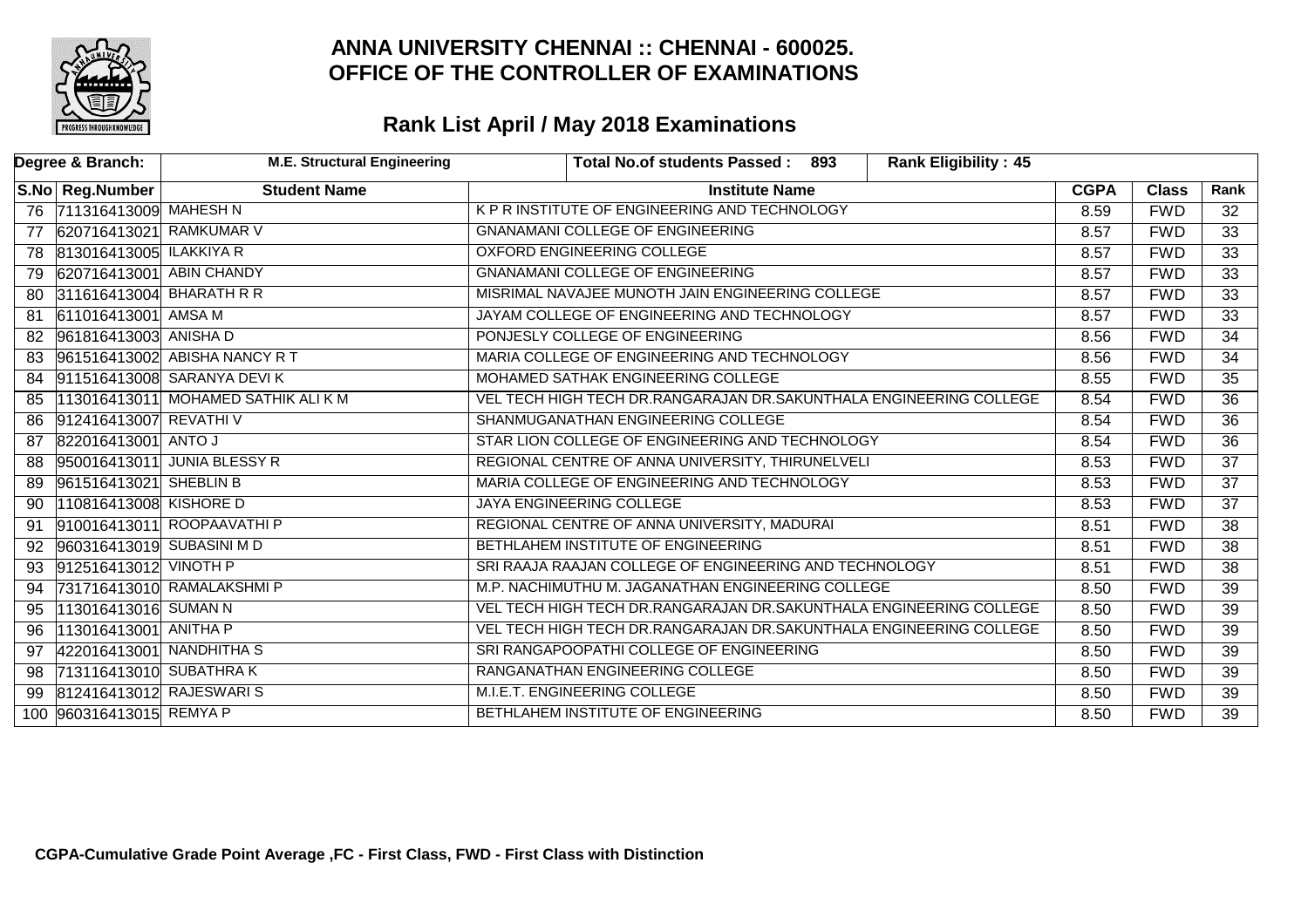# ANNA UNIVERSITY CHENNAI :: CHENNAI - 600025.
# OFFICE OF THE CONTROLLER OF EXAMINATIONS

## Rank List April / May 2018 Examinations

| Degree & Branch: | | M.E. Structural Engineering | Total No.of students Passed : 893 | Rank Eligibility : 45 | | |
|---|---|---|---|---|---|---|
| **S.No** | **Reg.Number** | **Student Name** | **Institute Name** | **CGPA** | **Class** | **Rank** |
| 76 | 711316413009 | MAHESH N | K P R INSTITUTE OF ENGINEERING AND TECHNOLOGY | 8.59 | FWD | 32 |
| 77 | 620716413021 | RAMKUMAR V | GNANAMANI COLLEGE OF ENGINEERING | 8.57 | FWD | 33 |
| 78 | 813016413005 | ILAKKIYA R | OXFORD ENGINEERING COLLEGE | 8.57 | FWD | 33 |
| 79 | 620716413001 | ABIN CHANDY | GNANAMANI COLLEGE OF ENGINEERING | 8.57 | FWD | 33 |
| 80 | 311616413004 | BHARATH R R | MISRIMAL NAVAJEE MUNOTH JAIN ENGINEERING COLLEGE | 8.57 | FWD | 33 |
| 81 | 611016413001 | AMSA M | JAYAM COLLEGE OF ENGINEERING AND TECHNOLOGY | 8.57 | FWD | 33 |
| 82 | 961816413003 | ANISHA D | PONJESLY COLLEGE OF ENGINEERING | 8.56 | FWD | 34 |
| 83 | 961516413002 | ABISHA NANCY R T | MARIA COLLEGE OF ENGINEERING AND TECHNOLOGY | 8.56 | FWD | 34 |
| 84 | 911516413008 | SARANYA DEVI K | MOHAMED SATHAK ENGINEERING COLLEGE | 8.55 | FWD | 35 |
| 85 | 113016413011 | MOHAMED SATHIK ALI K M | VEL TECH HIGH TECH DR.RANGARAJAN DR.SAKUNTHALA ENGINEERING COLLEGE | 8.54 | FWD | 36 |
| 86 | 912416413007 | REVATHI V | SHANMUGANATHAN ENGINEERING COLLEGE | 8.54 | FWD | 36 |
| 87 | 822016413001 | ANTO J | STAR LION COLLEGE OF ENGINEERING AND TECHNOLOGY | 8.54 | FWD | 36 |
| 88 | 950016413011 | JUNIA BLESSY R | REGIONAL CENTRE OF ANNA UNIVERSITY, THIRUNELVELI | 8.53 | FWD | 37 |
| 89 | 961516413021 | SHEBLIN B | MARIA COLLEGE OF ENGINEERING AND TECHNOLOGY | 8.53 | FWD | 37 |
| 90 | 110816413008 | KISHORE D | JAYA ENGINEERING COLLEGE | 8.53 | FWD | 37 |
| 91 | 910016413011 | ROOPAAVATHI P | REGIONAL CENTRE OF ANNA UNIVERSITY, MADURAI | 8.51 | FWD | 38 |
| 92 | 960316413019 | SUBASINI M D | BETHLAHEM INSTITUTE OF ENGINEERING | 8.51 | FWD | 38 |
| 93 | 912516413012 | VINOTH P | SRI RAAJA RAAJAN COLLEGE OF ENGINEERING AND TECHNOLOGY | 8.51 | FWD | 38 |
| 94 | 731716413010 | RAMALAKSHMI P | M.P. NACHIMUTHU M. JAGANATHAN ENGINEERING COLLEGE | 8.50 | FWD | 39 |
| 95 | 113016413016 | SUMAN N | VEL TECH HIGH TECH DR.RANGARAJAN DR.SAKUNTHALA ENGINEERING COLLEGE | 8.50 | FWD | 39 |
| 96 | 113016413001 | ANITHA P | VEL TECH HIGH TECH DR.RANGARAJAN DR.SAKUNTHALA ENGINEERING COLLEGE | 8.50 | FWD | 39 |
| 97 | 422016413001 | NANDHITHA S | SRI RANGAPOOPATHI COLLEGE OF ENGINEERING | 8.50 | FWD | 39 |
| 98 | 713116413010 | SUBATHRA K | RANGANATHAN ENGINEERING COLLEGE | 8.50 | FWD | 39 |
| 99 | 812416413012 | RAJESWARI S | M.I.E.T. ENGINEERING COLLEGE | 8.50 | FWD | 39 |
| 100 | 960316413015 | REMYA P | BETHLAHEM INSTITUTE OF ENGINEERING | 8.50 | FWD | 39 |

**CGPA-Cumulative Grade Point Average ,FC - First Class, FWD - First Class with Distinction**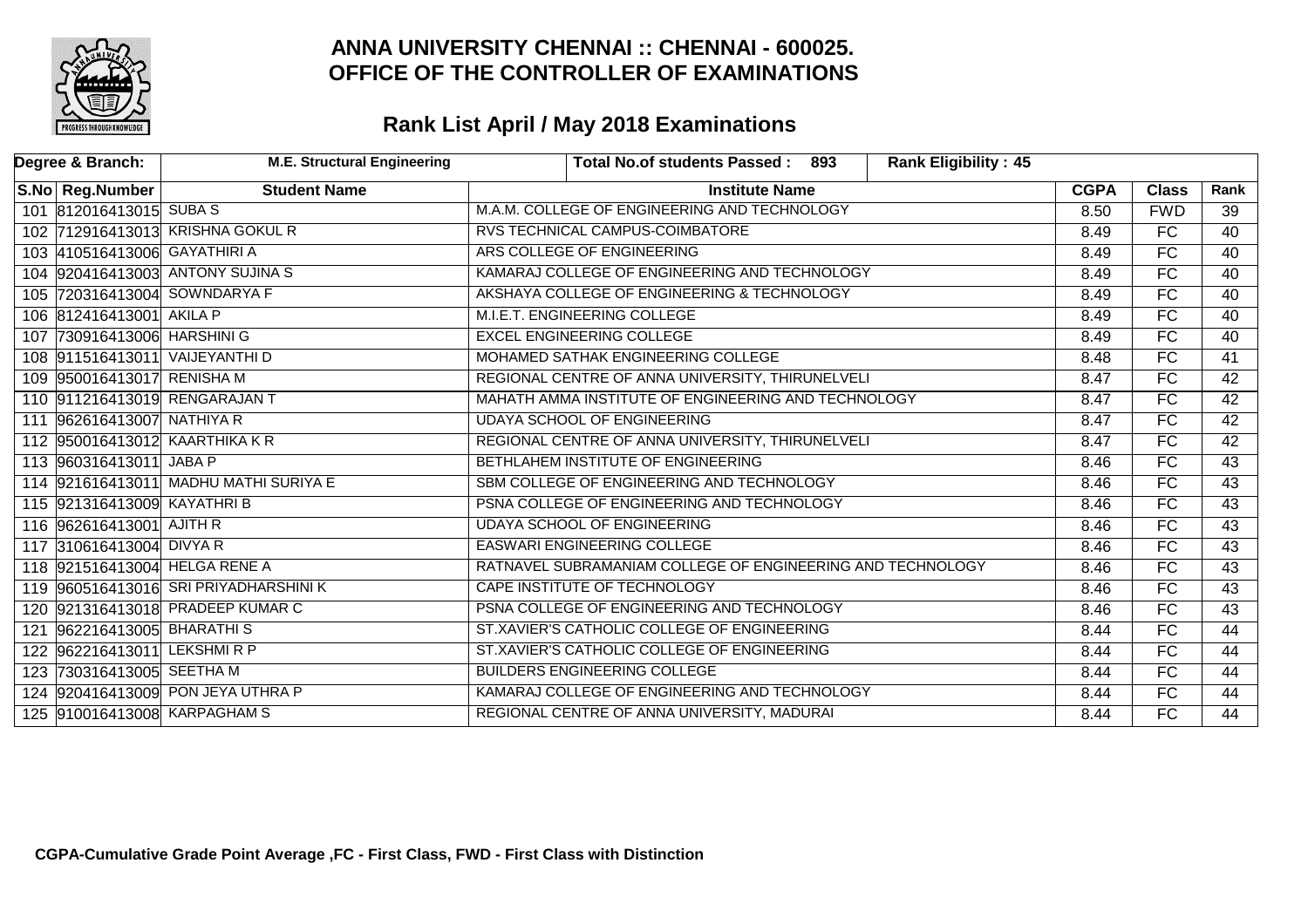# ANNA UNIVERSITY CHENNAI :: CHENNAI - 600025.
# OFFICE OF THE CONTROLLER OF EXAMINATIONS

## Rank List April / May 2018 Examinations

| Degree & Branch: | M.E. Structural Engineering | Total No.of students Passed : 893 | Rank Eligibility : 45 | | | |
|---|---|---|---|---|---|---|
| **S.No** | **Reg.Number** | **Student Name** | **Institute Name** | **CGPA** | **Class** | **Rank** |
| 101 | 812016413015 | SUBA S | M.A.M. COLLEGE OF ENGINEERING AND TECHNOLOGY | 8.50 | FWD | 39 |
| 102 | 712916413013 | KRISHNA GOKUL R | RVS TECHNICAL CAMPUS-COIMBATORE | 8.49 | FC | 40 |
| 103 | 410516413006 | GAYATHIRI A | ARS COLLEGE OF ENGINEERING | 8.49 | FC | 40 |
| 104 | 920416413003 | ANTONY SUJINA S | KAMARAJ COLLEGE OF ENGINEERING AND TECHNOLOGY | 8.49 | FC | 40 |
| 105 | 720316413004 | SOWNDARYA F | AKSHAYA COLLEGE OF ENGINEERING & TECHNOLOGY | 8.49 | FC | 40 |
| 106 | 812416413001 | AKILA P | M.I.E.T. ENGINEERING COLLEGE | 8.49 | FC | 40 |
| 107 | 730916413006 | HARSHINI G | EXCEL ENGINEERING COLLEGE | 8.49 | FC | 40 |
| 108 | 911516413011 | VAIJEYANTHI D | MOHAMED SATHAK ENGINEERING COLLEGE | 8.48 | FC | 41 |
| 109 | 950016413017 | RENISHA M | REGIONAL CENTRE OF ANNA UNIVERSITY, THIRUNELVELI | 8.47 | FC | 42 |
| 110 | 911216413019 | RENGARAJAN T | MAHATH AMMA INSTITUTE OF ENGINEERING AND TECHNOLOGY | 8.47 | FC | 42 |
| 111 | 962616413007 | NATHIYA R | UDAYA SCHOOL OF ENGINEERING | 8.47 | FC | 42 |
| 112 | 950016413012 | KAARTHIKA K R | REGIONAL CENTRE OF ANNA UNIVERSITY, THIRUNELVELI | 8.47 | FC | 42 |
| 113 | 960316413011 | JABA P | BETHLAHEM INSTITUTE OF ENGINEERING | 8.46 | FC | 43 |
| 114 | 921616413011 | MADHU MATHI SURIYA E | SBM COLLEGE OF ENGINEERING AND TECHNOLOGY | 8.46 | FC | 43 |
| 115 | 921316413009 | KAYATHRI B | PSNA COLLEGE OF ENGINEERING AND TECHNOLOGY | 8.46 | FC | 43 |
| 116 | 962616413001 | AJITH R | UDAYA SCHOOL OF ENGINEERING | 8.46 | FC | 43 |
| 117 | 310616413004 | DIVYA R | EASWARI ENGINEERING COLLEGE | 8.46 | FC | 43 |
| 118 | 921516413004 | HELGA RENE A | RATNAVEL SUBRAMANIAM COLLEGE OF ENGINEERING AND TECHNOLOGY | 8.46 | FC | 43 |
| 119 | 960516413016 | SRI PRIYADHARSHINI K | CAPE INSTITUTE OF TECHNOLOGY | 8.46 | FC | 43 |
| 120 | 921316413018 | PRADEEP KUMAR C | PSNA COLLEGE OF ENGINEERING AND TECHNOLOGY | 8.46 | FC | 43 |
| 121 | 962216413005 | BHARATHI S | ST.XAVIER'S CATHOLIC COLLEGE OF ENGINEERING | 8.44 | FC | 44 |
| 122 | 962216413011 | LEKSHMI R P | ST.XAVIER'S CATHOLIC COLLEGE OF ENGINEERING | 8.44 | FC | 44 |
| 123 | 730316413005 | SEETHA M | BUILDERS ENGINEERING COLLEGE | 8.44 | FC | 44 |
| 124 | 920416413009 | PON JEYA UTHRA P | KAMARAJ COLLEGE OF ENGINEERING AND TECHNOLOGY | 8.44 | FC | 44 |
| 125 | 910016413008 | KARPAGHAM S | REGIONAL CENTRE OF ANNA UNIVERSITY, MADURAI | 8.44 | FC | 44 |

**CGPA-Cumulative Grade Point Average ,FC - First Class, FWD - First Class with Distinction**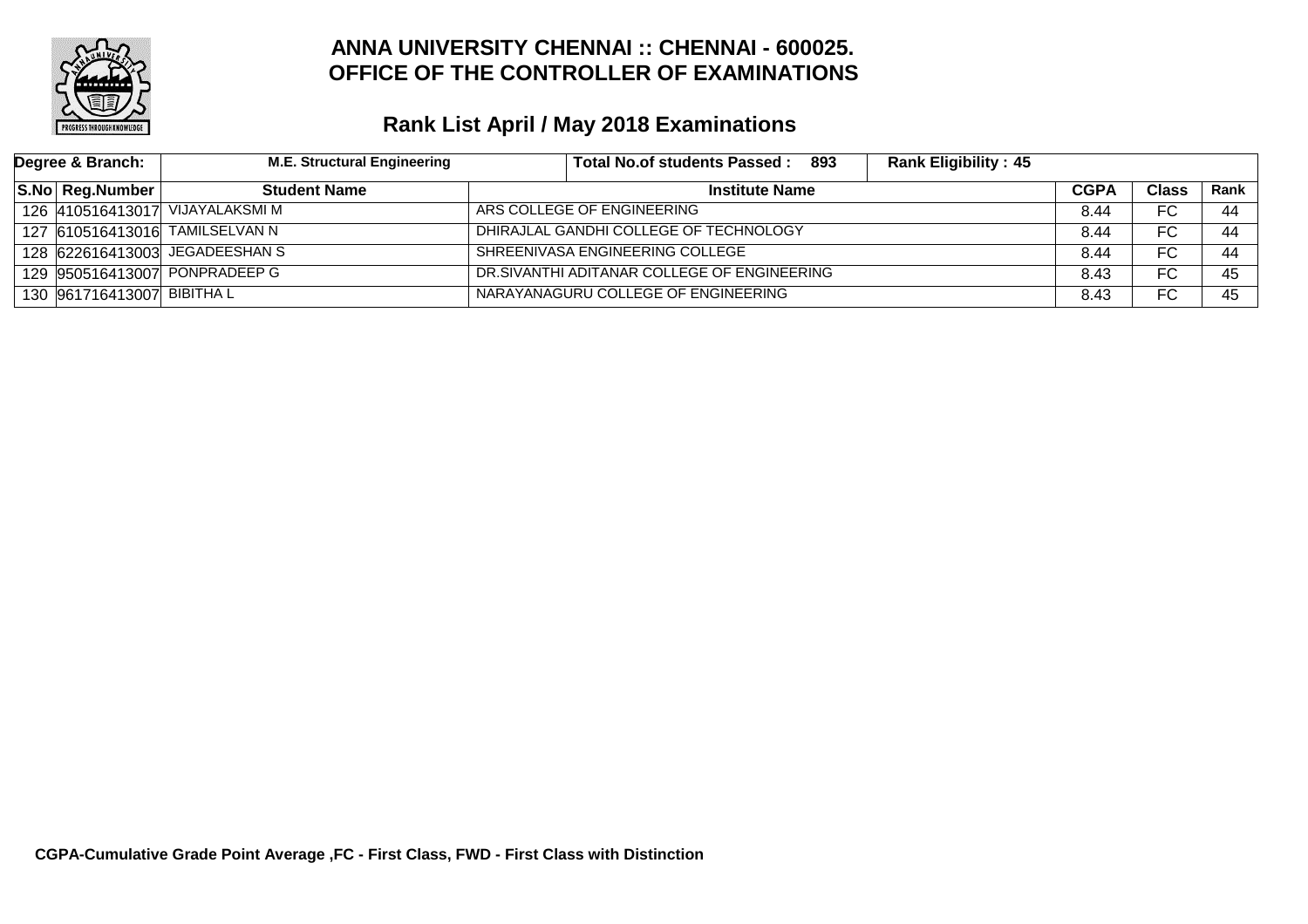# ANNA UNIVERSITY CHENNAI :: CHENNAI - 600025.
# OFFICE OF THE CONTROLLER OF EXAMINATIONS

## Rank List April / May 2018 Examinations

| Degree & Branch: | M.E. Structural Engineering | Total No.of students Passed : 893 | Rank Eligibility : 45 | | | |
|---|---|---|---|---|---|---|
| **S.No** | **Reg.Number** | **Student Name** | **Institute Name** | **CGPA** | **Class** | **Rank** |
| 126 | 410516413017 | VIJAYALAKSMI M | ARS COLLEGE OF ENGINEERING | 8.44 | FC | 44 |
| 127 | 610516413016 | TAMILSELVAN N | DHIRAJLAL GANDHI COLLEGE OF TECHNOLOGY | 8.44 | FC | 44 |
| 128 | 622616413003 | JEGADEESHAN S | SHREENIVASA ENGINEERING COLLEGE | 8.44 | FC | 44 |
| 129 | 950516413007 | PONPRADEEP G | DR.SIVANTHI ADITANAR COLLEGE OF ENGINEERING | 8.43 | FC | 45 |
| 130 | 961716413007 | BIBITHA L | NARAYANAGURU COLLEGE OF ENGINEERING | 8.43 | FC | 45 |

**CGPA-Cumulative Grade Point Average ,FC - First Class, FWD - First Class with Distinction**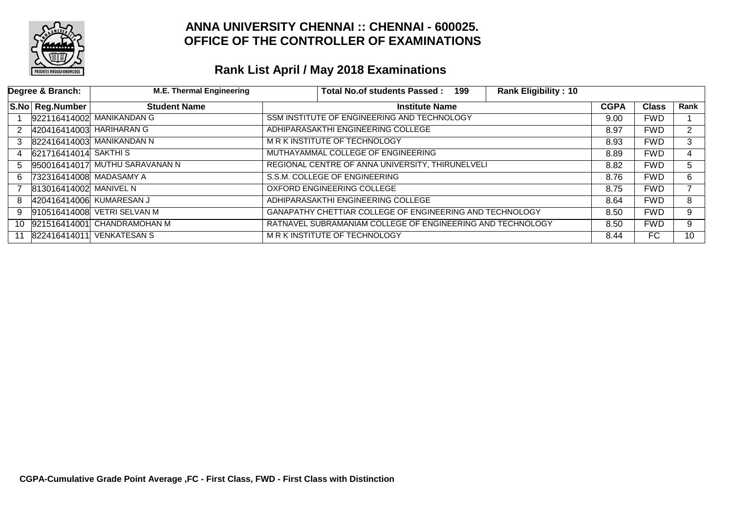# ANNA UNIVERSITY CHENNAI :: CHENNAI - 600025.
# OFFICE OF THE CONTROLLER OF EXAMINATIONS

## Rank List April / May 2018 Examinations

| Degree & Branch: | M.E. Thermal Engineering | Total No.of students Passed : 199 | Rank Eligibility : 10 | | |
|---|---|---|---|---|---|

| S.No | Reg.Number | Student Name | Institute Name | CGPA | Class | Rank |
|---|---|---|---|---|---|---|
| 1 | 922116414002 | MANIKANDAN G | SSM INSTITUTE OF ENGINEERING AND TECHNOLOGY | 9.00 | FWD | 1 |
| 2 | 420416414003 | HARIHARAN G | ADHIPARASAKTHI ENGINEERING COLLEGE | 8.97 | FWD | 2 |
| 3 | 822416414003 | MANIKANDAN N | M R K INSTITUTE OF TECHNOLOGY | 8.93 | FWD | 3 |
| 4 | 621716414014 | SAKTHI S | MUTHAYAMMAL COLLEGE OF ENGINEERING | 8.89 | FWD | 4 |
| 5 | 950016414017 | MUTHU SARAVANAN N | REGIONAL CENTRE OF ANNA UNIVERSITY, THIRUNELVELI | 8.82 | FWD | 5 |
| 6 | 732316414008 | MADASAMY A | S.S.M. COLLEGE OF ENGINEERING | 8.76 | FWD | 6 |
| 7 | 813016414002 | MANIVEL N | OXFORD ENGINEERING COLLEGE | 8.75 | FWD | 7 |
| 8 | 420416414006 | KUMARESAN J | ADHIPARASAKTHI ENGINEERING COLLEGE | 8.64 | FWD | 8 |
| 9 | 910516414008 | VETRI SELVAN M | GANAPATHY CHETTIAR COLLEGE OF ENGINEERING AND TECHNOLOGY | 8.50 | FWD | 9 |
| 10 | 921516414001 | CHANDRAMOHAN M | RATNAVEL SUBRAMANIAM COLLEGE OF ENGINEERING AND TECHNOLOGY | 8.50 | FWD | 9 |
| 11 | 822416414011 | VENKATESAN S | M R K INSTITUTE OF TECHNOLOGY | 8.44 | FC | 10 |

**CGPA-Cumulative Grade Point Average ,FC - First Class, FWD - First Class with Distinction**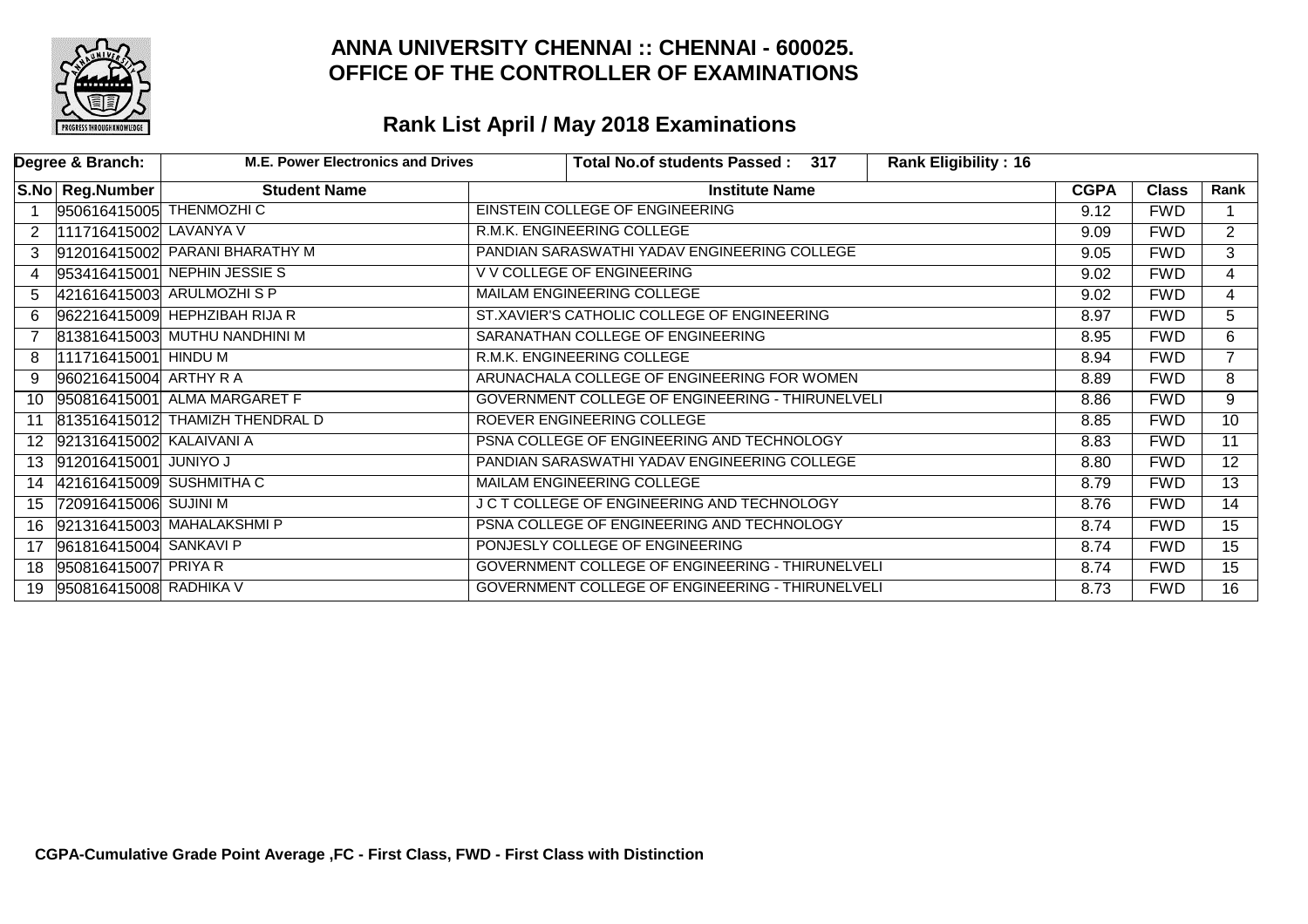# ANNA UNIVERSITY CHENNAI :: CHENNAI - 600025.
# OFFICE OF THE CONTROLLER OF EXAMINATIONS

## Rank List April / May 2018 Examinations

| Degree & Branch: | M.E. Power Electronics and Drives | Total No.of students Passed : 317 | Rank Eligibility : 16 | | | |
|---|---|---|---|---|---|---|
| **S.No** | **Reg.Number** | **Student Name** | **Institute Name** | **CGPA** | **Class** | **Rank** |
| 1 | 950616415005 | THENMOZHI C | EINSTEIN COLLEGE OF ENGINEERING | 9.12 | FWD | 1 |
| 2 | 111716415002 | LAVANYA V | R.M.K. ENGINEERING COLLEGE | 9.09 | FWD | 2 |
| 3 | 912016415002 | PARANI BHARATHY M | PANDIAN SARASWATHI YADAV ENGINEERING COLLEGE | 9.05 | FWD | 3 |
| 4 | 953416415001 | NEPHIN JESSIE S | V V COLLEGE OF ENGINEERING | 9.02 | FWD | 4 |
| 5 | 421616415003 | ARULMOZHI S P | MAILAM ENGINEERING COLLEGE | 9.02 | FWD | 4 |
| 6 | 962216415009 | HEPHZIBAH RIJA R | ST.XAVIER'S CATHOLIC COLLEGE OF ENGINEERING | 8.97 | FWD | 5 |
| 7 | 813816415003 | MUTHU NANDHINI M | SARANATHAN COLLEGE OF ENGINEERING | 8.95 | FWD | 6 |
| 8 | 111716415001 | HINDU M | R.M.K. ENGINEERING COLLEGE | 8.94 | FWD | 7 |
| 9 | 960216415004 | ARTHY R A | ARUNACHALA COLLEGE OF ENGINEERING FOR WOMEN | 8.89 | FWD | 8 |
| 10 | 950816415001 | ALMA MARGARET F | GOVERNMENT COLLEGE OF ENGINEERING - THIRUNELVELI | 8.86 | FWD | 9 |
| 11 | 813516415012 | THAMIZH THENDRAL D | ROEVER ENGINEERING COLLEGE | 8.85 | FWD | 10 |
| 12 | 921316415002 | KALAIVANI A | PSNA COLLEGE OF ENGINEERING AND TECHNOLOGY | 8.83 | FWD | 11 |
| 13 | 912016415001 | JUNIYO J | PANDIAN SARASWATHI YADAV ENGINEERING COLLEGE | 8.80 | FWD | 12 |
| 14 | 421616415009 | SUSHMITHA C | MAILAM ENGINEERING COLLEGE | 8.79 | FWD | 13 |
| 15 | 720916415006 | SUJINI M | J C T COLLEGE OF ENGINEERING AND TECHNOLOGY | 8.76 | FWD | 14 |
| 16 | 921316415003 | MAHALAKSHMI P | PSNA COLLEGE OF ENGINEERING AND TECHNOLOGY | 8.74 | FWD | 15 |
| 17 | 961816415004 | SANKAVI P | PONJESLY COLLEGE OF ENGINEERING | 8.74 | FWD | 15 |
| 18 | 950816415007 | PRIYA R | GOVERNMENT COLLEGE OF ENGINEERING - THIRUNELVELI | 8.74 | FWD | 15 |
| 19 | 950816415008 | RADHIKA V | GOVERNMENT COLLEGE OF ENGINEERING - THIRUNELVELI | 8.73 | FWD | 16 |

**CGPA-Cumulative Grade Point Average ,FC - First Class, FWD - First Class with Distinction**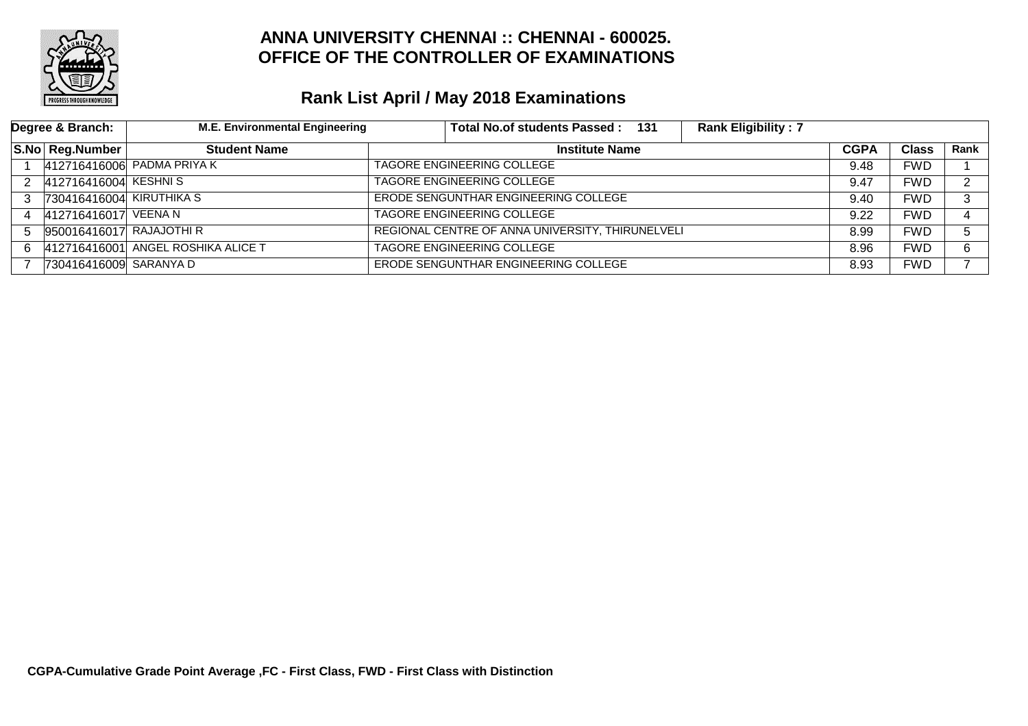# ANNA UNIVERSITY CHENNAI :: CHENNAI - 600025.
# OFFICE OF THE CONTROLLER OF EXAMINATIONS

## Rank List April / May 2018 Examinations

| Degree & Branch: | M.E. Environmental Engineering | Total No.of students Passed : 131 | Rank Eligibility : 7 | | | |
|---|---|---|---|---|---|---|
| **S.No** | **Reg.Number** | **Student Name** | **Institute Name** | **CGPA** | **Class** | **Rank** |
| 1 | 412716416006 | PADMA PRIYA K | TAGORE ENGINEERING COLLEGE | 9.48 | FWD | 1 |
| 2 | 412716416004 | KESHNI S | TAGORE ENGINEERING COLLEGE | 9.47 | FWD | 2 |
| 3 | 730416416004 | KIRUTHIKA S | ERODE SENGUNTHAR ENGINEERING COLLEGE | 9.40 | FWD | 3 |
| 4 | 412716416017 | VEENA N | TAGORE ENGINEERING COLLEGE | 9.22 | FWD | 4 |
| 5 | 950016416017 | RAJAJOTHI R | REGIONAL CENTRE OF ANNA UNIVERSITY, THIRUNELVELI | 8.99 | FWD | 5 |
| 6 | 412716416001 | ANGEL ROSHIKA ALICE T | TAGORE ENGINEERING COLLEGE | 8.96 | FWD | 6 |
| 7 | 730416416009 | SARANYA D | ERODE SENGUNTHAR ENGINEERING COLLEGE | 8.93 | FWD | 7 |

**CGPA-Cumulative Grade Point Average ,FC - First Class, FWD - First Class with Distinction**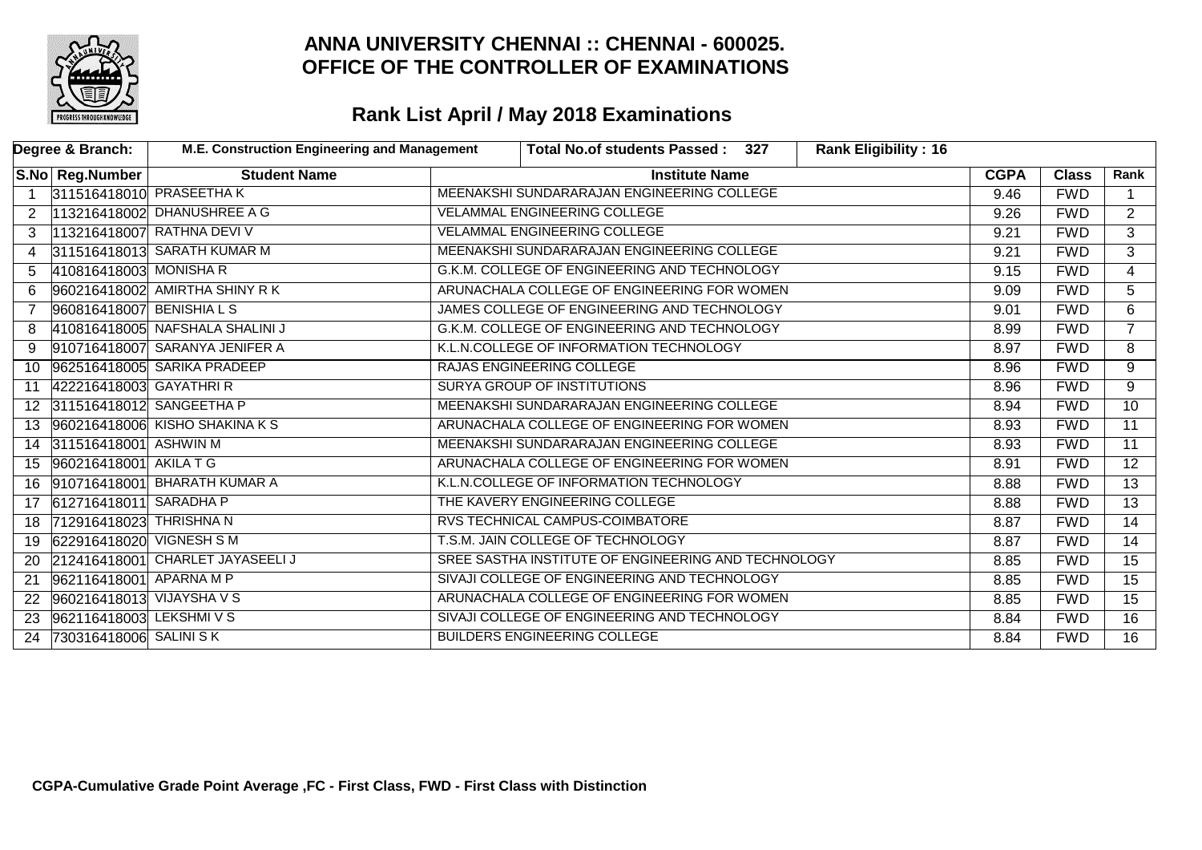# ANNA UNIVERSITY CHENNAI :: CHENNAI - 600025.
# OFFICE OF THE CONTROLLER OF EXAMINATIONS

## Rank List April / May 2018 Examinations

**Degree & Branch:** M.E. Construction Engineering and Management | **Total No.of students Passed :** 327 | **Rank Eligibility :** 16

| S.No | Reg.Number | Student Name | Institute Name | CGPA | Class | Rank |
|---|---|---|---|---|---|---|
| 1 | 311516418010 | PRASEETHA K | MEENAKSHI SUNDARARAJAN ENGINEERING COLLEGE | 9.46 | FWD | 1 |
| 2 | 113216418002 | DHANUSHREE A G | VELAMMAL ENGINEERING COLLEGE | 9.26 | FWD | 2 |
| 3 | 113216418007 | RATHNA DEVI V | VELAMMAL ENGINEERING COLLEGE | 9.21 | FWD | 3 |
| 4 | 311516418013 | SARATH KUMAR M | MEENAKSHI SUNDARARAJAN ENGINEERING COLLEGE | 9.21 | FWD | 3 |
| 5 | 410816418003 | MONISHA R | G.K.M. COLLEGE OF ENGINEERING AND TECHNOLOGY | 9.15 | FWD | 4 |
| 6 | 960216418002 | AMIRTHA SHINY R K | ARUNACHALA COLLEGE OF ENGINEERING FOR WOMEN | 9.09 | FWD | 5 |
| 7 | 960816418007 | BENISHIA L S | JAMES COLLEGE OF ENGINEERING AND TECHNOLOGY | 9.01 | FWD | 6 |
| 8 | 410816418005 | NAFSHALA SHALINI J | G.K.M. COLLEGE OF ENGINEERING AND TECHNOLOGY | 8.99 | FWD | 7 |
| 9 | 910716418007 | SARANYA JENIFER A | K.L.N.COLLEGE OF INFORMATION TECHNOLOGY | 8.97 | FWD | 8 |
| 10 | 962516418005 | SARIKA PRADEEP | RAJAS ENGINEERING COLLEGE | 8.96 | FWD | 9 |
| 11 | 422216418003 | GAYATHRI R | SURYA GROUP OF INSTITUTIONS | 8.96 | FWD | 9 |
| 12 | 311516418012 | SANGEETHA P | MEENAKSHI SUNDARARAJAN ENGINEERING COLLEGE | 8.94 | FWD | 10 |
| 13 | 960216418006 | KISHO SHAKINA K S | ARUNACHALA COLLEGE OF ENGINEERING FOR WOMEN | 8.93 | FWD | 11 |
| 14 | 311516418001 | ASHWIN M | MEENAKSHI SUNDARARAJAN ENGINEERING COLLEGE | 8.93 | FWD | 11 |
| 15 | 960216418001 | AKILA T G | ARUNACHALA COLLEGE OF ENGINEERING FOR WOMEN | 8.91 | FWD | 12 |
| 16 | 910716418001 | BHARATH KUMAR A | K.L.N.COLLEGE OF INFORMATION TECHNOLOGY | 8.88 | FWD | 13 |
| 17 | 612716418011 | SARADHA P | THE KAVERY ENGINEERING COLLEGE | 8.88 | FWD | 13 |
| 18 | 712916418023 | THRISHNA N | RVS TECHNICAL CAMPUS-COIMBATORE | 8.87 | FWD | 14 |
| 19 | 622916418020 | VIGNESH S M | T.S.M. JAIN COLLEGE OF TECHNOLOGY | 8.87 | FWD | 14 |
| 20 | 212416418001 | CHARLET JAYASEELI J | SREE SASTHA INSTITUTE OF ENGINEERING AND TECHNOLOGY | 8.85 | FWD | 15 |
| 21 | 962116418001 | APARNA M P | SIVAJI COLLEGE OF ENGINEERING AND TECHNOLOGY | 8.85 | FWD | 15 |
| 22 | 960216418013 | VIJAYSHA V S | ARUNACHALA COLLEGE OF ENGINEERING FOR WOMEN | 8.85 | FWD | 15 |
| 23 | 962116418003 | LEKSHMI V S | SIVAJI COLLEGE OF ENGINEERING AND TECHNOLOGY | 8.84 | FWD | 16 |
| 24 | 730316418006 | SALINI S K | BUILDERS ENGINEERING COLLEGE | 8.84 | FWD | 16 |

**CGPA-Cumulative Grade Point Average ,FC - First Class, FWD - First Class with Distinction**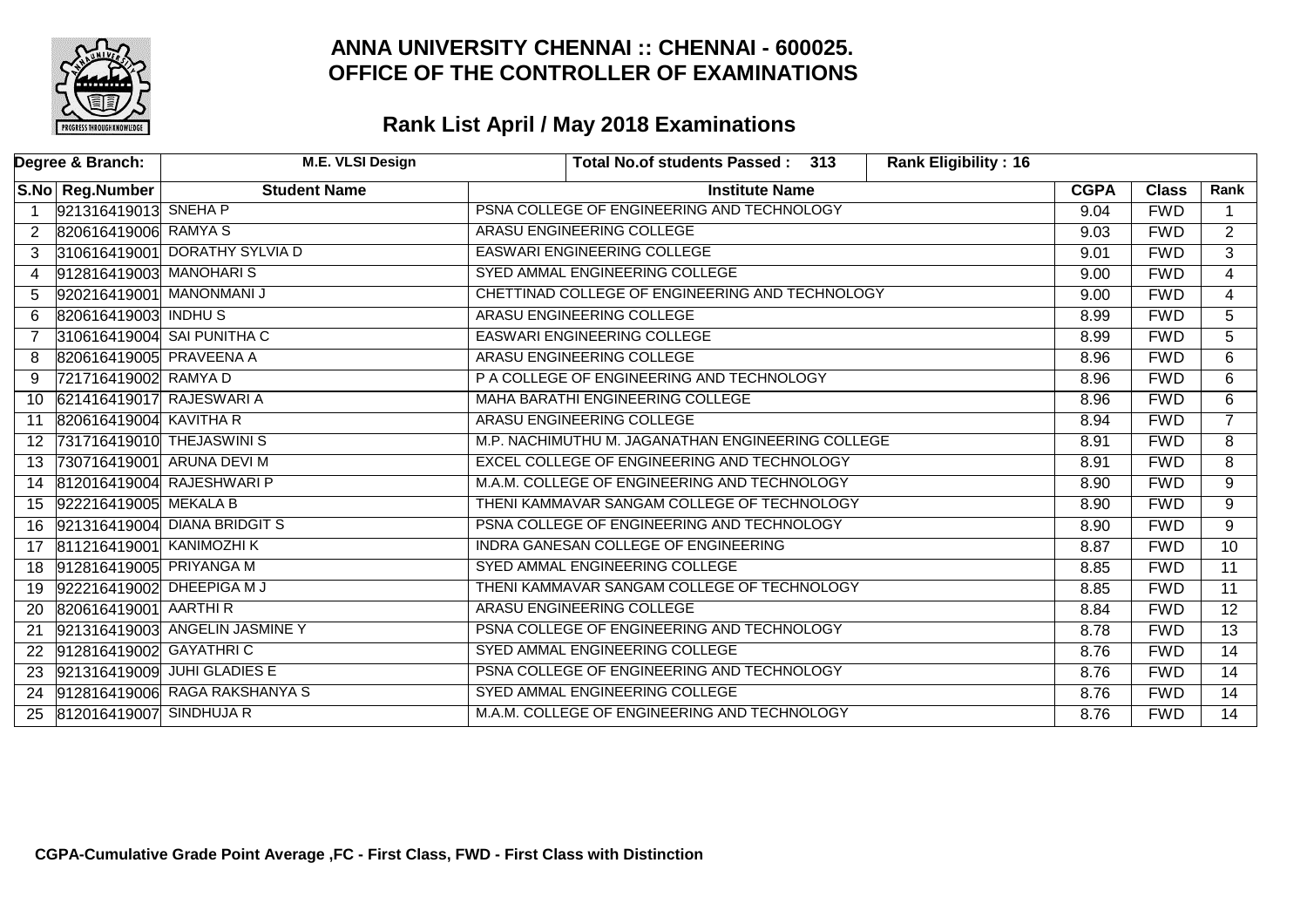# ANNA UNIVERSITY CHENNAI :: CHENNAI - 600025.
# OFFICE OF THE CONTROLLER OF EXAMINATIONS

## Rank List April / May 2018 Examinations

| Degree & Branch: | | M.E. VLSI Design | Total No.of students Passed : 313 | Rank Eligibility : 16 | | |
|---|---|---|---|---|---|---|
| **S.No** | **Reg.Number** | **Student Name** | **Institute Name** | **CGPA** | **Class** | **Rank** |
| 1 | 921316419013 | SNEHA P | PSNA COLLEGE OF ENGINEERING AND TECHNOLOGY | 9.04 | FWD | 1 |
| 2 | 820616419006 | RAMYA S | ARASU ENGINEERING COLLEGE | 9.03 | FWD | 2 |
| 3 | 310616419001 | DORATHY SYLVIA D | EASWARI ENGINEERING COLLEGE | 9.01 | FWD | 3 |
| 4 | 912816419003 | MANOHARI S | SYED AMMAL ENGINEERING COLLEGE | 9.00 | FWD | 4 |
| 5 | 920216419001 | MANONMANI J | CHETTINAD COLLEGE OF ENGINEERING AND TECHNOLOGY | 9.00 | FWD | 4 |
| 6 | 820616419003 | INDHU S | ARASU ENGINEERING COLLEGE | 8.99 | FWD | 5 |
| 7 | 310616419004 | SAI PUNITHA C | EASWARI ENGINEERING COLLEGE | 8.99 | FWD | 5 |
| 8 | 820616419005 | PRAVEENA A | ARASU ENGINEERING COLLEGE | 8.96 | FWD | 6 |
| 9 | 721716419002 | RAMYA D | P A COLLEGE OF ENGINEERING AND TECHNOLOGY | 8.96 | FWD | 6 |
| 10 | 621416419017 | RAJESWARI A | MAHA BARATHI ENGINEERING COLLEGE | 8.96 | FWD | 6 |
| 11 | 820616419004 | KAVITHA R | ARASU ENGINEERING COLLEGE | 8.94 | FWD | 7 |
| 12 | 731716419010 | THEJASWINI S | M.P. NACHIMUTHU M. JAGANATHAN ENGINEERING COLLEGE | 8.91 | FWD | 8 |
| 13 | 730716419001 | ARUNA DEVI M | EXCEL COLLEGE OF ENGINEERING AND TECHNOLOGY | 8.91 | FWD | 8 |
| 14 | 812016419004 | RAJESHWARI P | M.A.M. COLLEGE OF ENGINEERING AND TECHNOLOGY | 8.90 | FWD | 9 |
| 15 | 922216419005 | MEKALA B | THENI KAMMAVAR SANGAM COLLEGE OF TECHNOLOGY | 8.90 | FWD | 9 |
| 16 | 921316419004 | DIANA BRIDGIT S | PSNA COLLEGE OF ENGINEERING AND TECHNOLOGY | 8.90 | FWD | 9 |
| 17 | 811216419001 | KANIMOZHI K | INDRA GANESAN COLLEGE OF ENGINEERING | 8.87 | FWD | 10 |
| 18 | 912816419005 | PRIYANGA M | SYED AMMAL ENGINEERING COLLEGE | 8.85 | FWD | 11 |
| 19 | 922216419002 | DHEEPIGA M J | THENI KAMMAVAR SANGAM COLLEGE OF TECHNOLOGY | 8.85 | FWD | 11 |
| 20 | 820616419001 | AARTHI R | ARASU ENGINEERING COLLEGE | 8.84 | FWD | 12 |
| 21 | 921316419003 | ANGELIN JASMINE Y | PSNA COLLEGE OF ENGINEERING AND TECHNOLOGY | 8.78 | FWD | 13 |
| 22 | 912816419002 | GAYATHRI C | SYED AMMAL ENGINEERING COLLEGE | 8.76 | FWD | 14 |
| 23 | 921316419009 | JUHI GLADIES E | PSNA COLLEGE OF ENGINEERING AND TECHNOLOGY | 8.76 | FWD | 14 |
| 24 | 912816419006 | RAGA RAKSHANYA S | SYED AMMAL ENGINEERING COLLEGE | 8.76 | FWD | 14 |
| 25 | 812016419007 | SINDHUJA R | M.A.M. COLLEGE OF ENGINEERING AND TECHNOLOGY | 8.76 | FWD | 14 |

**CGPA-Cumulative Grade Point Average ,FC - First Class, FWD - First Class with Distinction**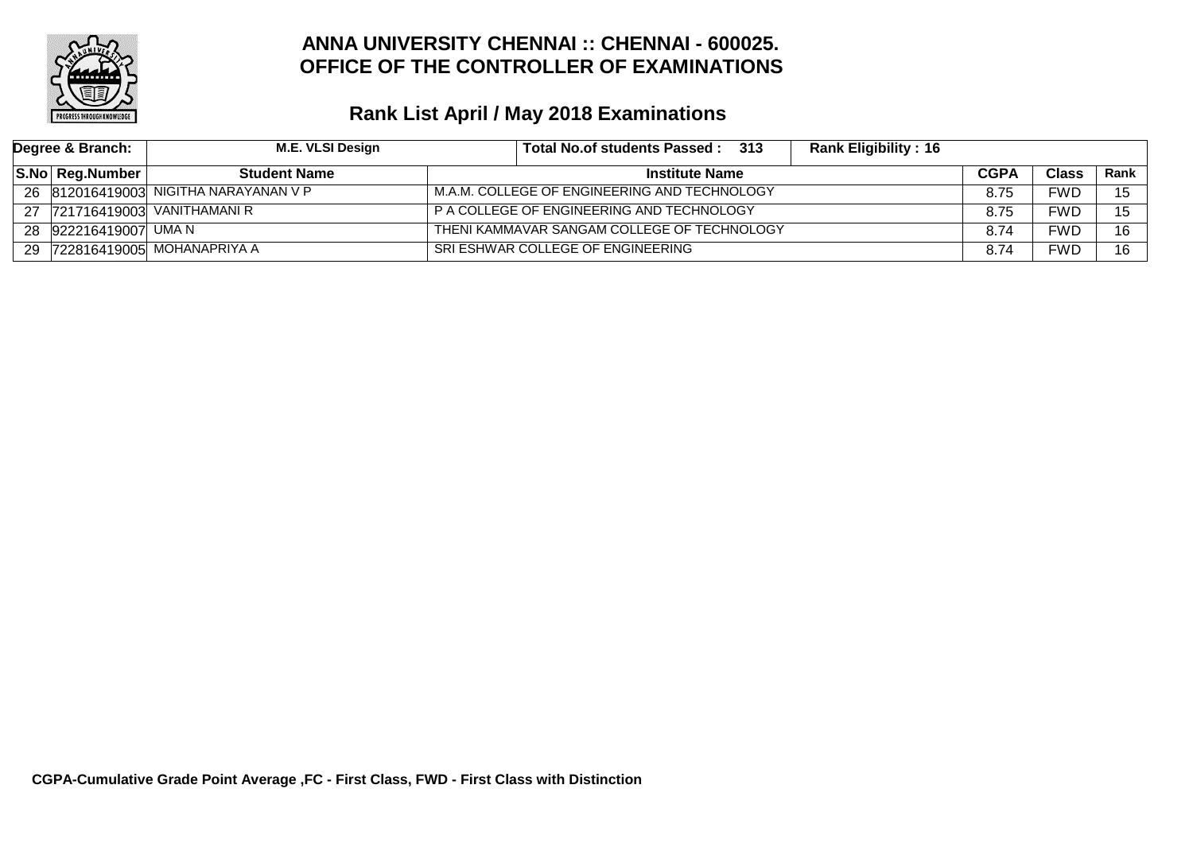# ANNA UNIVERSITY CHENNAI :: CHENNAI - 600025.
# OFFICE OF THE CONTROLLER OF EXAMINATIONS

## Rank List April / May 2018 Examinations

| Degree & Branch: | | M.E. VLSI Design | Total No.of students Passed : 313 | Rank Eligibility : 16 | | |
|---|---|---|---|---|---|---|
| **S.No** | **Reg.Number** | **Student Name** | **Institute Name** | **CGPA** | **Class** | **Rank** |
| 26 | 812016419003 | NIGITHA NARAYANAN V P | M.A.M. COLLEGE OF ENGINEERING AND TECHNOLOGY | 8.75 | FWD | 15 |
| 27 | 721716419003 | VANITHAMANI R | P A COLLEGE OF ENGINEERING AND TECHNOLOGY | 8.75 | FWD | 15 |
| 28 | 922216419007 | UMA N | THENI KAMMAVAR SANGAM COLLEGE OF TECHNOLOGY | 8.74 | FWD | 16 |
| 29 | 722816419005 | MOHANAPRIYA A | SRI ESHWAR COLLEGE OF ENGINEERING | 8.74 | FWD | 16 |

**CGPA-Cumulative Grade Point Average ,FC - First Class, FWD - First Class with Distinction**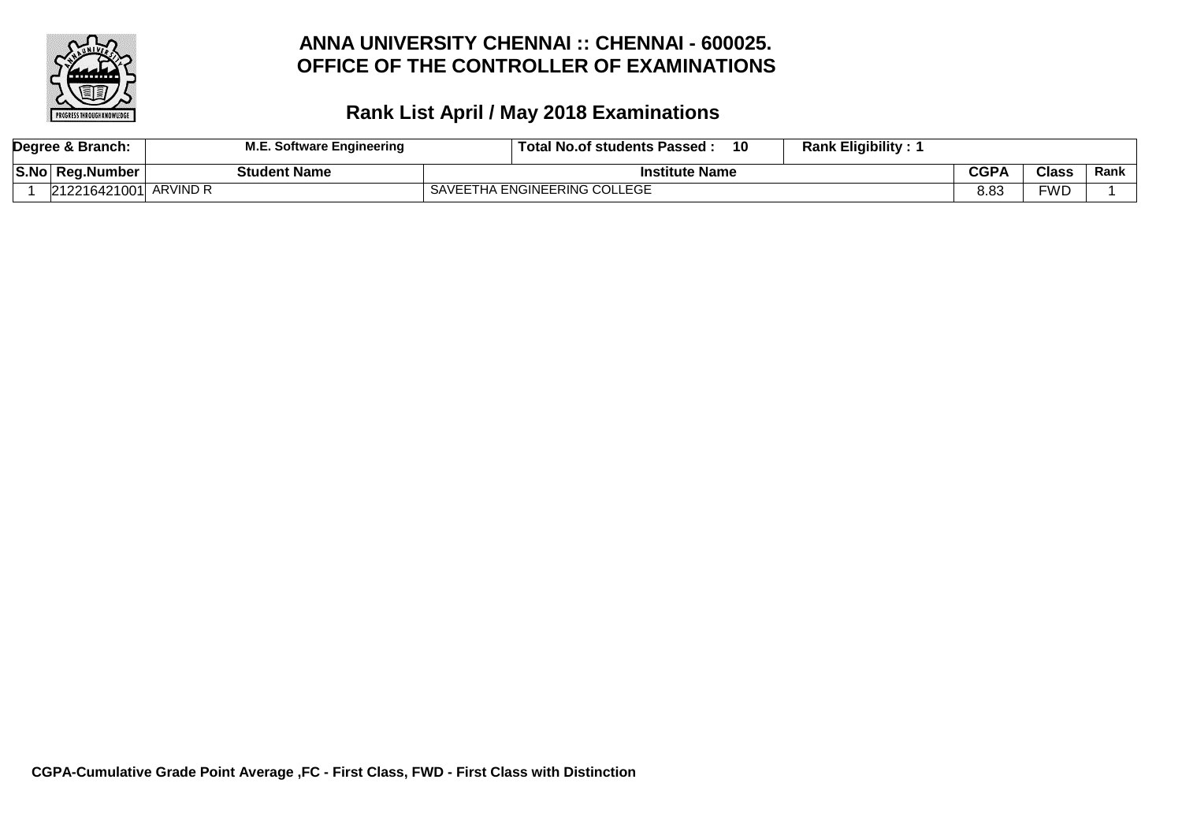# ANNA UNIVERSITY CHENNAI :: CHENNAI - 600025.
# OFFICE OF THE CONTROLLER OF EXAMINATIONS

## Rank List April / May 2018 Examinations

| Degree & Branch: | M.E. Software Engineering | Total No.of students Passed : 10 | Rank Eligibility : 1 | | | |
|---|---|---|---|---|---|---|
| **S.No** | **Reg.Number** | **Student Name** | **Institute Name** | **CGPA** | **Class** | **Rank** |
| 1 | 212216421001 | ARVIND R | SAVEETHA ENGINEERING COLLEGE | 8.83 | FWD | 1 |

**CGPA-Cumulative Grade Point Average ,FC - First Class, FWD - First Class with Distinction**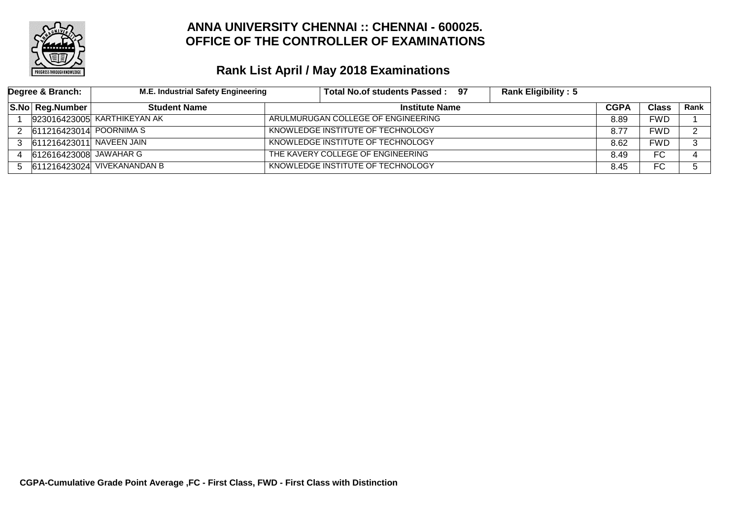# ANNA UNIVERSITY CHENNAI :: CHENNAI - 600025.
# OFFICE OF THE CONTROLLER OF EXAMINATIONS

## Rank List April / May 2018 Examinations

| Degree & Branch: | M.E. Industrial Safety Engineering | Total No.of students Passed : 97 | | Rank Eligibility : 5 | | |
|---|---|---|---|---|---|---|
| **S.No** | **Reg.Number** | **Student Name** | **Institute Name** | **CGPA** | **Class** | **Rank** |
| 1 | 923016423005 | KARTHIKEYAN AK | ARULMURUGAN COLLEGE OF ENGINEERING | 8.89 | FWD | 1 |
| 2 | 611216423014 | POORNIMA S | KNOWLEDGE INSTITUTE OF TECHNOLOGY | 8.77 | FWD | 2 |
| 3 | 611216423011 | NAVEEN JAIN | KNOWLEDGE INSTITUTE OF TECHNOLOGY | 8.62 | FWD | 3 |
| 4 | 612616423008 | JAWAHAR G | THE KAVERY COLLEGE OF ENGINEERING | 8.49 | FC | 4 |
| 5 | 611216423024 | VIVEKANANDAN B | KNOWLEDGE INSTITUTE OF TECHNOLOGY | 8.45 | FC | 5 |

**CGPA-Cumulative Grade Point Average ,FC - First Class, FWD - First Class with Distinction**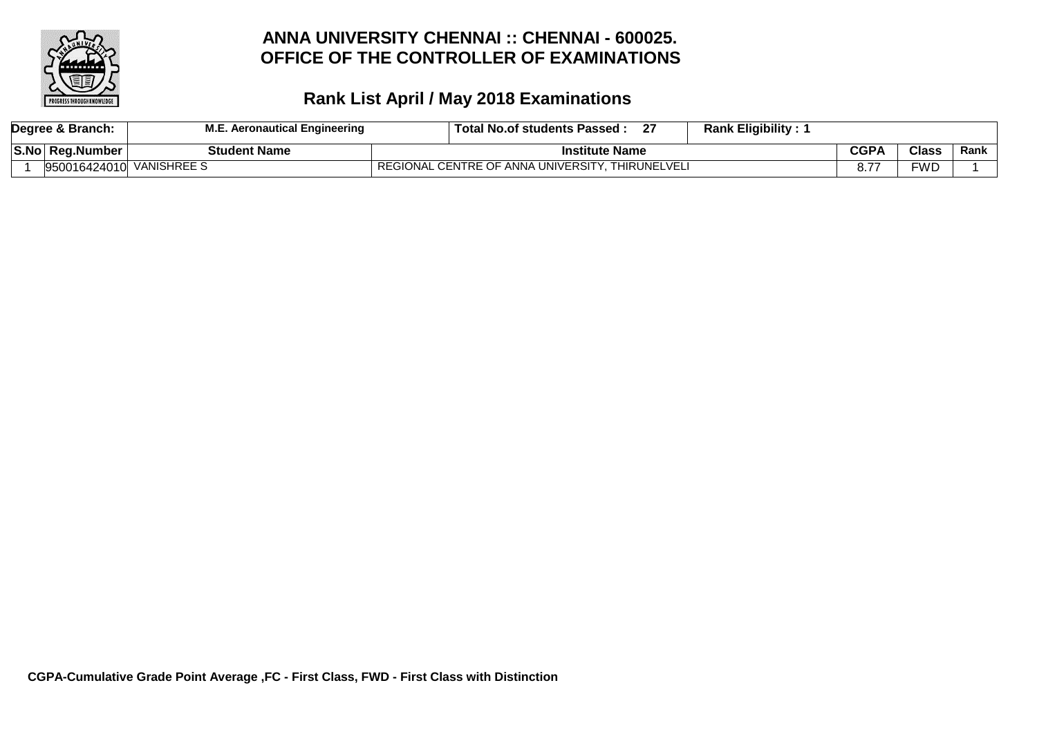# ANNA UNIVERSITY CHENNAI :: CHENNAI - 600025.
# OFFICE OF THE CONTROLLER OF EXAMINATIONS

## Rank List April / May 2018 Examinations

| Degree & Branch: | M.E. Aeronautical Engineering | Total No.of students Passed : 27 | Rank Eligibility : 1 | | | |
|---|---|---|---|---|---|---|
| **S.No** | **Reg.Number** | **Student Name** | **Institute Name** | **CGPA** | **Class** | **Rank** |
| 1 | 950016424010 | VANISHREE S | REGIONAL CENTRE OF ANNA UNIVERSITY, THIRUNELVELI | 8.77 | FWD | 1 |

**CGPA-Cumulative Grade Point Average ,FC - First Class, FWD - First Class with Distinction**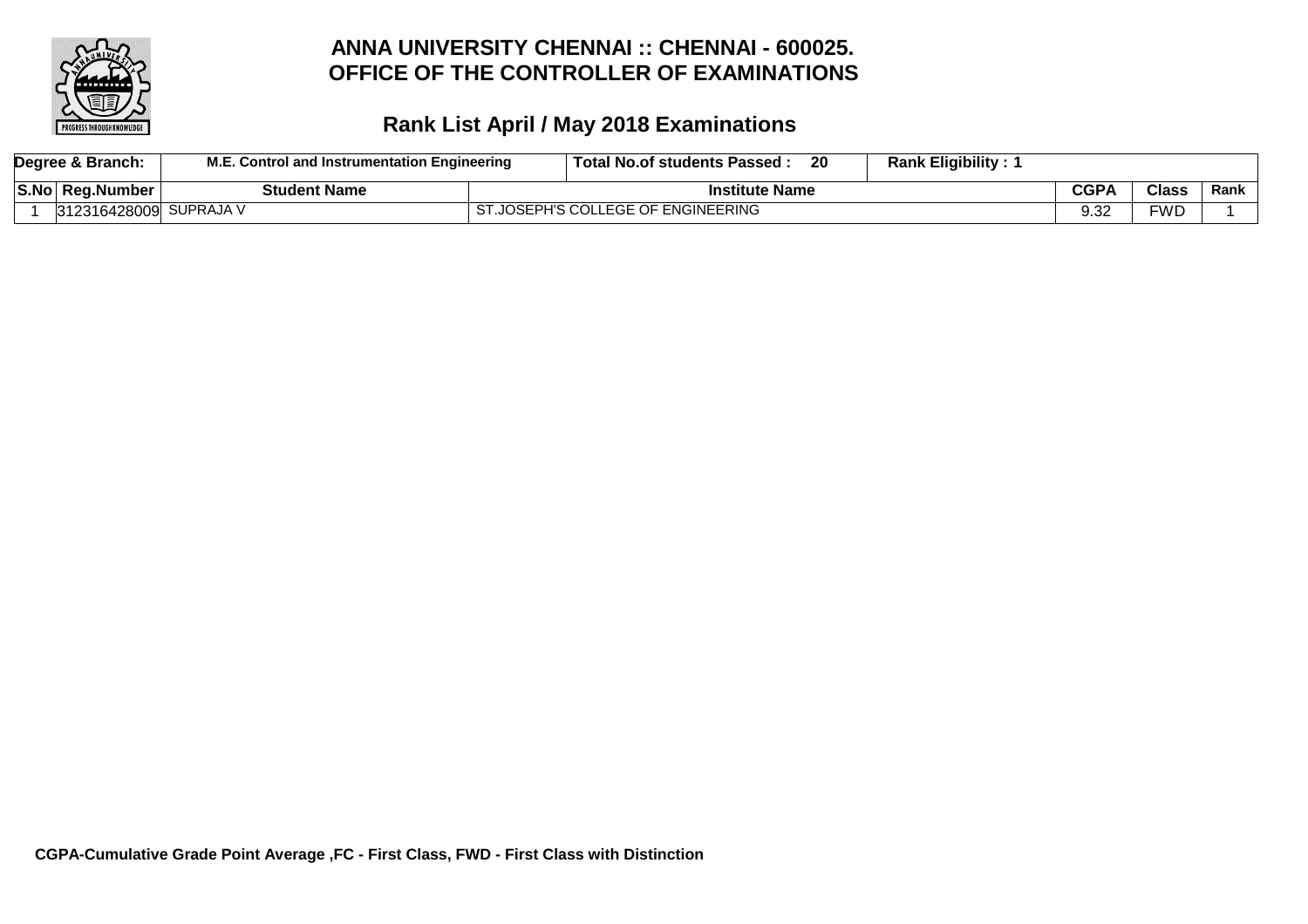# ANNA UNIVERSITY CHENNAI :: CHENNAI - 600025.
# OFFICE OF THE CONTROLLER OF EXAMINATIONS

## Rank List April / May 2018 Examinations

| Degree & Branch: | M.E. Control and Instrumentation Engineering | Total No.of students Passed : 20 | Rank Eligibility : 1 | | | |
|---|---|---|---|---|---|---|
| **S.No** | **Reg.Number** | **Student Name** | **Institute Name** | **CGPA** | **Class** | **Rank** |
| 1 | 312316428009 | SUPRAJA V | ST.JOSEPH'S COLLEGE OF ENGINEERING | 9.32 | FWD | 1 |

**CGPA-Cumulative Grade Point Average ,FC - First Class, FWD - First Class with Distinction**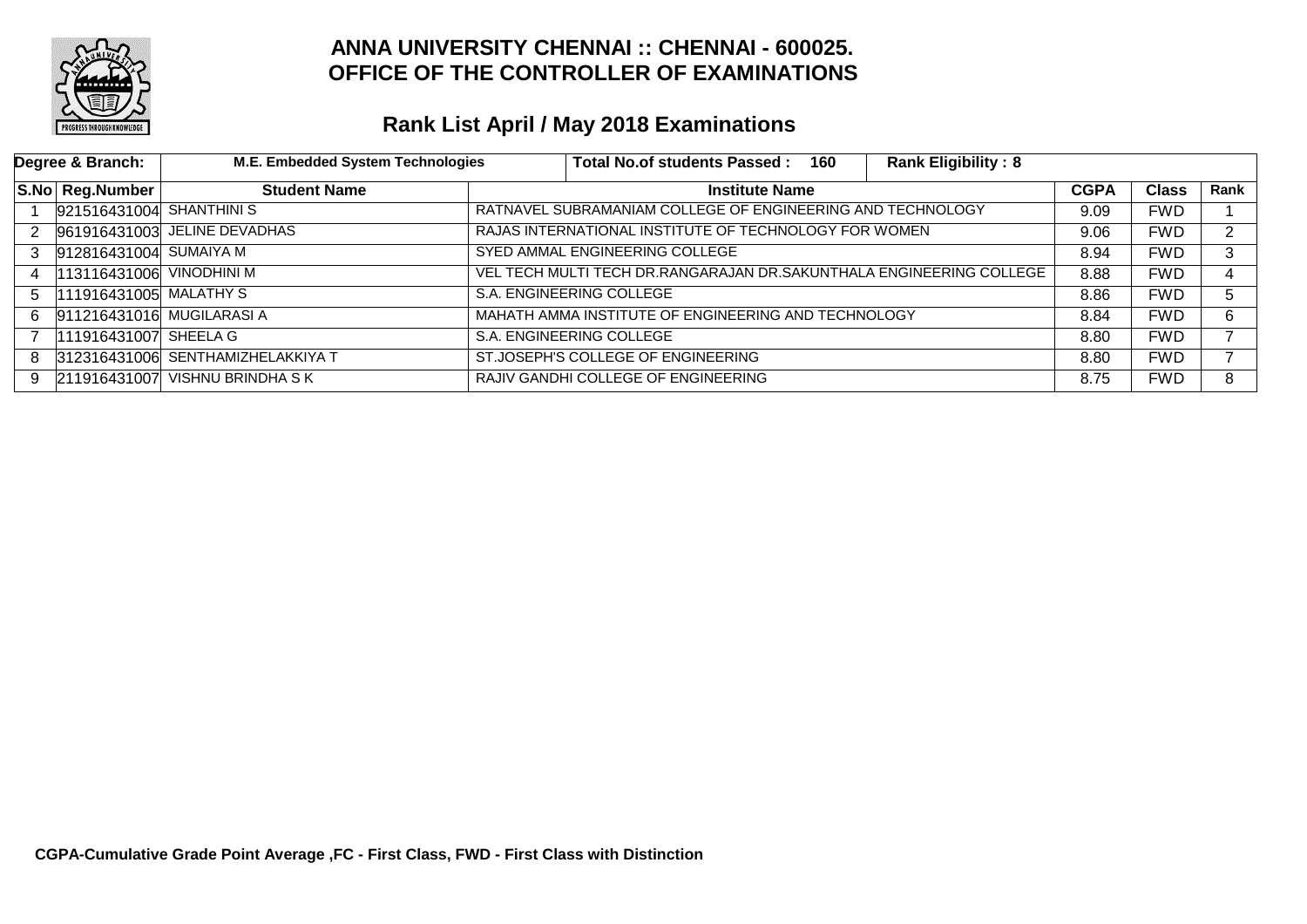# ANNA UNIVERSITY CHENNAI :: CHENNAI - 600025.
# OFFICE OF THE CONTROLLER OF EXAMINATIONS

## Rank List April / May 2018 Examinations

| Degree & Branch: | M.E. Embedded System Technologies | Total No.of students Passed : 160 | Rank Eligibility : 8 | | | |
|---|---|---|---|---|---|---|
| **S.No** | **Reg.Number** | **Student Name** | **Institute Name** | **CGPA** | **Class** | **Rank** |
| 1 | 921516431004 | SHANTHINI S | RATNAVEL SUBRAMANIAM COLLEGE OF ENGINEERING AND TECHNOLOGY | 9.09 | FWD | 1 |
| 2 | 961916431003 | JELINE DEVADHAS | RAJAS INTERNATIONAL INSTITUTE OF TECHNOLOGY FOR WOMEN | 9.06 | FWD | 2 |
| 3 | 912816431004 | SUMAIYA M | SYED AMMAL ENGINEERING COLLEGE | 8.94 | FWD | 3 |
| 4 | 113116431006 | VINODHINI M | VEL TECH MULTI TECH DR.RANGARAJAN DR.SAKUNTHALA ENGINEERING COLLEGE | 8.88 | FWD | 4 |
| 5 | 111916431005 | MALATHY S | S.A. ENGINEERING COLLEGE | 8.86 | FWD | 5 |
| 6 | 911216431016 | MUGILARASI A | MAHATH AMMA INSTITUTE OF ENGINEERING AND TECHNOLOGY | 8.84 | FWD | 6 |
| 7 | 111916431007 | SHEELA G | S.A. ENGINEERING COLLEGE | 8.80 | FWD | 7 |
| 8 | 312316431006 | SENTHAMIZHELAKKIYA T | ST.JOSEPH'S COLLEGE OF ENGINEERING | 8.80 | FWD | 7 |
| 9 | 211916431007 | VISHNU BRINDHA S K | RAJIV GANDHI COLLEGE OF ENGINEERING | 8.75 | FWD | 8 |

**CGPA-Cumulative Grade Point Average ,FC - First Class, FWD - First Class with Distinction**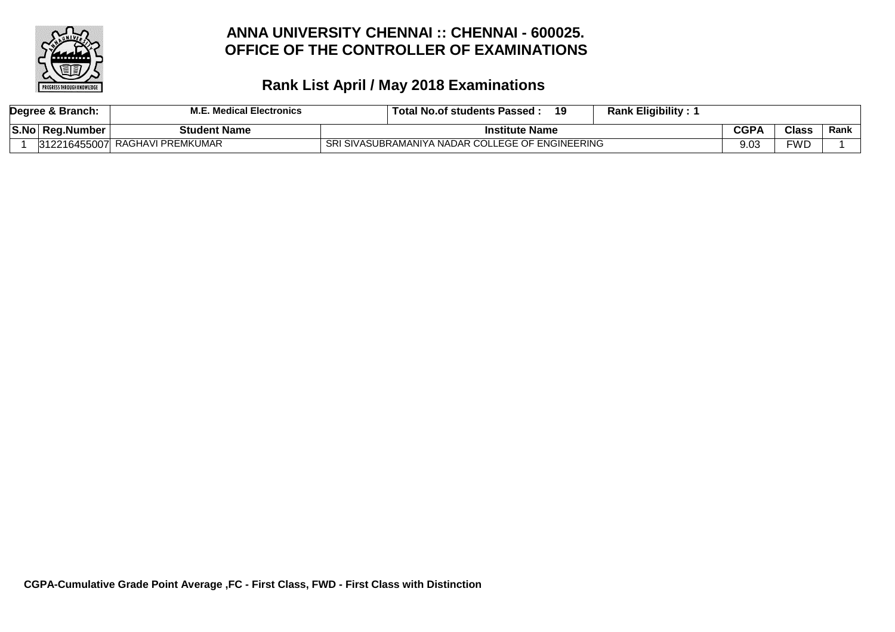# ANNA UNIVERSITY CHENNAI :: CHENNAI - 600025.
# OFFICE OF THE CONTROLLER OF EXAMINATIONS

## Rank List April / May 2018 Examinations

| Degree & Branch: | M.E. Medical Electronics | | Total No.of students Passed : 19 | Rank Eligibility : 1 | | |
|---|---|---|---|---|---|---|
| **S.No** | **Reg.Number** | **Student Name** | **Institute Name** | **CGPA** | **Class** | **Rank** |
| 1 | 312216455007 | RAGHAVI PREMKUMAR | SRI SIVASUBRAMANIYA NADAR COLLEGE OF ENGINEERING | 9.03 | FWD | 1 |

**CGPA-Cumulative Grade Point Average ,FC - First Class, FWD - First Class with Distinction**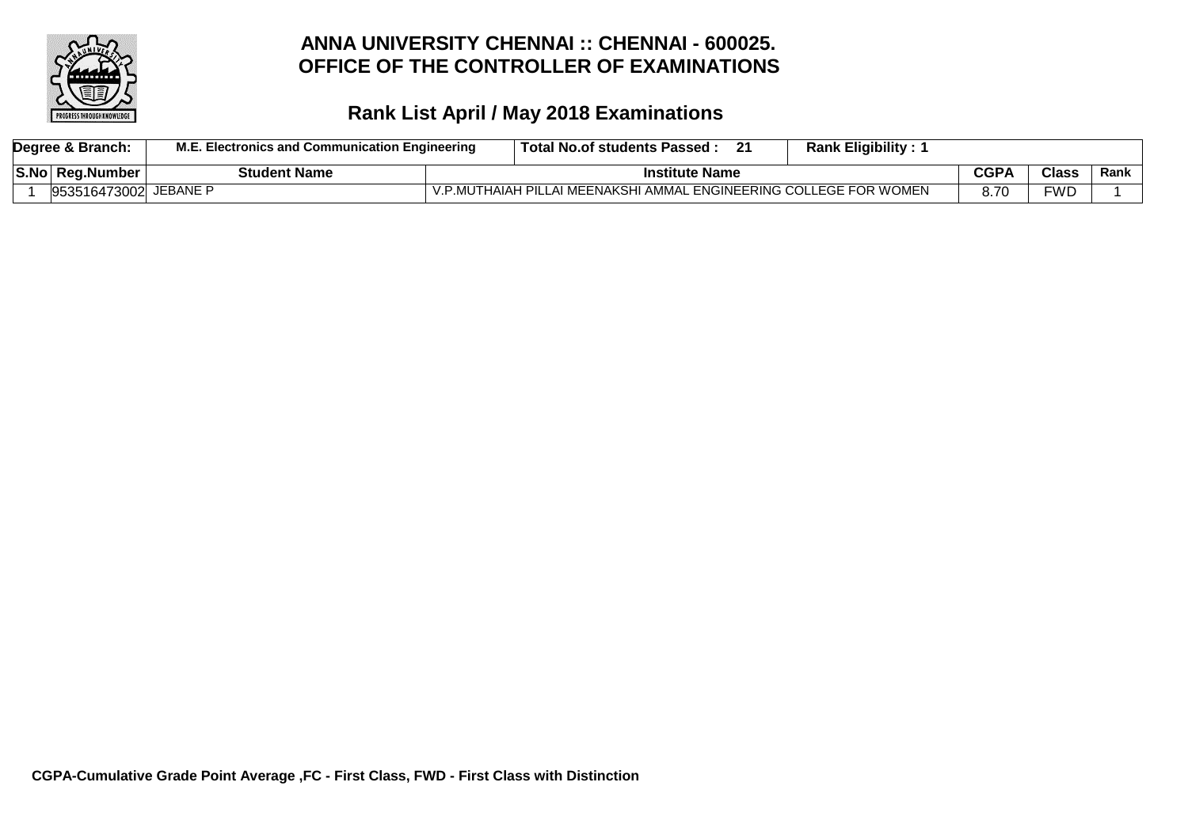# ANNA UNIVERSITY CHENNAI :: CHENNAI - 600025.
# OFFICE OF THE CONTROLLER OF EXAMINATIONS

## Rank List April / May 2018 Examinations

| Degree & Branch: | M.E. Electronics and Communication Engineering | Total No.of students Passed : 21 | Rank Eligibility : 1 | | | |
|---|---|---|---|---|---|---|
| **S.No** | **Reg.Number** | **Student Name** | **Institute Name** | **CGPA** | **Class** | **Rank** |
| 1 | 953516473002 | JEBANE P | V.P.MUTHAIAH PILLAI MEENAKSHI AMMAL ENGINEERING COLLEGE FOR WOMEN | 8.70 | FWD | 1 |

**CGPA-Cumulative Grade Point Average ,FC - First Class, FWD - First Class with Distinction**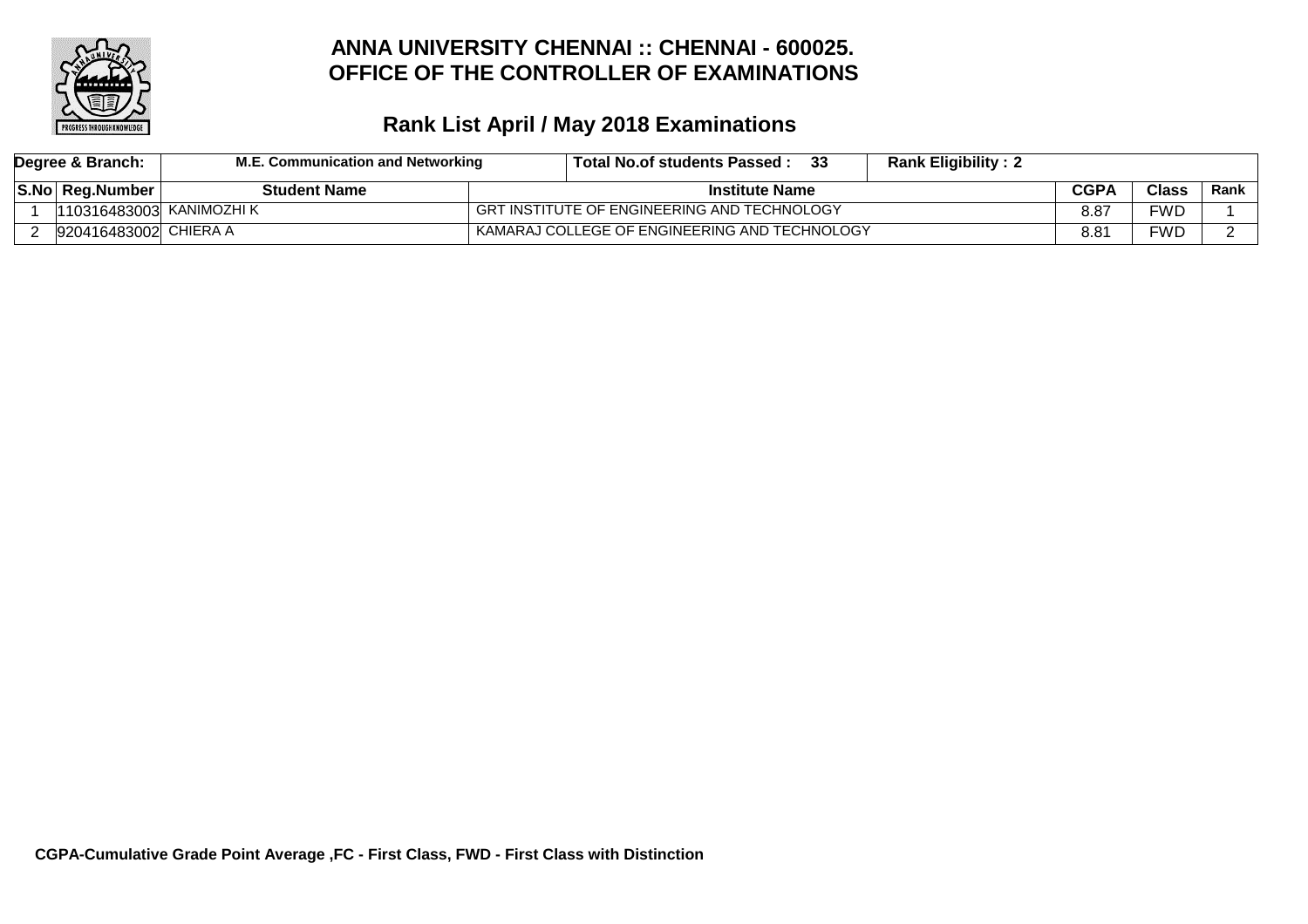# ANNA UNIVERSITY CHENNAI :: CHENNAI - 600025.
# OFFICE OF THE CONTROLLER OF EXAMINATIONS

## Rank List April / May 2018 Examinations

| Degree & Branch: | M.E. Communication and Networking | Total No.of students Passed : 33 | Rank Eligibility : 2 | | | |
|---|---|---|---|---|---|---|
| **S.No** | **Reg.Number** | **Student Name** | **Institute Name** | **CGPA** | **Class** | **Rank** |
| 1 | 110316483003 | KANIMOZHI K | GRT INSTITUTE OF ENGINEERING AND TECHNOLOGY | 8.87 | FWD | 1 |
| 2 | 920416483002 | CHIERA A | KAMARAJ COLLEGE OF ENGINEERING AND TECHNOLOGY | 8.81 | FWD | 2 |

**CGPA-Cumulative Grade Point Average ,FC - First Class, FWD - First Class with Distinction**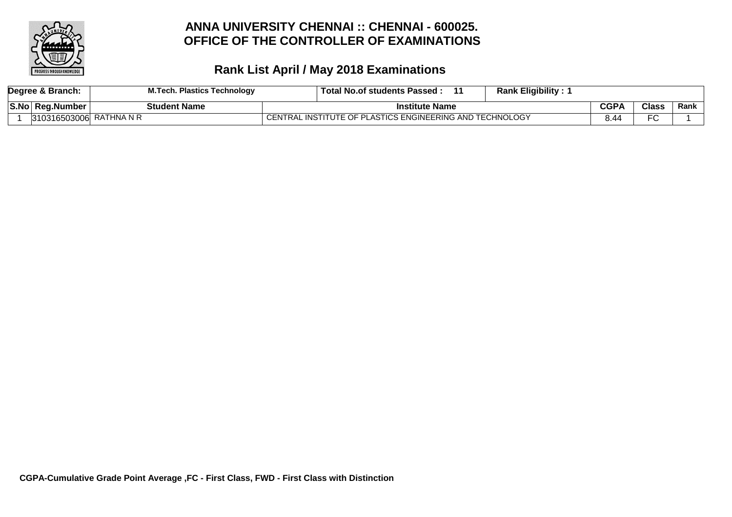# ANNA UNIVERSITY CHENNAI :: CHENNAI - 600025.
# OFFICE OF THE CONTROLLER OF EXAMINATIONS

## Rank List April / May 2018 Examinations

| Degree & Branch: | M.Tech. Plastics Technology | Total No.of students Passed : 11 | Rank Eligibility : 1 | | | |
|---|---|---|---|---|---|---|
| **S.No** | **Reg.Number** | **Student Name** | **Institute Name** | **CGPA** | **Class** | **Rank** |
| 1 | 310316503006 | RATHNA N R | CENTRAL INSTITUTE OF PLASTICS ENGINEERING AND TECHNOLOGY | 8.44 | FC | 1 |

**CGPA-Cumulative Grade Point Average ,FC - First Class, FWD - First Class with Distinction**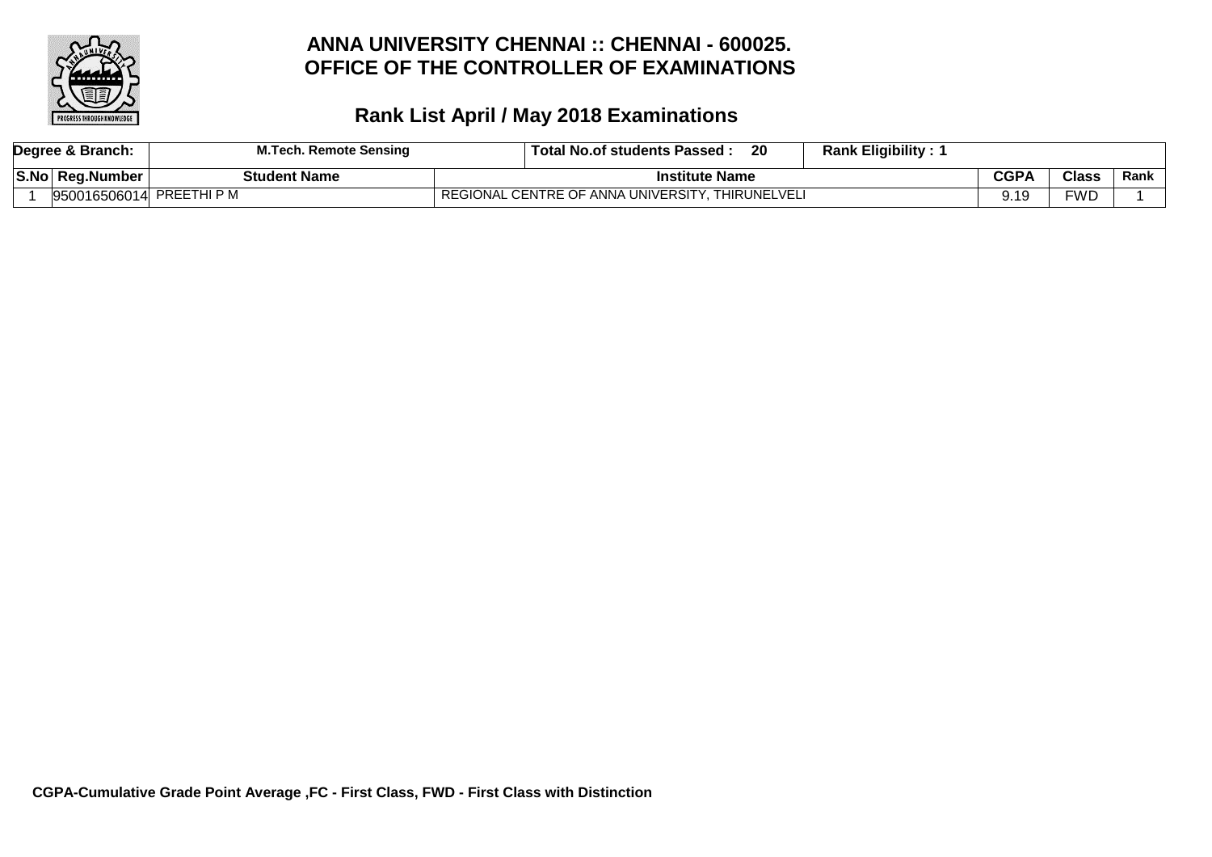# ANNA UNIVERSITY CHENNAI :: CHENNAI - 600025.
# OFFICE OF THE CONTROLLER OF EXAMINATIONS

## Rank List April / May 2018 Examinations

| Degree & Branch: | M.Tech. Remote Sensing | Total No.of students Passed : 20 | Rank Eligibility : 1 | | | |
|---|---|---|---|---|---|---|
| **S.No** | **Reg.Number** | **Student Name** | **Institute Name** | **CGPA** | **Class** | **Rank** |
| 1 | 950016506014 | PREETHI P M | REGIONAL CENTRE OF ANNA UNIVERSITY, THIRUNELVELI | 9.19 | FWD | 1 |

**CGPA-Cumulative Grade Point Average ,FC - First Class, FWD - First Class with Distinction**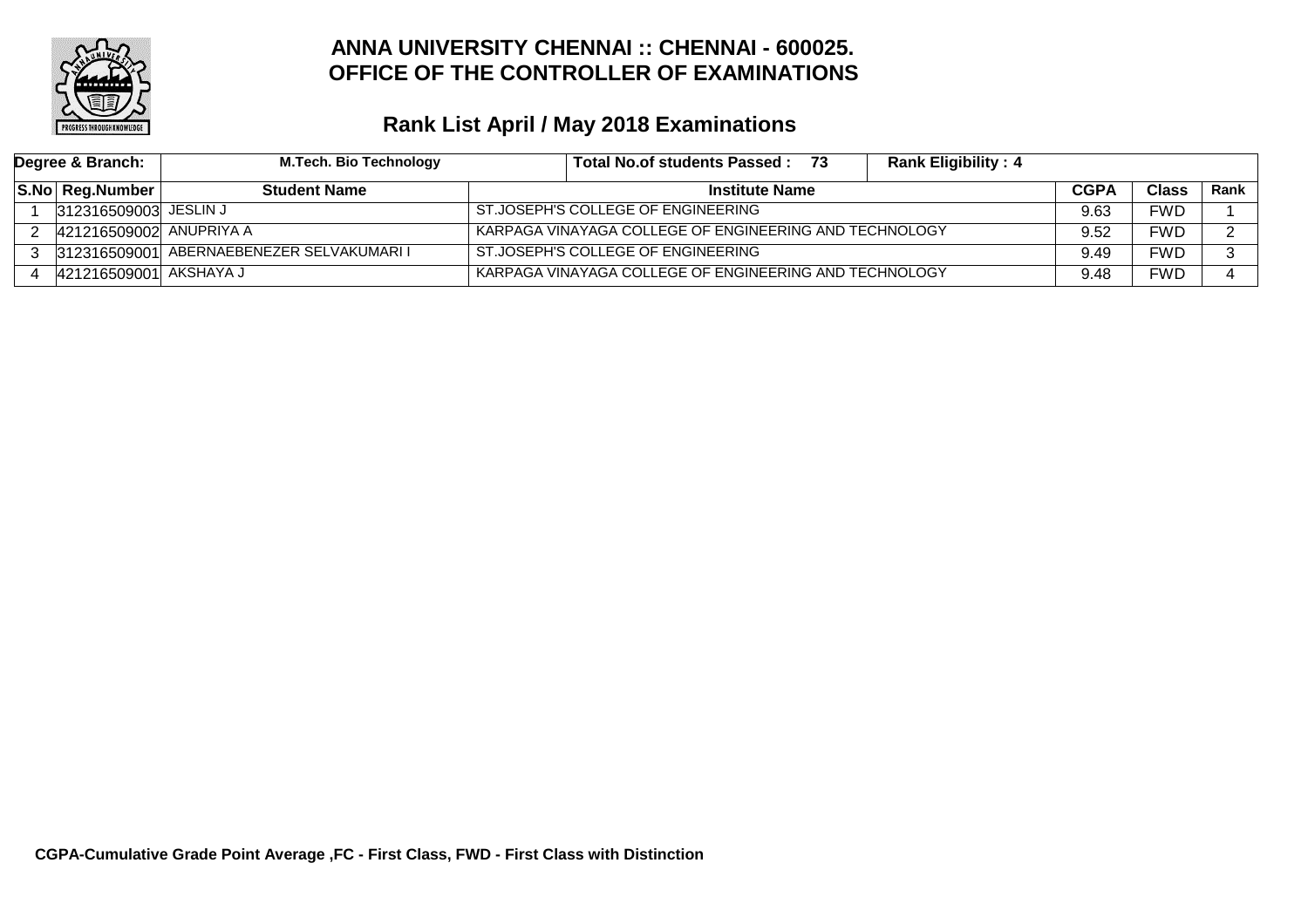# ANNA UNIVERSITY CHENNAI :: CHENNAI - 600025.
# OFFICE OF THE CONTROLLER OF EXAMINATIONS

## Rank List April / May 2018 Examinations

| Degree & Branch: | M.Tech. Bio Technology | Total No.of students Passed : 73 | Rank Eligibility : 4 | | | |
|---|---|---|---|---|---|---|
| **S.No** | **Reg.Number** | **Student Name** | **Institute Name** | **CGPA** | **Class** | **Rank** |
| 1 | 312316509003 | JESLIN J | ST.JOSEPH'S COLLEGE OF ENGINEERING | 9.63 | FWD | 1 |
| 2 | 421216509002 | ANUPRIYA A | KARPAGA VINAYAGA COLLEGE OF ENGINEERING AND TECHNOLOGY | 9.52 | FWD | 2 |
| 3 | 312316509001 | ABERNAEBENEZER SELVAKUMARI I | ST.JOSEPH'S COLLEGE OF ENGINEERING | 9.49 | FWD | 3 |
| 4 | 421216509001 | AKSHAYA J | KARPAGA VINAYAGA COLLEGE OF ENGINEERING AND TECHNOLOGY | 9.48 | FWD | 4 |

**CGPA-Cumulative Grade Point Average ,FC - First Class, FWD - First Class with Distinction**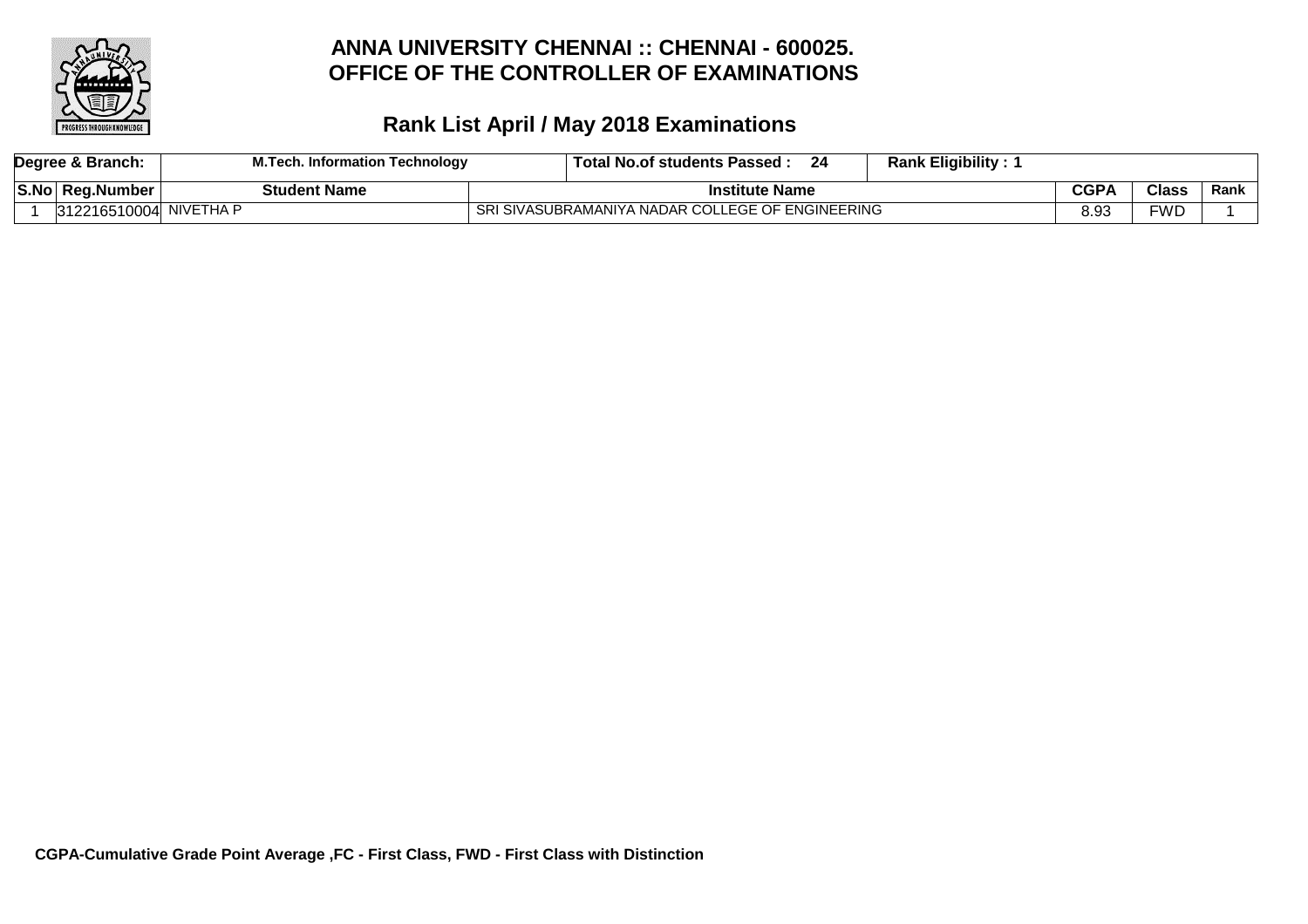# ANNA UNIVERSITY CHENNAI :: CHENNAI - 600025.
# OFFICE OF THE CONTROLLER OF EXAMINATIONS

## Rank List April / May 2018 Examinations

| Degree & Branch: | M.Tech. Information Technology | | Total No.of students Passed : 24 | Rank Eligibility : 1 | | |
|---|---|---|---|---|---|---|
| **S.No** | **Reg.Number** | **Student Name** | **Institute Name** | **CGPA** | **Class** | **Rank** |
| 1 | 312216510004 | NIVETHA P | SRI SIVASUBRAMANIYA NADAR COLLEGE OF ENGINEERING | 8.93 | FWD | 1 |

**CGPA-Cumulative Grade Point Average ,FC - First Class, FWD - First Class with Distinction**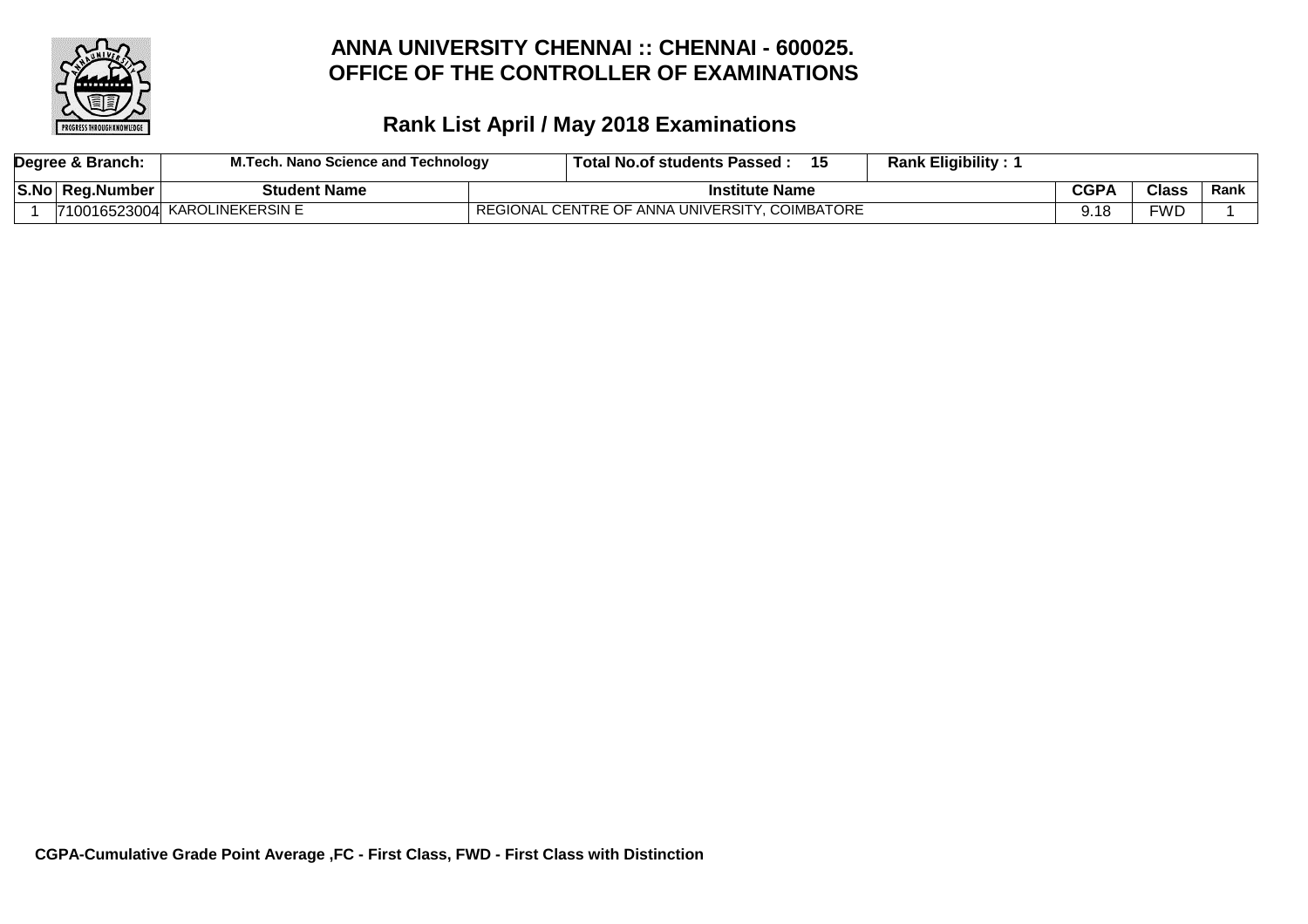# ANNA UNIVERSITY CHENNAI :: CHENNAI - 600025.
# OFFICE OF THE CONTROLLER OF EXAMINATIONS

## Rank List April / May 2018 Examinations

| Degree & Branch: | M.Tech. Nano Science and Technology | Total No.of students Passed : 15 | Rank Eligibility : 1 | | | |
|---|---|---|---|---|---|---|
| **S.No** | **Reg.Number** | **Student Name** | **Institute Name** | **CGPA** | **Class** | **Rank** |
| 1 | 710016523004 | KAROLINEKERSIN E | REGIONAL CENTRE OF ANNA UNIVERSITY, COIMBATORE | 9.18 | FWD | 1 |

**CGPA-Cumulative Grade Point Average ,FC - First Class, FWD - First Class with Distinction**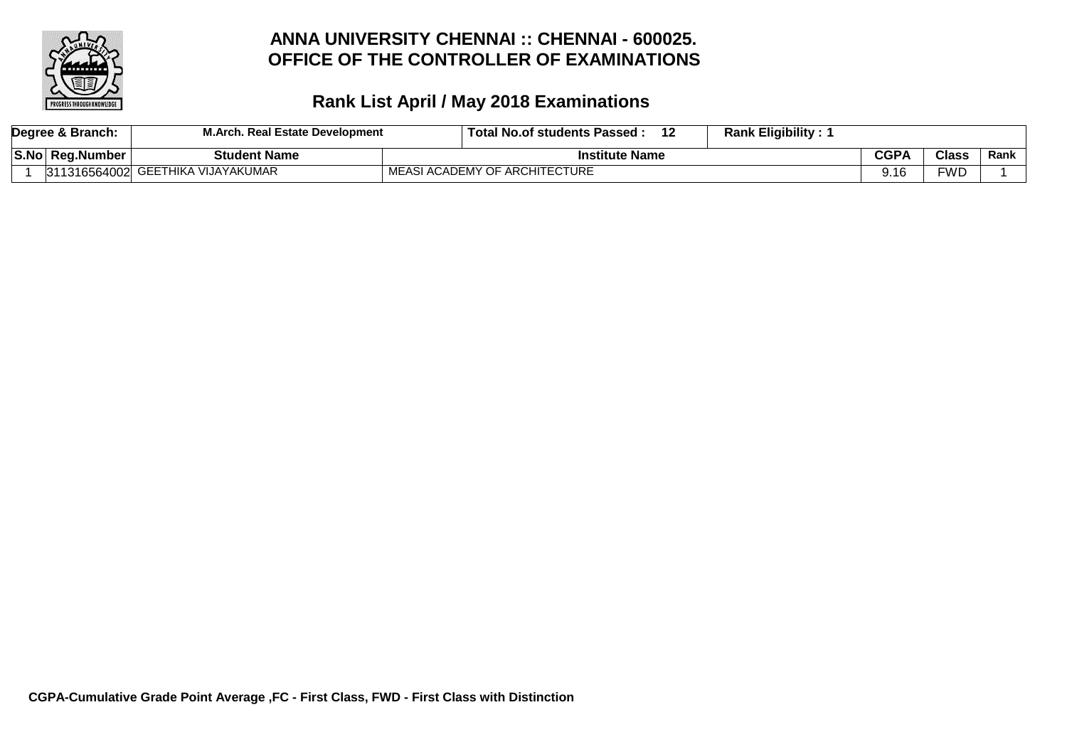# ANNA UNIVERSITY CHENNAI :: CHENNAI - 600025.
# OFFICE OF THE CONTROLLER OF EXAMINATIONS

## Rank List April / May 2018 Examinations

| Degree & Branch: | M.Arch. Real Estate Development | Total No.of students Passed : 12 | Rank Eligibility : 1 | | | |
|---|---|---|---|---|---|---|
| **S.No** | **Reg.Number** | **Student Name** | **Institute Name** | **CGPA** | **Class** | **Rank** |
| 1 | 311316564002 | GEETHIKA VIJAYAKUMAR | MEASI ACADEMY OF ARCHITECTURE | 9.16 | FWD | 1 |

**CGPA-Cumulative Grade Point Average ,FC - First Class, FWD - First Class with Distinction**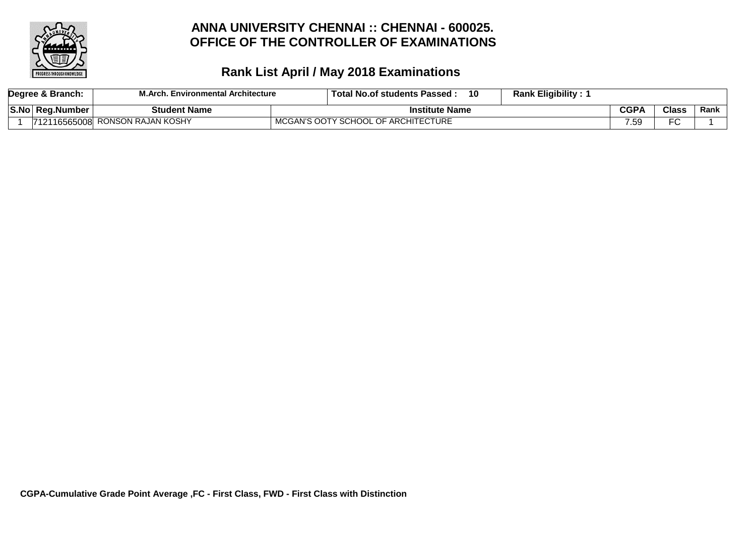# ANNA UNIVERSITY CHENNAI :: CHENNAI - 600025.
# OFFICE OF THE CONTROLLER OF EXAMINATIONS

## Rank List April / May 2018 Examinations

| Degree & Branch: | M.Arch. Environmental Architecture | | Total No.of students Passed : 10 | Rank Eligibility : 1 | | |
|---|---|---|---|---|---|---|
| **S.No** | **Reg.Number** | **Student Name** | **Institute Name** | **CGPA** | **Class** | **Rank** |
| 1 | 712116565008 | RONSON RAJAN KOSHY | MCGAN'S OOTY SCHOOL OF ARCHITECTURE | 7.59 | FC | 1 |

**CGPA-Cumulative Grade Point Average ,FC - First Class, FWD - First Class with Distinction**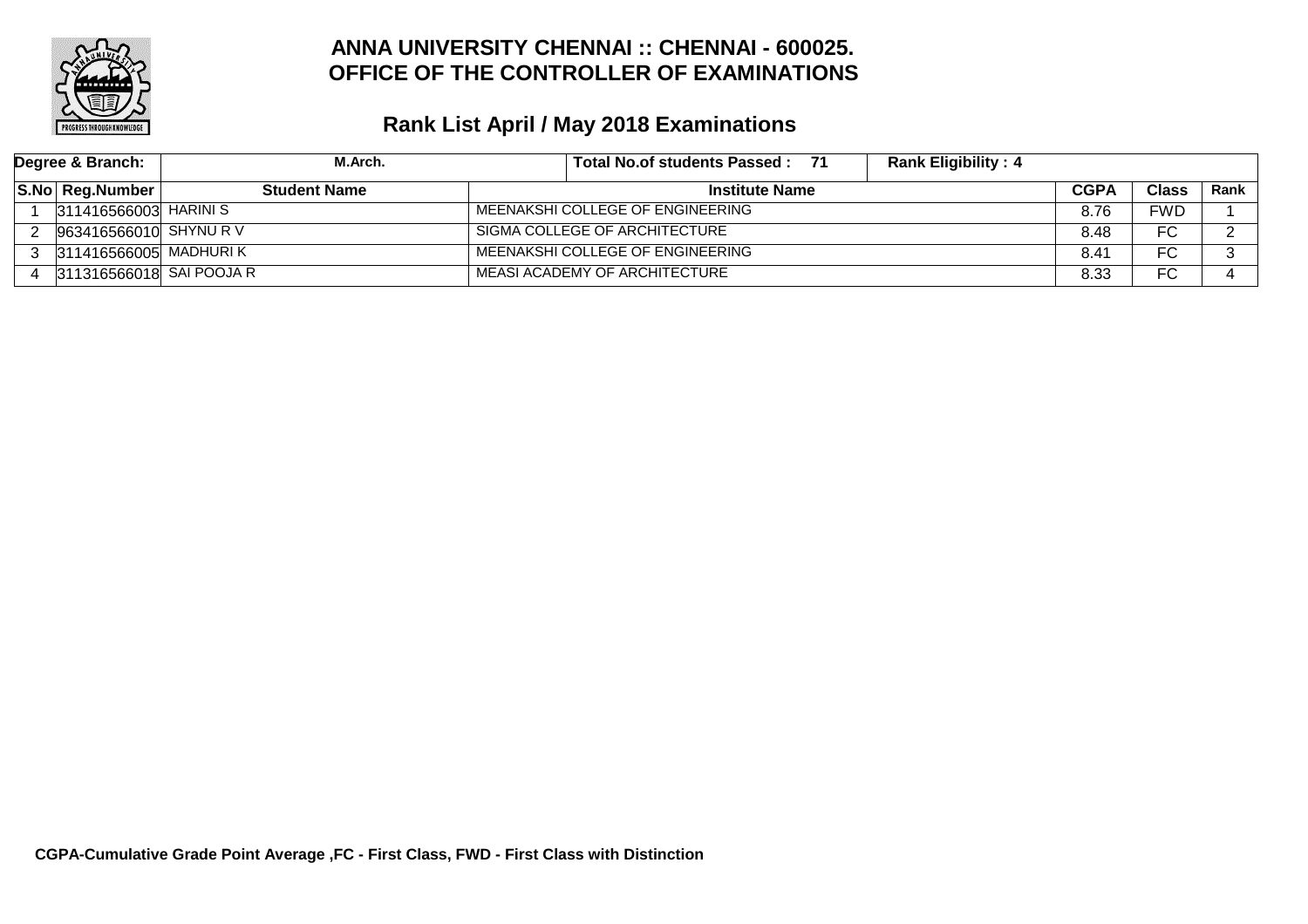# ANNA UNIVERSITY CHENNAI :: CHENNAI - 600025.
# OFFICE OF THE CONTROLLER OF EXAMINATIONS

## Rank List April / May 2018 Examinations

| Degree & Branch: | M.Arch. | Total No.of students Passed : 71 | Rank Eligibility : 4 | | | |
|---|---|---|---|---|---|---|
| **S.No** | **Reg.Number** | **Student Name** | **Institute Name** | **CGPA** | **Class** | **Rank** |
| 1 | 311416566003 | HARINI S | MEENAKSHI COLLEGE OF ENGINEERING | 8.76 | FWD | 1 |
| 2 | 963416566010 | SHYNU R V | SIGMA COLLEGE OF ARCHITECTURE | 8.48 | FC | 2 |
| 3 | 311416566005 | MADHURI K | MEENAKSHI COLLEGE OF ENGINEERING | 8.41 | FC | 3 |
| 4 | 311316566018 | SAI POOJA R | MEASI ACADEMY OF ARCHITECTURE | 8.33 | FC | 4 |

**CGPA-Cumulative Grade Point Average ,FC - First Class, FWD - First Class with Distinction**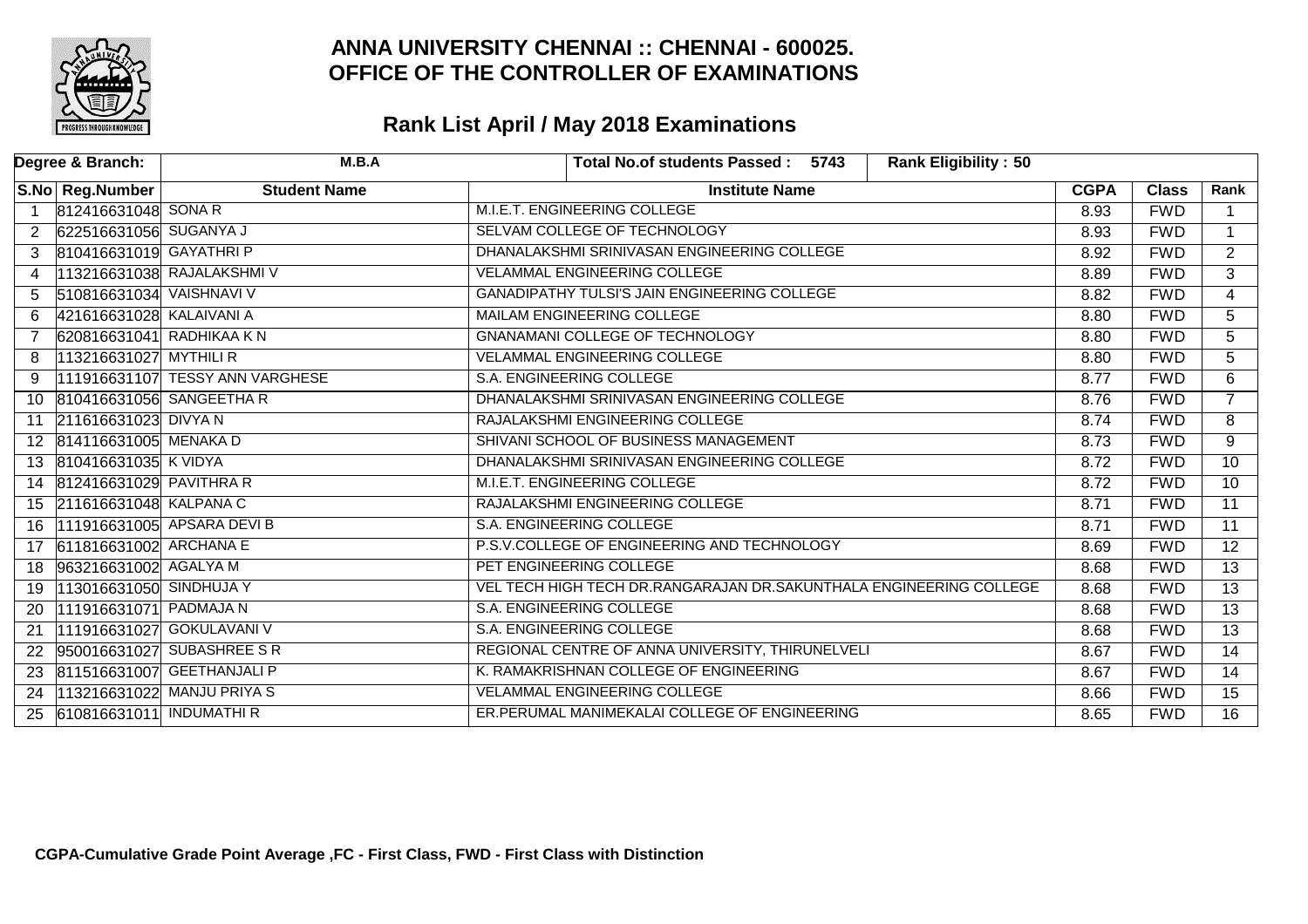# ANNA UNIVERSITY CHENNAI :: CHENNAI - 600025.
# OFFICE OF THE CONTROLLER OF EXAMINATIONS

## Rank List April / May 2018 Examinations

| Degree & Branch: | M.B.A | Total No.of students Passed : 5743 | Rank Eligibility : 50 | | | |
|---|---|---|---|---|---|---|
| **S.No** | **Reg.Number** | **Student Name** | **Institute Name** | **CGPA** | **Class** | **Rank** |
| 1 | 812416631048 | SONA R | M.I.E.T. ENGINEERING COLLEGE | 8.93 | FWD | 1 |
| 2 | 622516631056 | SUGANYA J | SELVAM COLLEGE OF TECHNOLOGY | 8.93 | FWD | 1 |
| 3 | 810416631019 | GAYATHRI P | DHANALAKSHMI SRINIVASAN ENGINEERING COLLEGE | 8.92 | FWD | 2 |
| 4 | 113216631038 | RAJALAKSHMI V | VELAMMAL ENGINEERING COLLEGE | 8.89 | FWD | 3 |
| 5 | 510816631034 | VAISHNAVI V | GANADIPATHY TULSI'S JAIN ENGINEERING COLLEGE | 8.82 | FWD | 4 |
| 6 | 421616631028 | KALAIVANI A | MAILAM ENGINEERING COLLEGE | 8.80 | FWD | 5 |
| 7 | 620816631041 | RADHIKAA K N | GNANAMANI COLLEGE OF TECHNOLOGY | 8.80 | FWD | 5 |
| 8 | 113216631027 | MYTHILI R | VELAMMAL ENGINEERING COLLEGE | 8.80 | FWD | 5 |
| 9 | 111916631107 | TESSY ANN VARGHESE | S.A. ENGINEERING COLLEGE | 8.77 | FWD | 6 |
| 10 | 810416631056 | SANGEETHA R | DHANALAKSHMI SRINIVASAN ENGINEERING COLLEGE | 8.76 | FWD | 7 |
| 11 | 211616631023 | DIVYA N | RAJALAKSHMI ENGINEERING COLLEGE | 8.74 | FWD | 8 |
| 12 | 814116631005 | MENAKA D | SHIVANI SCHOOL OF BUSINESS MANAGEMENT | 8.73 | FWD | 9 |
| 13 | 810416631035 | K VIDYA | DHANALAKSHMI SRINIVASAN ENGINEERING COLLEGE | 8.72 | FWD | 10 |
| 14 | 812416631029 | PAVITHRA R | M.I.E.T. ENGINEERING COLLEGE | 8.72 | FWD | 10 |
| 15 | 211616631048 | KALPANA C | RAJALAKSHMI ENGINEERING COLLEGE | 8.71 | FWD | 11 |
| 16 | 111916631005 | APSARA DEVI B | S.A. ENGINEERING COLLEGE | 8.71 | FWD | 11 |
| 17 | 611816631002 | ARCHANA E | P.S.V.COLLEGE OF ENGINEERING AND TECHNOLOGY | 8.69 | FWD | 12 |
| 18 | 963216631002 | AGALYA M | PET ENGINEERING COLLEGE | 8.68 | FWD | 13 |
| 19 | 113016631050 | SINDHUJA Y | VEL TECH HIGH TECH DR.RANGARAJAN DR.SAKUNTHALA ENGINEERING COLLEGE | 8.68 | FWD | 13 |
| 20 | 111916631071 | PADMAJA N | S.A. ENGINEERING COLLEGE | 8.68 | FWD | 13 |
| 21 | 111916631027 | GOKULAVANI V | S.A. ENGINEERING COLLEGE | 8.68 | FWD | 13 |
| 22 | 950016631027 | SUBASHREE S R | REGIONAL CENTRE OF ANNA UNIVERSITY, THIRUNELVELI | 8.67 | FWD | 14 |
| 23 | 811516631007 | GEETHANJALI P | K. RAMAKRISHNAN COLLEGE OF ENGINEERING | 8.67 | FWD | 14 |
| 24 | 113216631022 | MANJU PRIYA S | VELAMMAL ENGINEERING COLLEGE | 8.66 | FWD | 15 |
| 25 | 610816631011 | INDUMATHI R | ER.PERUMAL MANIMEKALAI COLLEGE OF ENGINEERING | 8.65 | FWD | 16 |

**CGPA-Cumulative Grade Point Average ,FC - First Class, FWD - First Class with Distinction**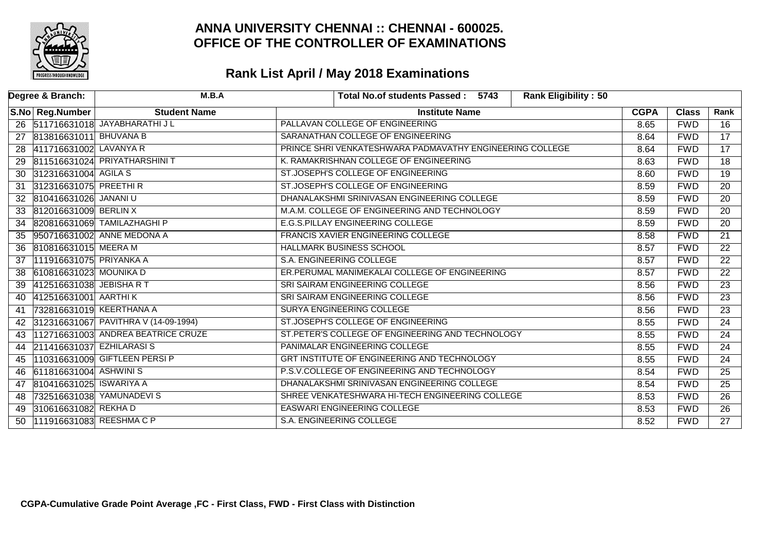# ANNA UNIVERSITY CHENNAI :: CHENNAI - 600025.
# OFFICE OF THE CONTROLLER OF EXAMINATIONS

## Rank List April / May 2018 Examinations

| Degree & Branch: | | M.B.A | Total No.of students Passed : 5743 | Rank Eligibility : 50 | | |
|---|---|---|---|---|---|---|
| **S.No** | **Reg.Number** | **Student Name** | **Institute Name** | **CGPA** | **Class** | **Rank** |
| 26 | 511716631018 | JAYABHARATHI J L | PALLAVAN COLLEGE OF ENGINEERING | 8.65 | FWD | 16 |
| 27 | 813816631011 | BHUVANA B | SARANATHAN COLLEGE OF ENGINEERING | 8.64 | FWD | 17 |
| 28 | 411716631002 | LAVANYA R | PRINCE SHRI VENKATESHWARA PADMAVATHY ENGINEERING COLLEGE | 8.64 | FWD | 17 |
| 29 | 811516631024 | PRIYATHARSHINI T | K. RAMAKRISHNAN COLLEGE OF ENGINEERING | 8.63 | FWD | 18 |
| 30 | 312316631004 | AGILA S | ST.JOSEPH'S COLLEGE OF ENGINEERING | 8.60 | FWD | 19 |
| 31 | 312316631075 | PREETHI R | ST.JOSEPH'S COLLEGE OF ENGINEERING | 8.59 | FWD | 20 |
| 32 | 810416631026 | JANANI U | DHANALAKSHMI SRINIVASAN ENGINEERING COLLEGE | 8.59 | FWD | 20 |
| 33 | 812016631009 | BERLIN X | M.A.M. COLLEGE OF ENGINEERING AND TECHNOLOGY | 8.59 | FWD | 20 |
| 34 | 820816631069 | TAMILAZHAGHI P | E.G.S.PILLAY ENGINEERING COLLEGE | 8.59 | FWD | 20 |
| 35 | 950716631002 | ANNE MEDONA A | FRANCIS XAVIER ENGINEERING COLLEGE | 8.58 | FWD | 21 |
| 36 | 810816631015 | MEERA M | HALLMARK BUSINESS SCHOOL | 8.57 | FWD | 22 |
| 37 | 111916631075 | PRIYANKA A | S.A. ENGINEERING COLLEGE | 8.57 | FWD | 22 |
| 38 | 610816631023 | MOUNIKA D | ER.PERUMAL MANIMEKALAI COLLEGE OF ENGINEERING | 8.57 | FWD | 22 |
| 39 | 412516631038 | JEBISHA R T | SRI SAIRAM ENGINEERING COLLEGE | 8.56 | FWD | 23 |
| 40 | 412516631001 | AARTHI K | SRI SAIRAM ENGINEERING COLLEGE | 8.56 | FWD | 23 |
| 41 | 732816631019 | KEERTHANA A | SURYA ENGINEERING COLLEGE | 8.56 | FWD | 23 |
| 42 | 312316631067 | PAVITHRA V (14-09-1994) | ST.JOSEPH'S COLLEGE OF ENGINEERING | 8.55 | FWD | 24 |
| 43 | 112716631003 | ANDREA BEATRICE CRUZE | ST.PETER'S COLLEGE OF ENGINEERING AND TECHNOLOGY | 8.55 | FWD | 24 |
| 44 | 211416631037 | EZHILARASI S | PANIMALAR ENGINEERING COLLEGE | 8.55 | FWD | 24 |
| 45 | 110316631009 | GIFTLEEN PERSI P | GRT INSTITUTE OF ENGINEERING AND TECHNOLOGY | 8.55 | FWD | 24 |
| 46 | 611816631004 | ASHWINI S | P.S.V.COLLEGE OF ENGINEERING AND TECHNOLOGY | 8.54 | FWD | 25 |
| 47 | 810416631025 | ISWARIYA A | DHANALAKSHMI SRINIVASAN ENGINEERING COLLEGE | 8.54 | FWD | 25 |
| 48 | 732516631038 | YAMUNADEVI S | SHREE VENKATESHWARA HI-TECH ENGINEERING COLLEGE | 8.53 | FWD | 26 |
| 49 | 310616631082 | REKHA D | EASWARI ENGINEERING COLLEGE | 8.53 | FWD | 26 |
| 50 | 111916631083 | REESHMA C P | S.A. ENGINEERING COLLEGE | 8.52 | FWD | 27 |

**CGPA-Cumulative Grade Point Average ,FC - First Class, FWD - First Class with Distinction**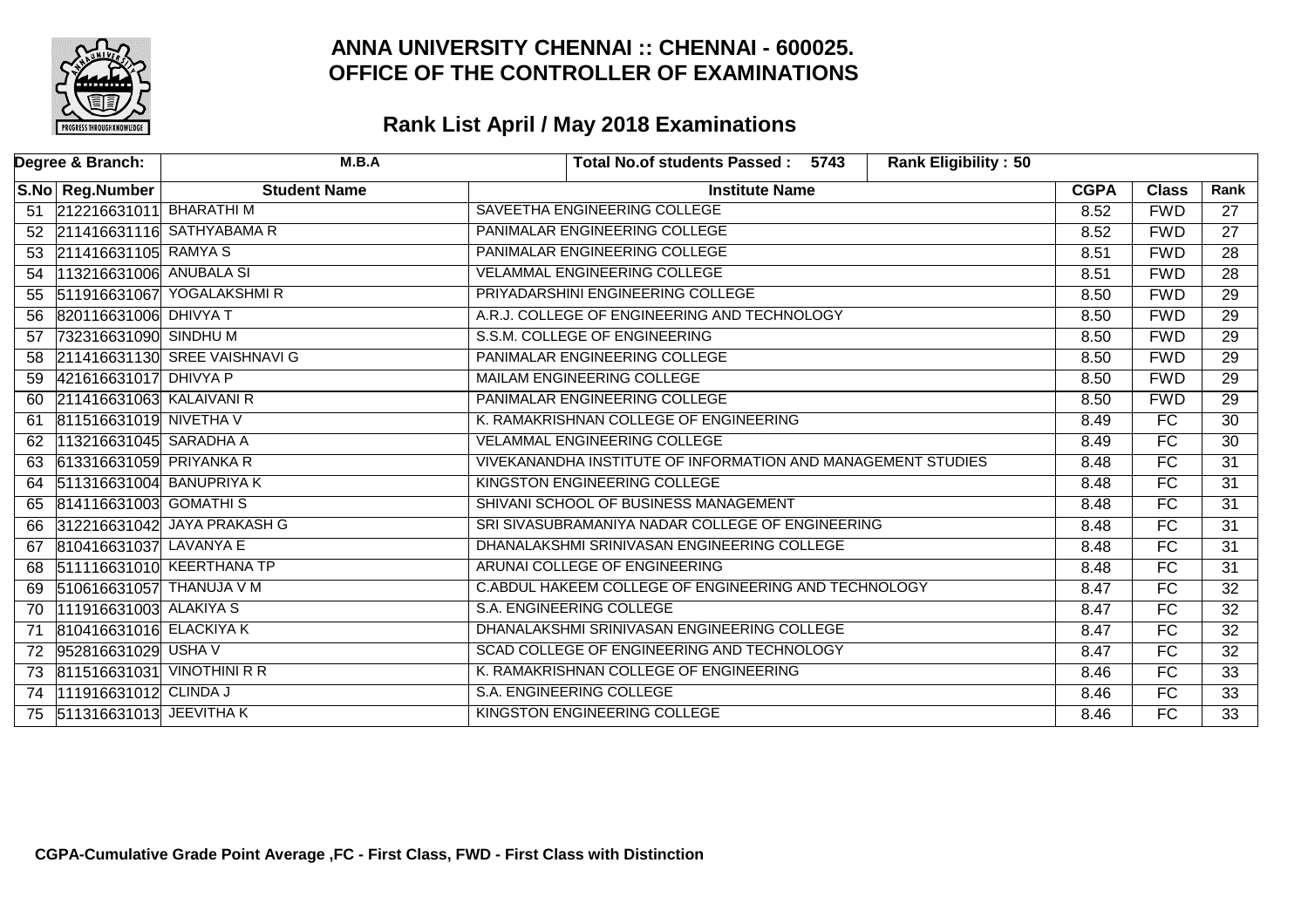# ANNA UNIVERSITY CHENNAI :: CHENNAI - 600025.
# OFFICE OF THE CONTROLLER OF EXAMINATIONS

## Rank List April / May 2018 Examinations

| Degree & Branch: | M.B.A | Total No.of students Passed : 5743 | Rank Eligibility : 50 | | | |
|---|---|---|---|---|---|---|

| S.No | Reg.Number | Student Name | Institute Name | CGPA | Class | Rank |
|---|---|---|---|---|---|---|
| 51 | 212216631011 | BHARATHI M | SAVEETHA ENGINEERING COLLEGE | 8.52 | FWD | 27 |
| 52 | 211416631116 | SATHYABAMA R | PANIMALAR ENGINEERING COLLEGE | 8.52 | FWD | 27 |
| 53 | 211416631105 | RAMYA S | PANIMALAR ENGINEERING COLLEGE | 8.51 | FWD | 28 |
| 54 | 113216631006 | ANUBALA SI | VELAMMAL ENGINEERING COLLEGE | 8.51 | FWD | 28 |
| 55 | 511916631067 | YOGALAKSHMI R | PRIYADARSHINI ENGINEERING COLLEGE | 8.50 | FWD | 29 |
| 56 | 820116631006 | DHIVYA T | A.R.J. COLLEGE OF ENGINEERING AND TECHNOLOGY | 8.50 | FWD | 29 |
| 57 | 732316631090 | SINDHU M | S.S.M. COLLEGE OF ENGINEERING | 8.50 | FWD | 29 |
| 58 | 211416631130 | SREE VAISHNAVI G | PANIMALAR ENGINEERING COLLEGE | 8.50 | FWD | 29 |
| 59 | 421616631017 | DHIVYA P | MAILAM ENGINEERING COLLEGE | 8.50 | FWD | 29 |
| 60 | 211416631063 | KALAIVANI R | PANIMALAR ENGINEERING COLLEGE | 8.50 | FWD | 29 |
| 61 | 811516631019 | NIVETHA V | K. RAMAKRISHNAN COLLEGE OF ENGINEERING | 8.49 | FC | 30 |
| 62 | 113216631045 | SARADHA A | VELAMMAL ENGINEERING COLLEGE | 8.49 | FC | 30 |
| 63 | 613316631059 | PRIYANKA R | VIVEKANANDHA INSTITUTE OF INFORMATION AND MANAGEMENT STUDIES | 8.48 | FC | 31 |
| 64 | 511316631004 | BANUPRIYA K | KINGSTON ENGINEERING COLLEGE | 8.48 | FC | 31 |
| 65 | 814116631003 | GOMATHI S | SHIVANI SCHOOL OF BUSINESS MANAGEMENT | 8.48 | FC | 31 |
| 66 | 312216631042 | JAYA PRAKASH G | SRI SIVASUBRAMANIYA NADAR COLLEGE OF ENGINEERING | 8.48 | FC | 31 |
| 67 | 810416631037 | LAVANYA E | DHANALAKSHMI SRINIVASAN ENGINEERING COLLEGE | 8.48 | FC | 31 |
| 68 | 511116631010 | KEERTHANA TP | ARUNAI COLLEGE OF ENGINEERING | 8.48 | FC | 31 |
| 69 | 510616631057 | THANUJA V M | C.ABDUL HAKEEM COLLEGE OF ENGINEERING AND TECHNOLOGY | 8.47 | FC | 32 |
| 70 | 111916631003 | ALAKIYA S | S.A. ENGINEERING COLLEGE | 8.47 | FC | 32 |
| 71 | 810416631016 | ELACKIYA K | DHANALAKSHMI SRINIVASAN ENGINEERING COLLEGE | 8.47 | FC | 32 |
| 72 | 952816631029 | USHA V | SCAD COLLEGE OF ENGINEERING AND TECHNOLOGY | 8.47 | FC | 32 |
| 73 | 811516631031 | VINOTHINI R R | K. RAMAKRISHNAN COLLEGE OF ENGINEERING | 8.46 | FC | 33 |
| 74 | 111916631012 | CLINDA J | S.A. ENGINEERING COLLEGE | 8.46 | FC | 33 |
| 75 | 511316631013 | JEEVITHA K | KINGSTON ENGINEERING COLLEGE | 8.46 | FC | 33 |

**CGPA-Cumulative Grade Point Average ,FC - First Class, FWD - First Class with Distinction**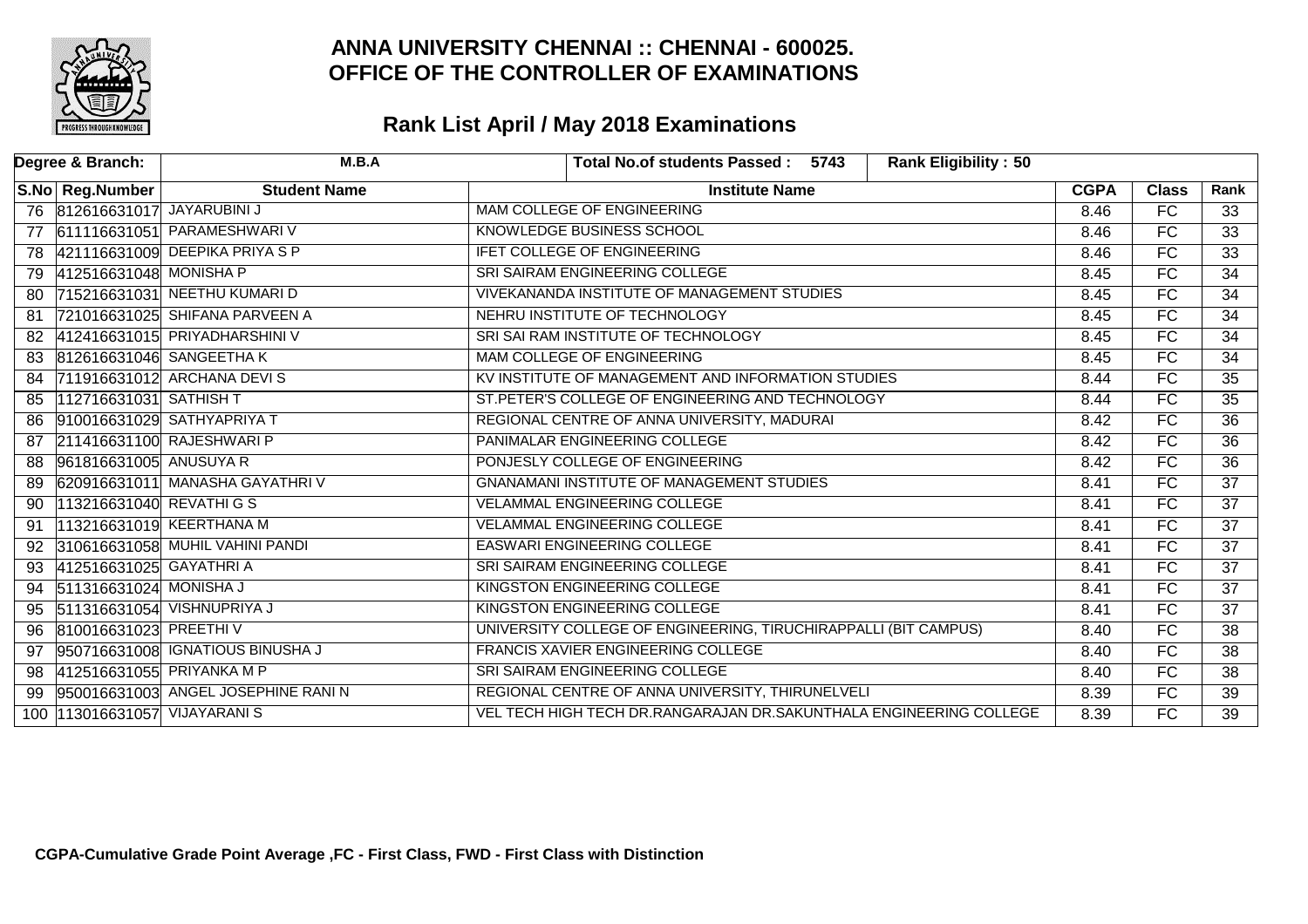# ANNA UNIVERSITY CHENNAI :: CHENNAI - 600025.
# OFFICE OF THE CONTROLLER OF EXAMINATIONS

## Rank List April / May 2018 Examinations

| Degree & Branch: | M.B.A | Total No.of students Passed : 5743 | Rank Eligibility : 50 | | | |
|---|---|---|---|---|---|---|
| **S.No** | **Reg.Number** | **Student Name** | **Institute Name** | **CGPA** | **Class** | **Rank** |
| 76 | 812616631017 | JAYARUBINI J | MAM COLLEGE OF ENGINEERING | 8.46 | FC | 33 |
| 77 | 611116631051 | PARAMESHWARI V | KNOWLEDGE BUSINESS SCHOOL | 8.46 | FC | 33 |
| 78 | 421116631009 | DEEPIKA PRIYA S P | IFET COLLEGE OF ENGINEERING | 8.46 | FC | 33 |
| 79 | 412516631048 | MONISHA P | SRI SAIRAM ENGINEERING COLLEGE | 8.45 | FC | 34 |
| 80 | 715216631031 | NEETHU KUMARI D | VIVEKANANDA INSTITUTE OF MANAGEMENT STUDIES | 8.45 | FC | 34 |
| 81 | 721016631025 | SHIFANA PARVEEN A | NEHRU INSTITUTE OF TECHNOLOGY | 8.45 | FC | 34 |
| 82 | 412416631015 | PRIYADHARSHINI V | SRI SAI RAM INSTITUTE OF TECHNOLOGY | 8.45 | FC | 34 |
| 83 | 812616631046 | SANGEETHA K | MAM COLLEGE OF ENGINEERING | 8.45 | FC | 34 |
| 84 | 711916631012 | ARCHANA DEVI S | KV INSTITUTE OF MANAGEMENT AND INFORMATION STUDIES | 8.44 | FC | 35 |
| 85 | 112716631031 | SATHISH T | ST.PETER'S COLLEGE OF ENGINEERING AND TECHNOLOGY | 8.44 | FC | 35 |
| 86 | 910016631029 | SATHYAPRIYA T | REGIONAL CENTRE OF ANNA UNIVERSITY, MADURAI | 8.42 | FC | 36 |
| 87 | 211416631100 | RAJESHWARI P | PANIMALAR ENGINEERING COLLEGE | 8.42 | FC | 36 |
| 88 | 961816631005 | ANUSUYA R | PONJESLY COLLEGE OF ENGINEERING | 8.42 | FC | 36 |
| 89 | 620916631011 | MANASHA GAYATHRI V | GNANAMANI INSTITUTE OF MANAGEMENT STUDIES | 8.41 | FC | 37 |
| 90 | 113216631040 | REVATHI G S | VELAMMAL ENGINEERING COLLEGE | 8.41 | FC | 37 |
| 91 | 113216631019 | KEERTHANA M | VELAMMAL ENGINEERING COLLEGE | 8.41 | FC | 37 |
| 92 | 310616631058 | MUHIL VAHINI PANDI | EASWARI ENGINEERING COLLEGE | 8.41 | FC | 37 |
| 93 | 412516631025 | GAYATHRI A | SRI SAIRAM ENGINEERING COLLEGE | 8.41 | FC | 37 |
| 94 | 511316631024 | MONISHA J | KINGSTON ENGINEERING COLLEGE | 8.41 | FC | 37 |
| 95 | 511316631054 | VISHNUPRIYA J | KINGSTON ENGINEERING COLLEGE | 8.41 | FC | 37 |
| 96 | 810016631023 | PREETHI V | UNIVERSITY COLLEGE OF ENGINEERING, TIRUCHIRAPPALLI (BIT CAMPUS) | 8.40 | FC | 38 |
| 97 | 950716631008 | IGNATIOUS BINUSHA J | FRANCIS XAVIER ENGINEERING COLLEGE | 8.40 | FC | 38 |
| 98 | 412516631055 | PRIYANKA M P | SRI SAIRAM ENGINEERING COLLEGE | 8.40 | FC | 38 |
| 99 | 950016631003 | ANGEL JOSEPHINE RANI N | REGIONAL CENTRE OF ANNA UNIVERSITY, THIRUNELVELI | 8.39 | FC | 39 |
| 100 | 113016631057 | VIJAYARANI S | VEL TECH HIGH TECH DR.RANGARAJAN DR.SAKUNTHALA ENGINEERING COLLEGE | 8.39 | FC | 39 |

**CGPA-Cumulative Grade Point Average ,FC - First Class, FWD - First Class with Distinction**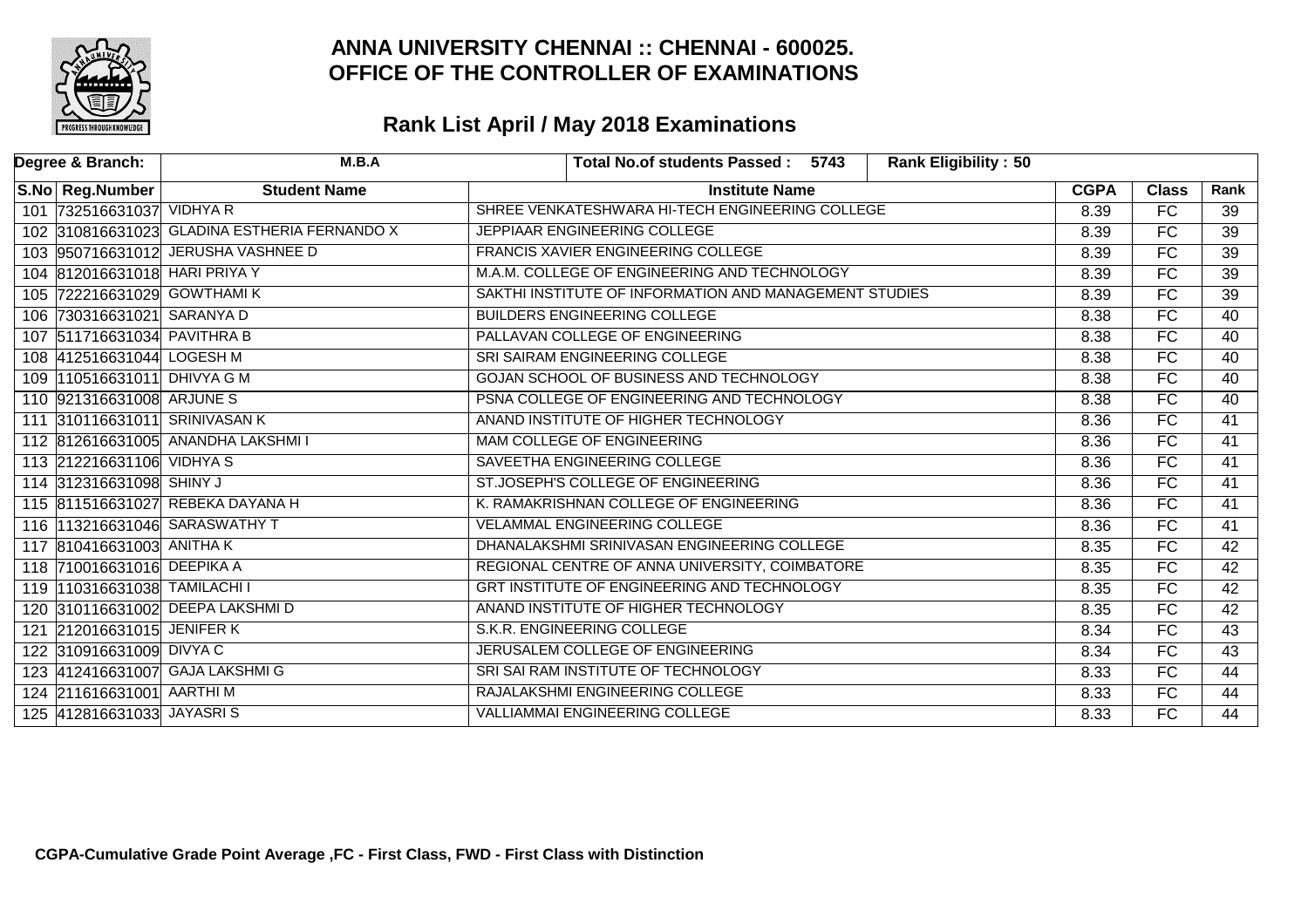# ANNA UNIVERSITY CHENNAI :: CHENNAI - 600025.
# OFFICE OF THE CONTROLLER OF EXAMINATIONS

## Rank List April / May 2018 Examinations

| Degree & Branch: | M.B.A | Total No.of students Passed : 5743 | Rank Eligibility : 50 | | | |
|---|---|---|---|---|---|---|

| S.No | Reg.Number | Student Name | Institute Name | CGPA | Class | Rank |
|---|---|---|---|---|---|---|
| 101 | 732516631037 | VIDHYA R | SHREE VENKATESHWARA HI-TECH ENGINEERING COLLEGE | 8.39 | FC | 39 |
| 102 | 310816631023 | GLADINA ESTHERIA FERNANDO X | JEPPIAAR ENGINEERING COLLEGE | 8.39 | FC | 39 |
| 103 | 950716631012 | JERUSHA VASHNEE D | FRANCIS XAVIER ENGINEERING COLLEGE | 8.39 | FC | 39 |
| 104 | 812016631018 | HARI PRIYA Y | M.A.M. COLLEGE OF ENGINEERING AND TECHNOLOGY | 8.39 | FC | 39 |
| 105 | 722216631029 | GOWTHAMI K | SAKTHI INSTITUTE OF INFORMATION AND MANAGEMENT STUDIES | 8.39 | FC | 39 |
| 106 | 730316631021 | SARANYA D | BUILDERS ENGINEERING COLLEGE | 8.38 | FC | 40 |
| 107 | 511716631034 | PAVITHRA B | PALLAVAN COLLEGE OF ENGINEERING | 8.38 | FC | 40 |
| 108 | 412516631044 | LOGESH M | SRI SAIRAM ENGINEERING COLLEGE | 8.38 | FC | 40 |
| 109 | 110516631011 | DHIVYA G M | GOJAN SCHOOL OF BUSINESS AND TECHNOLOGY | 8.38 | FC | 40 |
| 110 | 921316631008 | ARJUNE S | PSNA COLLEGE OF ENGINEERING AND TECHNOLOGY | 8.38 | FC | 40 |
| 111 | 310116631011 | SRINIVASAN K | ANAND INSTITUTE OF HIGHER TECHNOLOGY | 8.36 | FC | 41 |
| 112 | 812616631005 | ANANDHA LAKSHMI I | MAM COLLEGE OF ENGINEERING | 8.36 | FC | 41 |
| 113 | 212216631106 | VIDHYA S | SAVEETHA ENGINEERING COLLEGE | 8.36 | FC | 41 |
| 114 | 312316631098 | SHINY J | ST.JOSEPH'S COLLEGE OF ENGINEERING | 8.36 | FC | 41 |
| 115 | 811516631027 | REBEKA DAYANA H | K. RAMAKRISHNAN COLLEGE OF ENGINEERING | 8.36 | FC | 41 |
| 116 | 113216631046 | SARASWATHY T | VELAMMAL ENGINEERING COLLEGE | 8.36 | FC | 41 |
| 117 | 810416631003 | ANITHA K | DHANALAKSHMI SRINIVASAN ENGINEERING COLLEGE | 8.35 | FC | 42 |
| 118 | 710016631016 | DEEPIKA A | REGIONAL CENTRE OF ANNA UNIVERSITY, COIMBATORE | 8.35 | FC | 42 |
| 119 | 110316631038 | TAMILACHI I | GRT INSTITUTE OF ENGINEERING AND TECHNOLOGY | 8.35 | FC | 42 |
| 120 | 310116631002 | DEEPA LAKSHMI D | ANAND INSTITUTE OF HIGHER TECHNOLOGY | 8.35 | FC | 42 |
| 121 | 212016631015 | JENIFER K | S.K.R. ENGINEERING COLLEGE | 8.34 | FC | 43 |
| 122 | 310916631009 | DIVYA C | JERUSALEM COLLEGE OF ENGINEERING | 8.34 | FC | 43 |
| 123 | 412416631007 | GAJA LAKSHMI G | SRI SAI RAM INSTITUTE OF TECHNOLOGY | 8.33 | FC | 44 |
| 124 | 211616631001 | AARTHI M | RAJALAKSHMI ENGINEERING COLLEGE | 8.33 | FC | 44 |
| 125 | 412816631033 | JAYASRI S | VALLIAMMAI ENGINEERING COLLEGE | 8.33 | FC | 44 |

**CGPA-Cumulative Grade Point Average ,FC - First Class, FWD - First Class with Distinction**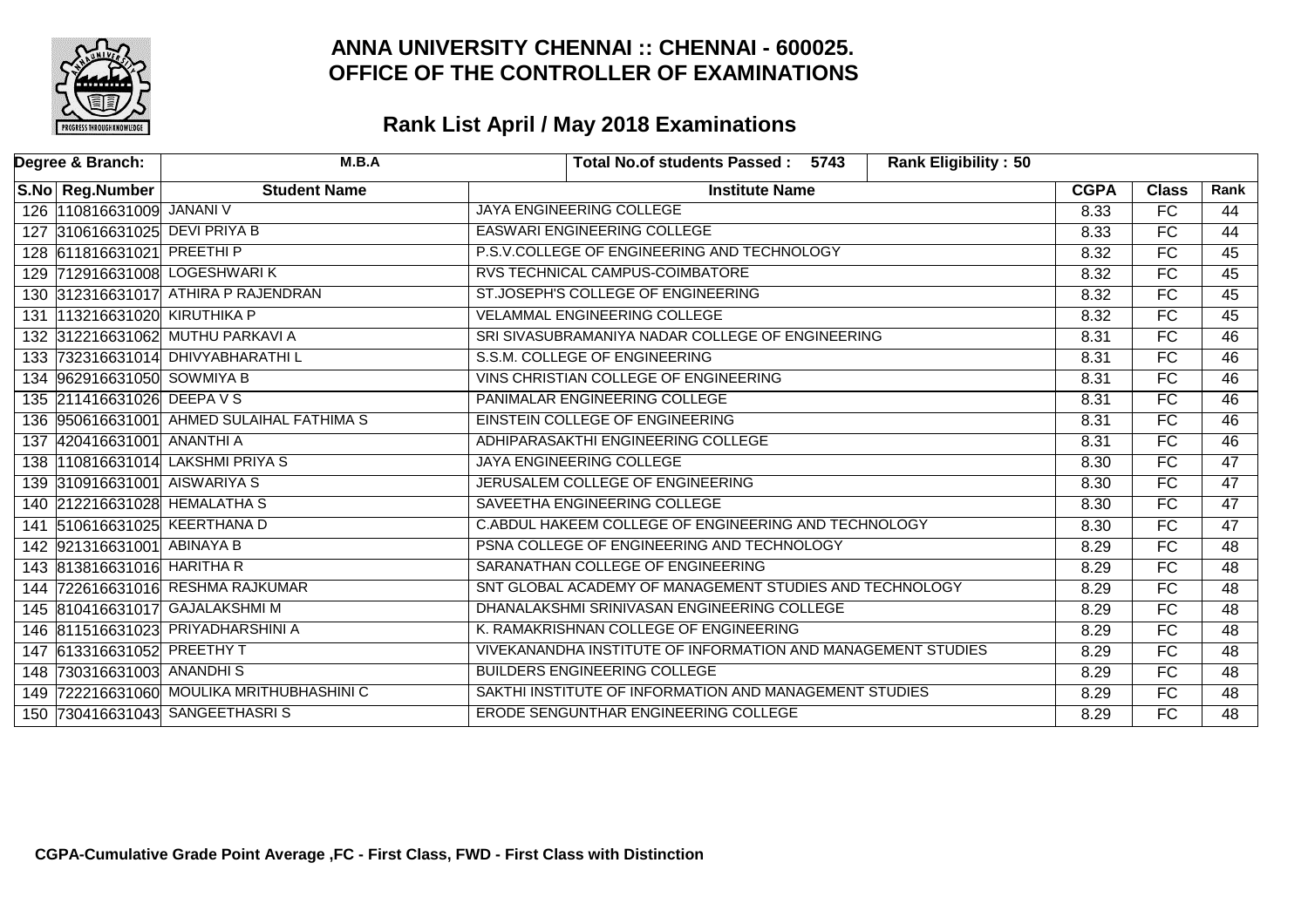# ANNA UNIVERSITY CHENNAI :: CHENNAI - 600025.
# OFFICE OF THE CONTROLLER OF EXAMINATIONS

## Rank List April / May 2018 Examinations

| Degree & Branch: | M.B.A | Total No.of students Passed : 5743 | Rank Eligibility : 50 | | | |
|---|---|---|---|---|---|---|

| S.No | Reg.Number | Student Name | Institute Name | CGPA | Class | Rank |
|---|---|---|---|---|---|---|
| 126 | 110816631009 | JANANI V | JAYA ENGINEERING COLLEGE | 8.33 | FC | 44 |
| 127 | 310616631025 | DEVI PRIYA B | EASWARI ENGINEERING COLLEGE | 8.33 | FC | 44 |
| 128 | 611816631021 | PREETHI P | P.S.V.COLLEGE OF ENGINEERING AND TECHNOLOGY | 8.32 | FC | 45 |
| 129 | 712916631008 | LOGESHWARI K | RVS TECHNICAL CAMPUS-COIMBATORE | 8.32 | FC | 45 |
| 130 | 312316631017 | ATHIRA P RAJENDRAN | ST.JOSEPH'S COLLEGE OF ENGINEERING | 8.32 | FC | 45 |
| 131 | 113216631020 | KIRUTHIKA P | VELAMMAL ENGINEERING COLLEGE | 8.32 | FC | 45 |
| 132 | 312216631062 | MUTHU PARKAVI A | SRI SIVASUBRAMANIYA NADAR COLLEGE OF ENGINEERING | 8.31 | FC | 46 |
| 133 | 732316631014 | DHIVYABHARATHI L | S.S.M. COLLEGE OF ENGINEERING | 8.31 | FC | 46 |
| 134 | 962916631050 | SOWMIYA B | VINS CHRISTIAN COLLEGE OF ENGINEERING | 8.31 | FC | 46 |
| 135 | 211416631026 | DEEPA V S | PANIMALAR ENGINEERING COLLEGE | 8.31 | FC | 46 |
| 136 | 950616631001 | AHMED SULAIHAL FATHIMA S | EINSTEIN COLLEGE OF ENGINEERING | 8.31 | FC | 46 |
| 137 | 420416631001 | ANANTHI A | ADHIPARASAKTHI ENGINEERING COLLEGE | 8.31 | FC | 46 |
| 138 | 110816631014 | LAKSHMI PRIYA S | JAYA ENGINEERING COLLEGE | 8.30 | FC | 47 |
| 139 | 310916631001 | AISWARIYA S | JERUSALEM COLLEGE OF ENGINEERING | 8.30 | FC | 47 |
| 140 | 212216631028 | HEMALATHA S | SAVEETHA ENGINEERING COLLEGE | 8.30 | FC | 47 |
| 141 | 510616631025 | KEERTHANA D | C.ABDUL HAKEEM COLLEGE OF ENGINEERING AND TECHNOLOGY | 8.30 | FC | 47 |
| 142 | 921316631001 | ABINAYA B | PSNA COLLEGE OF ENGINEERING AND TECHNOLOGY | 8.29 | FC | 48 |
| 143 | 813816631016 | HARITHA R | SARANATHAN COLLEGE OF ENGINEERING | 8.29 | FC | 48 |
| 144 | 722616631016 | RESHMA RAJKUMAR | SNT GLOBAL ACADEMY OF MANAGEMENT STUDIES AND TECHNOLOGY | 8.29 | FC | 48 |
| 145 | 810416631017 | GAJALAKSHMI M | DHANALAKSHMI SRINIVASAN ENGINEERING COLLEGE | 8.29 | FC | 48 |
| 146 | 811516631023 | PRIYADHARSHINI A | K. RAMAKRISHNAN COLLEGE OF ENGINEERING | 8.29 | FC | 48 |
| 147 | 613316631052 | PREETHY T | VIVEKANANDHA INSTITUTE OF INFORMATION AND MANAGEMENT STUDIES | 8.29 | FC | 48 |
| 148 | 730316631003 | ANANDHI S | BUILDERS ENGINEERING COLLEGE | 8.29 | FC | 48 |
| 149 | 722216631060 | MOULIKA MRITHUBHASHINI C | SAKTHI INSTITUTE OF INFORMATION AND MANAGEMENT STUDIES | 8.29 | FC | 48 |
| 150 | 730416631043 | SANGEETHASRI S | ERODE SENGUNTHAR ENGINEERING COLLEGE | 8.29 | FC | 48 |

**CGPA-Cumulative Grade Point Average ,FC - First Class, FWD - First Class with Distinction**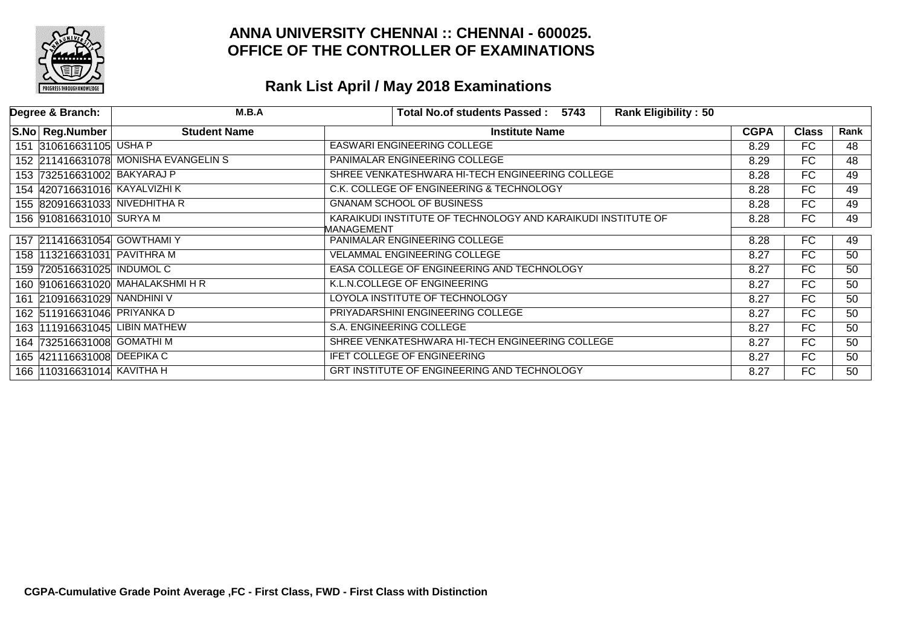# ANNA UNIVERSITY CHENNAI :: CHENNAI - 600025.
# OFFICE OF THE CONTROLLER OF EXAMINATIONS

## Rank List April / May 2018 Examinations

| Degree & Branch: | M.B.A | Total No.of students Passed : 5743 | Rank Eligibility : 50 | | | |
|---|---|---|---|---|---|---|
| **S.No** | **Reg.Number** | **Student Name** | **Institute Name** | **CGPA** | **Class** | **Rank** |
| 151 | 310616631105 | USHA P | EASWARI ENGINEERING COLLEGE | 8.29 | FC | 48 |
| 152 | 211416631078 | MONISHA EVANGELIN S | PANIMALAR ENGINEERING COLLEGE | 8.29 | FC | 48 |
| 153 | 732516631002 | BAKYARAJ P | SHREE VENKATESHWARA HI-TECH ENGINEERING COLLEGE | 8.28 | FC | 49 |
| 154 | 420716631016 | KAYALVIZHI K | C.K. COLLEGE OF ENGINEERING & TECHNOLOGY | 8.28 | FC | 49 |
| 155 | 820916631033 | NIVEDHITHA R | GNANAM SCHOOL OF BUSINESS | 8.28 | FC | 49 |
| 156 | 910816631010 | SURYA M | KARAIKUDI INSTITUTE OF TECHNOLOGY AND KARAIKUDI INSTITUTE OF MANAGEMENT | 8.28 | FC | 49 |
| 157 | 211416631054 | GOWTHAMI Y | PANIMALAR ENGINEERING COLLEGE | 8.28 | FC | 49 |
| 158 | 113216631031 | PAVITHRA M | VELAMMAL ENGINEERING COLLEGE | 8.27 | FC | 50 |
| 159 | 720516631025 | INDUMOL C | EASA COLLEGE OF ENGINEERING AND TECHNOLOGY | 8.27 | FC | 50 |
| 160 | 910616631020 | MAHALAKSHMI H R | K.L.N.COLLEGE OF ENGINEERING | 8.27 | FC | 50 |
| 161 | 210916631029 | NANDHINI V | LOYOLA INSTITUTE OF TECHNOLOGY | 8.27 | FC | 50 |
| 162 | 511916631046 | PRIYANKA D | PRIYADARSHINI ENGINEERING COLLEGE | 8.27 | FC | 50 |
| 163 | 111916631045 | LIBIN MATHEW | S.A. ENGINEERING COLLEGE | 8.27 | FC | 50 |
| 164 | 732516631008 | GOMATHI M | SHREE VENKATESHWARA HI-TECH ENGINEERING COLLEGE | 8.27 | FC | 50 |
| 165 | 421116631008 | DEEPIKA C | IFET COLLEGE OF ENGINEERING | 8.27 | FC | 50 |
| 166 | 110316631014 | KAVITHA H | GRT INSTITUTE OF ENGINEERING AND TECHNOLOGY | 8.27 | FC | 50 |

**CGPA-Cumulative Grade Point Average ,FC - First Class, FWD - First Class with Distinction**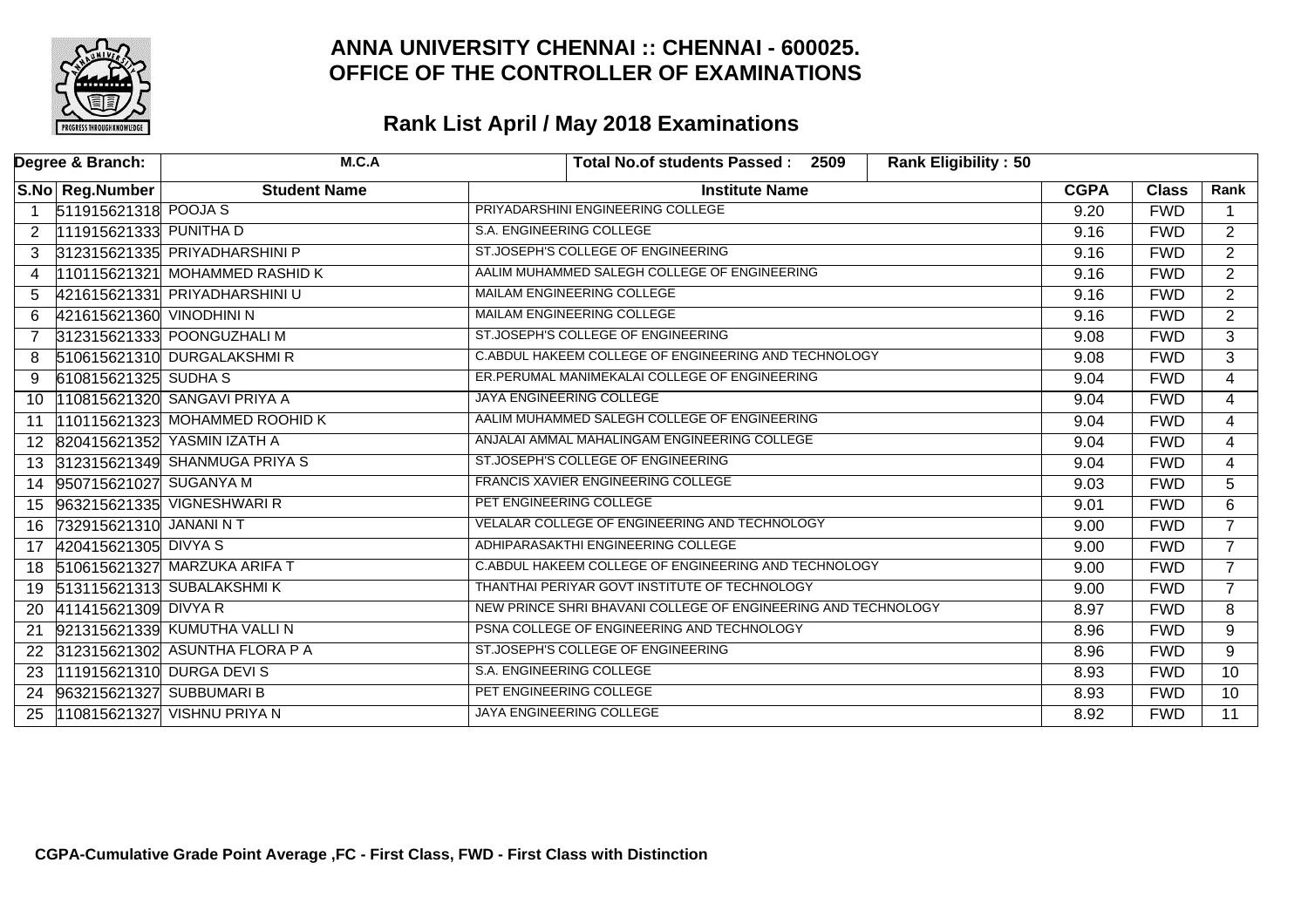# ANNA UNIVERSITY CHENNAI :: CHENNAI - 600025.
# OFFICE OF THE CONTROLLER OF EXAMINATIONS

## Rank List April / May 2018 Examinations

| Degree & Branch: | M.C.A | Total No.of students Passed : 2509 | Rank Eligibility : 50 | | | |
|---|---|---|---|---|---|---|
| **S.No** | **Reg.Number** | **Student Name** | **Institute Name** | **CGPA** | **Class** | **Rank** |
| 1 | 511915621318 | POOJA S | PRIYADARSHINI ENGINEERING COLLEGE | 9.20 | FWD | 1 |
| 2 | 111915621333 | PUNITHA D | S.A. ENGINEERING COLLEGE | 9.16 | FWD | 2 |
| 3 | 312315621335 | PRIYADHARSHINI P | ST.JOSEPH'S COLLEGE OF ENGINEERING | 9.16 | FWD | 2 |
| 4 | 110115621321 | MOHAMMED RASHID K | AALIM MUHAMMED SALEGH COLLEGE OF ENGINEERING | 9.16 | FWD | 2 |
| 5 | 421615621331 | PRIYADHARSHINI U | MAILAM ENGINEERING COLLEGE | 9.16 | FWD | 2 |
| 6 | 421615621360 | VINODHINI N | MAILAM ENGINEERING COLLEGE | 9.16 | FWD | 2 |
| 7 | 312315621333 | POONGUZHALI M | ST.JOSEPH'S COLLEGE OF ENGINEERING | 9.08 | FWD | 3 |
| 8 | 510615621310 | DURGALAKSHMI R | C.ABDUL HAKEEM COLLEGE OF ENGINEERING AND TECHNOLOGY | 9.08 | FWD | 3 |
| 9 | 610815621325 | SUDHA S | ER.PERUMAL MANIMEKALAI COLLEGE OF ENGINEERING | 9.04 | FWD | 4 |
| 10 | 110815621320 | SANGAVI PRIYA A | JAYA ENGINEERING COLLEGE | 9.04 | FWD | 4 |
| 11 | 110115621323 | MOHAMMED ROOHID K | AALIM MUHAMMED SALEGH COLLEGE OF ENGINEERING | 9.04 | FWD | 4 |
| 12 | 820415621352 | YASMIN IZATH A | ANJALAI AMMAL MAHALINGAM ENGINEERING COLLEGE | 9.04 | FWD | 4 |
| 13 | 312315621349 | SHANMUGA PRIYA S | ST.JOSEPH'S COLLEGE OF ENGINEERING | 9.04 | FWD | 4 |
| 14 | 950715621027 | SUGANYA M | FRANCIS XAVIER ENGINEERING COLLEGE | 9.03 | FWD | 5 |
| 15 | 963215621335 | VIGNESHWARI R | PET ENGINEERING COLLEGE | 9.01 | FWD | 6 |
| 16 | 732915621310 | JANANI N T | VELALAR COLLEGE OF ENGINEERING AND TECHNOLOGY | 9.00 | FWD | 7 |
| 17 | 420415621305 | DIVYA S | ADHIPARASAKTHI ENGINEERING COLLEGE | 9.00 | FWD | 7 |
| 18 | 510615621327 | MARZUKA ARIFA T | C.ABDUL HAKEEM COLLEGE OF ENGINEERING AND TECHNOLOGY | 9.00 | FWD | 7 |
| 19 | 513115621313 | SUBALAKSHMI K | THANTHAI PERIYAR GOVT INSTITUTE OF TECHNOLOGY | 9.00 | FWD | 7 |
| 20 | 411415621309 | DIVYA R | NEW PRINCE SHRI BHAVANI COLLEGE OF ENGINEERING AND TECHNOLOGY | 8.97 | FWD | 8 |
| 21 | 921315621339 | KUMUTHA VALLI N | PSNA COLLEGE OF ENGINEERING AND TECHNOLOGY | 8.96 | FWD | 9 |
| 22 | 312315621302 | ASUNTHA FLORA P A | ST.JOSEPH'S COLLEGE OF ENGINEERING | 8.96 | FWD | 9 |
| 23 | 111915621310 | DURGA DEVI S | S.A. ENGINEERING COLLEGE | 8.93 | FWD | 10 |
| 24 | 963215621327 | SUBBUMARI B | PET ENGINEERING COLLEGE | 8.93 | FWD | 10 |
| 25 | 110815621327 | VISHNU PRIYA N | JAYA ENGINEERING COLLEGE | 8.92 | FWD | 11 |

**CGPA-Cumulative Grade Point Average ,FC - First Class, FWD - First Class with Distinction**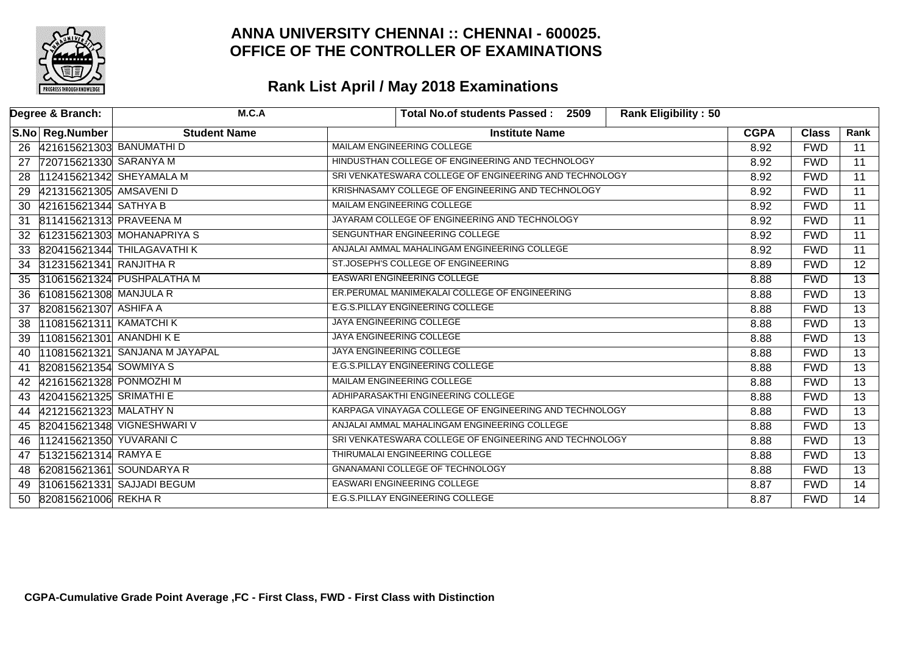# ANNA UNIVERSITY CHENNAI :: CHENNAI - 600025.
# OFFICE OF THE CONTROLLER OF EXAMINATIONS

## Rank List April / May 2018 Examinations

| Degree & Branch: | M.C.A | Total No.of students Passed : 2509 | Rank Eligibility : 50 | | | |
|---|---|---|---|---|---|---|

| S.No | Reg.Number | Student Name | Institute Name | CGPA | Class | Rank |
|---|---|---|---|---|---|---|
| 26 | 421615621303 | BANUMATHI D | MAILAM ENGINEERING COLLEGE | 8.92 | FWD | 11 |
| 27 | 720715621330 | SARANYA M | HINDUSTHAN COLLEGE OF ENGINEERING AND TECHNOLOGY | 8.92 | FWD | 11 |
| 28 | 112415621342 | SHEYAMALA M | SRI VENKATESWARA COLLEGE OF ENGINEERING AND TECHNOLOGY | 8.92 | FWD | 11 |
| 29 | 421315621305 | AMSAVENI D | KRISHNASAMY COLLEGE OF ENGINEERING AND TECHNOLOGY | 8.92 | FWD | 11 |
| 30 | 421615621344 | SATHYA B | MAILAM ENGINEERING COLLEGE | 8.92 | FWD | 11 |
| 31 | 811415621313 | PRAVEENA M | JAYARAM COLLEGE OF ENGINEERING AND TECHNOLOGY | 8.92 | FWD | 11 |
| 32 | 612315621303 | MOHANAPRIYA S | SENGUNTHAR ENGINEERING COLLEGE | 8.92 | FWD | 11 |
| 33 | 820415621344 | THILAGAVATHI K | ANJALAI AMMAL MAHALINGAM ENGINEERING COLLEGE | 8.92 | FWD | 11 |
| 34 | 312315621341 | RANJITHA R | ST.JOSEPH'S COLLEGE OF ENGINEERING | 8.89 | FWD | 12 |
| 35 | 310615621324 | PUSHPALATHA M | EASWARI ENGINEERING COLLEGE | 8.88 | FWD | 13 |
| 36 | 610815621308 | MANJULA R | ER.PERUMAL MANIMEKALAI COLLEGE OF ENGINEERING | 8.88 | FWD | 13 |
| 37 | 820815621307 | ASHIFA A | E.G.S.PILLAY ENGINEERING COLLEGE | 8.88 | FWD | 13 |
| 38 | 110815621311 | KAMATCHI K | JAYA ENGINEERING COLLEGE | 8.88 | FWD | 13 |
| 39 | 110815621301 | ANANDHI K E | JAYA ENGINEERING COLLEGE | 8.88 | FWD | 13 |
| 40 | 110815621321 | SANJANA M JAYAPAL | JAYA ENGINEERING COLLEGE | 8.88 | FWD | 13 |
| 41 | 820815621354 | SOWMIYA S | E.G.S.PILLAY ENGINEERING COLLEGE | 8.88 | FWD | 13 |
| 42 | 421615621328 | PONMOZHI M | MAILAM ENGINEERING COLLEGE | 8.88 | FWD | 13 |
| 43 | 420415621325 | SRIMATHI E | ADHIPARASAKTHI ENGINEERING COLLEGE | 8.88 | FWD | 13 |
| 44 | 421215621323 | MALATHY N | KARPAGA VINAYAGA COLLEGE OF ENGINEERING AND TECHNOLOGY | 8.88 | FWD | 13 |
| 45 | 820415621348 | VIGNESHWARI V | ANJALAI AMMAL MAHALINGAM ENGINEERING COLLEGE | 8.88 | FWD | 13 |
| 46 | 112415621350 | YUVARANI C | SRI VENKATESWARA COLLEGE OF ENGINEERING AND TECHNOLOGY | 8.88 | FWD | 13 |
| 47 | 513215621314 | RAMYA E | THIRUMALAI ENGINEERING COLLEGE | 8.88 | FWD | 13 |
| 48 | 620815621361 | SOUNDARYA R | GNANAMANI COLLEGE OF TECHNOLOGY | 8.88 | FWD | 13 |
| 49 | 310615621331 | SAJJADI BEGUM | EASWARI ENGINEERING COLLEGE | 8.87 | FWD | 14 |
| 50 | 820815621006 | REKHA R | E.G.S.PILLAY ENGINEERING COLLEGE | 8.87 | FWD | 14 |

**CGPA-Cumulative Grade Point Average ,FC - First Class, FWD - First Class with Distinction**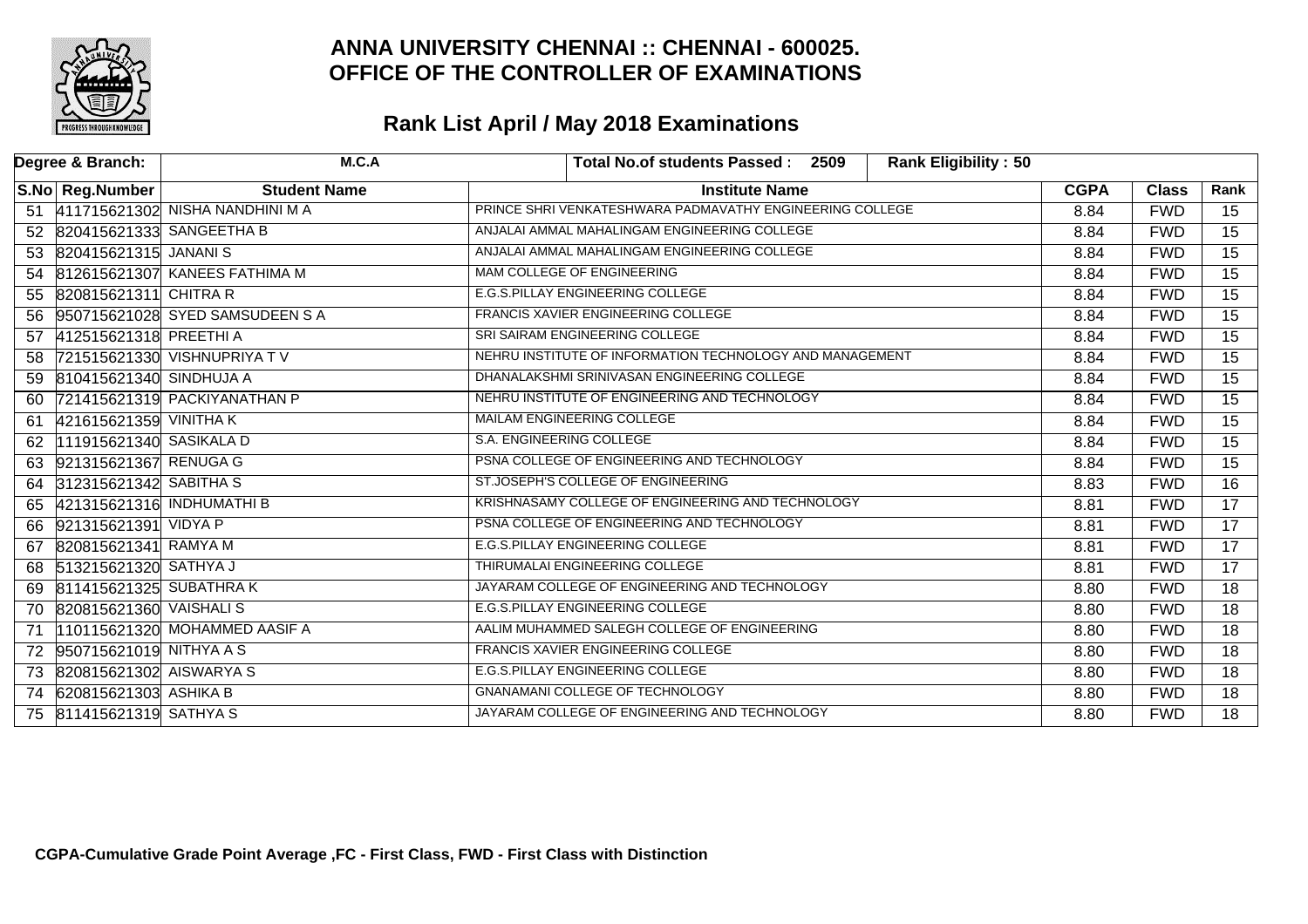# ANNA UNIVERSITY CHENNAI :: CHENNAI - 600025.
# OFFICE OF THE CONTROLLER OF EXAMINATIONS

## Rank List April / May 2018 Examinations

| Degree & Branch: | M.C.A | Total No.of students Passed : 2509 | Rank Eligibility : 50 | | | |
|---|---|---|---|---|---|---|
| **S.No** | **Reg.Number** | **Student Name** | **Institute Name** | **CGPA** | **Class** | **Rank** |
| 51 | 411715621302 | NISHA NANDHINI M A | PRINCE SHRI VENKATESHWARA PADMAVATHY ENGINEERING COLLEGE | 8.84 | FWD | 15 |
| 52 | 820415621333 | SANGEETHA B | ANJALAI AMMAL MAHALINGAM ENGINEERING COLLEGE | 8.84 | FWD | 15 |
| 53 | 820415621315 | JANANI S | ANJALAI AMMAL MAHALINGAM ENGINEERING COLLEGE | 8.84 | FWD | 15 |
| 54 | 812615621307 | KANEES FATHIMA M | MAM COLLEGE OF ENGINEERING | 8.84 | FWD | 15 |
| 55 | 820815621311 | CHITRA R | E.G.S.PILLAY ENGINEERING COLLEGE | 8.84 | FWD | 15 |
| 56 | 950715621028 | SYED SAMSUDEEN S A | FRANCIS XAVIER ENGINEERING COLLEGE | 8.84 | FWD | 15 |
| 57 | 412515621318 | PREETHI A | SRI SAIRAM ENGINEERING COLLEGE | 8.84 | FWD | 15 |
| 58 | 721515621330 | VISHNUPRIYA T V | NEHRU INSTITUTE OF INFORMATION TECHNOLOGY AND MANAGEMENT | 8.84 | FWD | 15 |
| 59 | 810415621340 | SINDHUJA A | DHANALAKSHMI SRINIVASAN ENGINEERING COLLEGE | 8.84 | FWD | 15 |
| 60 | 721415621319 | PACKIYANATHAN P | NEHRU INSTITUTE OF ENGINEERING AND TECHNOLOGY | 8.84 | FWD | 15 |
| 61 | 421615621359 | VINITHA K | MAILAM ENGINEERING COLLEGE | 8.84 | FWD | 15 |
| 62 | 111915621340 | SASIKALA D | S.A. ENGINEERING COLLEGE | 8.84 | FWD | 15 |
| 63 | 921315621367 | RENUGA G | PSNA COLLEGE OF ENGINEERING AND TECHNOLOGY | 8.84 | FWD | 15 |
| 64 | 312315621342 | SABITHA S | ST.JOSEPH'S COLLEGE OF ENGINEERING | 8.83 | FWD | 16 |
| 65 | 421315621316 | INDHUMATHI B | KRISHNASAMY COLLEGE OF ENGINEERING AND TECHNOLOGY | 8.81 | FWD | 17 |
| 66 | 921315621391 | VIDYA P | PSNA COLLEGE OF ENGINEERING AND TECHNOLOGY | 8.81 | FWD | 17 |
| 67 | 820815621341 | RAMYA M | E.G.S.PILLAY ENGINEERING COLLEGE | 8.81 | FWD | 17 |
| 68 | 513215621320 | SATHYA J | THIRUMALAI ENGINEERING COLLEGE | 8.81 | FWD | 17 |
| 69 | 811415621325 | SUBATHRA K | JAYARAM COLLEGE OF ENGINEERING AND TECHNOLOGY | 8.80 | FWD | 18 |
| 70 | 820815621360 | VAISHALI S | E.G.S.PILLAY ENGINEERING COLLEGE | 8.80 | FWD | 18 |
| 71 | 110115621320 | MOHAMMED AASIF A | AALIM MUHAMMED SALEGH COLLEGE OF ENGINEERING | 8.80 | FWD | 18 |
| 72 | 950715621019 | NITHYA A S | FRANCIS XAVIER ENGINEERING COLLEGE | 8.80 | FWD | 18 |
| 73 | 820815621302 | AISWARYA S | E.G.S.PILLAY ENGINEERING COLLEGE | 8.80 | FWD | 18 |
| 74 | 620815621303 | ASHIKA B | GNANAMANI COLLEGE OF TECHNOLOGY | 8.80 | FWD | 18 |
| 75 | 811415621319 | SATHYA S | JAYARAM COLLEGE OF ENGINEERING AND TECHNOLOGY | 8.80 | FWD | 18 |

**CGPA-Cumulative Grade Point Average ,FC - First Class, FWD - First Class with Distinction**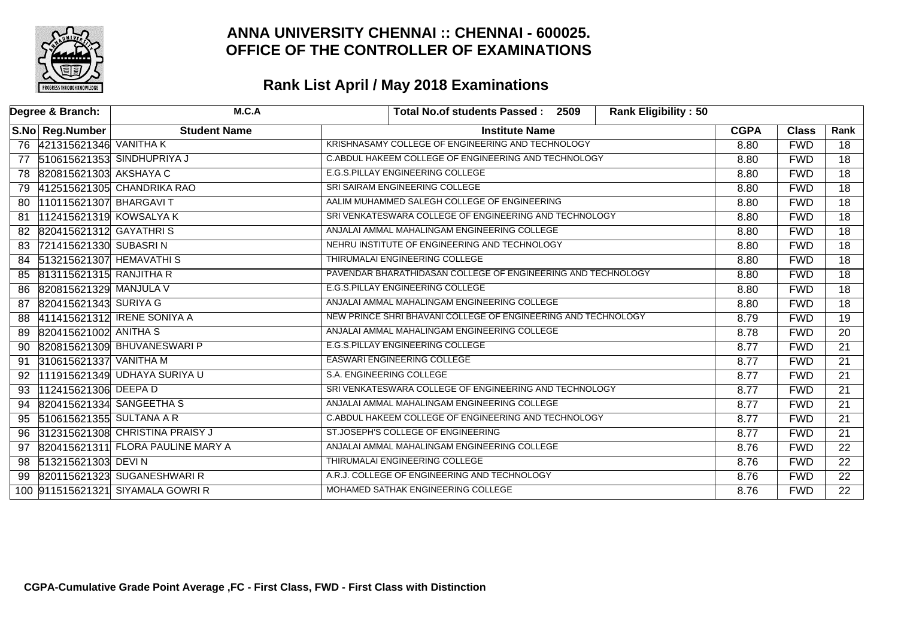# ANNA UNIVERSITY CHENNAI :: CHENNAI - 600025.
# OFFICE OF THE CONTROLLER OF EXAMINATIONS

## Rank List April / May 2018 Examinations

| Degree & Branch: | M.C.A | Total No.of students Passed : 2509 | Rank Eligibility : 50 | | | |
|---|---|---|---|---|---|---|
| **S.No** | **Reg.Number** | **Student Name** | **Institute Name** | **CGPA** | **Class** | **Rank** |
| 76 | 421315621346 | VANITHA K | KRISHNASAMY COLLEGE OF ENGINEERING AND TECHNOLOGY | 8.80 | FWD | 18 |
| 77 | 510615621353 | SINDHUPRIYA J | C.ABDUL HAKEEM COLLEGE OF ENGINEERING AND TECHNOLOGY | 8.80 | FWD | 18 |
| 78 | 820815621303 | AKSHAYA C | E.G.S.PILLAY ENGINEERING COLLEGE | 8.80 | FWD | 18 |
| 79 | 412515621305 | CHANDRIKA RAO | SRI SAIRAM ENGINEERING COLLEGE | 8.80 | FWD | 18 |
| 80 | 110115621307 | BHARGAVI T | AALIM MUHAMMED SALEGH COLLEGE OF ENGINEERING | 8.80 | FWD | 18 |
| 81 | 112415621319 | KOWSALYA K | SRI VENKATESWARA COLLEGE OF ENGINEERING AND TECHNOLOGY | 8.80 | FWD | 18 |
| 82 | 820415621312 | GAYATHRI S | ANJALAI AMMAL MAHALINGAM ENGINEERING COLLEGE | 8.80 | FWD | 18 |
| 83 | 721415621330 | SUBASRI N | NEHRU INSTITUTE OF ENGINEERING AND TECHNOLOGY | 8.80 | FWD | 18 |
| 84 | 513215621307 | HEMAVATHI S | THIRUMALAI ENGINEERING COLLEGE | 8.80 | FWD | 18 |
| 85 | 813115621315 | RANJITHA R | PAVENDAR BHARATHIDASAN COLLEGE OF ENGINEERING AND TECHNOLOGY | 8.80 | FWD | 18 |
| 86 | 820815621329 | MANJULA V | E.G.S.PILLAY ENGINEERING COLLEGE | 8.80 | FWD | 18 |
| 87 | 820415621343 | SURIYA G | ANJALAI AMMAL MAHALINGAM ENGINEERING COLLEGE | 8.80 | FWD | 18 |
| 88 | 411415621312 | IRENE SONIYA A | NEW PRINCE SHRI BHAVANI COLLEGE OF ENGINEERING AND TECHNOLOGY | 8.79 | FWD | 19 |
| 89 | 820415621002 | ANITHA S | ANJALAI AMMAL MAHALINGAM ENGINEERING COLLEGE | 8.78 | FWD | 20 |
| 90 | 820815621309 | BHUVANESWARI P | E.G.S.PILLAY ENGINEERING COLLEGE | 8.77 | FWD | 21 |
| 91 | 310615621337 | VANITHA M | EASWARI ENGINEERING COLLEGE | 8.77 | FWD | 21 |
| 92 | 111915621349 | UDHAYA SURIYA U | S.A. ENGINEERING COLLEGE | 8.77 | FWD | 21 |
| 93 | 112415621306 | DEEPA D | SRI VENKATESWARA COLLEGE OF ENGINEERING AND TECHNOLOGY | 8.77 | FWD | 21 |
| 94 | 820415621334 | SANGEETHA S | ANJALAI AMMAL MAHALINGAM ENGINEERING COLLEGE | 8.77 | FWD | 21 |
| 95 | 510615621355 | SULTANA A R | C.ABDUL HAKEEM COLLEGE OF ENGINEERING AND TECHNOLOGY | 8.77 | FWD | 21 |
| 96 | 312315621308 | CHRISTINA PRAISY J | ST.JOSEPH'S COLLEGE OF ENGINEERING | 8.77 | FWD | 21 |
| 97 | 820415621311 | FLORA PAULINE MARY A | ANJALAI AMMAL MAHALINGAM ENGINEERING COLLEGE | 8.76 | FWD | 22 |
| 98 | 513215621303 | DEVI N | THIRUMALAI ENGINEERING COLLEGE | 8.76 | FWD | 22 |
| 99 | 820115621323 | SUGANESHWARI R | A.R.J. COLLEGE OF ENGINEERING AND TECHNOLOGY | 8.76 | FWD | 22 |
| 100 | 911515621321 | SIYAMALA GOWRI R | MOHAMED SATHAK ENGINEERING COLLEGE | 8.76 | FWD | 22 |

**CGPA-Cumulative Grade Point Average ,FC - First Class, FWD - First Class with Distinction**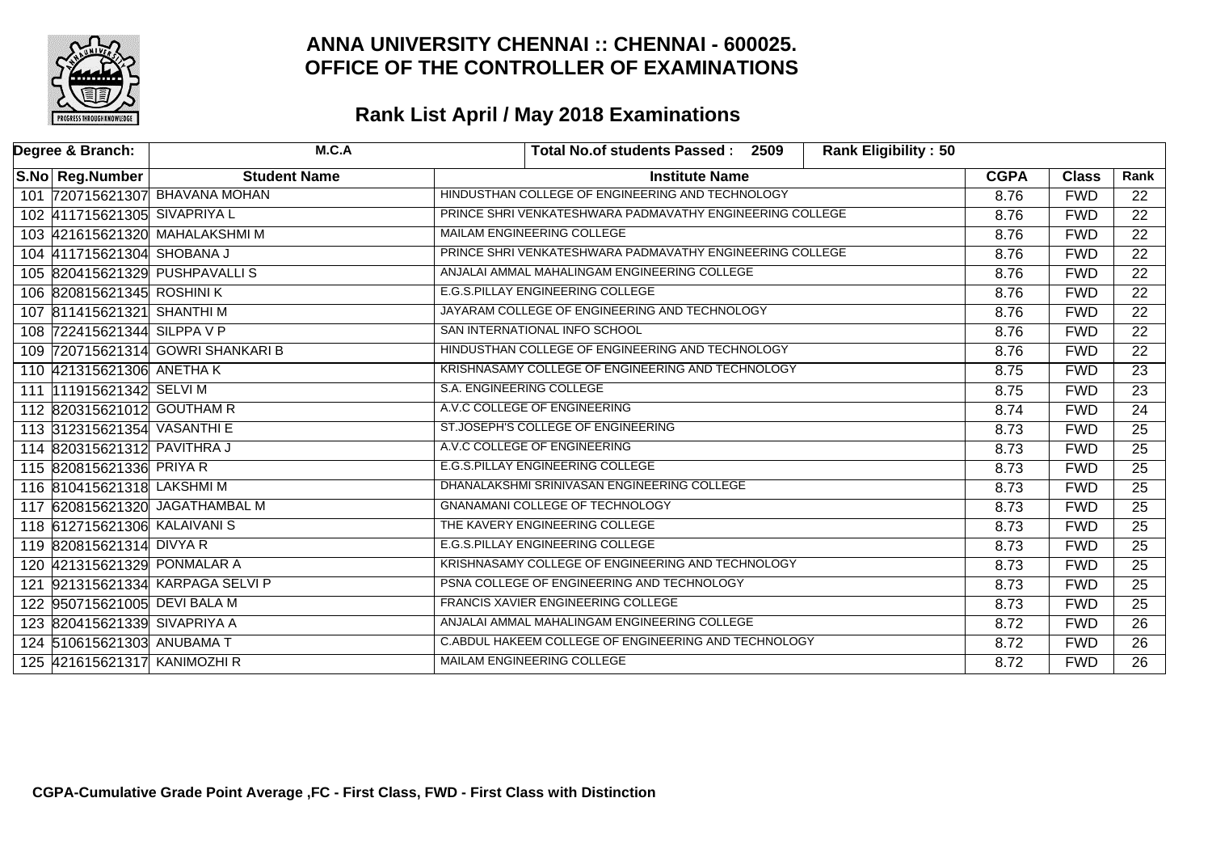# ANNA UNIVERSITY CHENNAI :: CHENNAI - 600025.
# OFFICE OF THE CONTROLLER OF EXAMINATIONS

## Rank List April / May 2018 Examinations

| Degree & Branch: | M.C.A | Total No.of students Passed : 2509 | Rank Eligibility : 50 | | | |
|---|---|---|---|---|---|---|

| S.No | Reg.Number | Student Name | Institute Name | CGPA | Class | Rank |
|---|---|---|---|---|---|---|
| 101 | 720715621307 | BHAVANA MOHAN | HINDUSTHAN COLLEGE OF ENGINEERING AND TECHNOLOGY | 8.76 | FWD | 22 |
| 102 | 411715621305 | SIVAPRIYA L | PRINCE SHRI VENKATESHWARA PADMAVATHY ENGINEERING COLLEGE | 8.76 | FWD | 22 |
| 103 | 421615621320 | MAHALAKSHMI M | MAILAM ENGINEERING COLLEGE | 8.76 | FWD | 22 |
| 104 | 411715621304 | SHOBANA J | PRINCE SHRI VENKATESHWARA PADMAVATHY ENGINEERING COLLEGE | 8.76 | FWD | 22 |
| 105 | 820415621329 | PUSHPAVALLI S | ANJALAI AMMAL MAHALINGAM ENGINEERING COLLEGE | 8.76 | FWD | 22 |
| 106 | 820815621345 | ROSHINI K | E.G.S.PILLAY ENGINEERING COLLEGE | 8.76 | FWD | 22 |
| 107 | 811415621321 | SHANTHI M | JAYARAM COLLEGE OF ENGINEERING AND TECHNOLOGY | 8.76 | FWD | 22 |
| 108 | 722415621344 | SILPPA V P | SAN INTERNATIONAL INFO SCHOOL | 8.76 | FWD | 22 |
| 109 | 720715621314 | GOWRI SHANKARI B | HINDUSTHAN COLLEGE OF ENGINEERING AND TECHNOLOGY | 8.76 | FWD | 22 |
| 110 | 421315621306 | ANETHA K | KRISHNASAMY COLLEGE OF ENGINEERING AND TECHNOLOGY | 8.75 | FWD | 23 |
| 111 | 111915621342 | SELVI M | S.A. ENGINEERING COLLEGE | 8.75 | FWD | 23 |
| 112 | 820315621012 | GOUTHAM R | A.V.C COLLEGE OF ENGINEERING | 8.74 | FWD | 24 |
| 113 | 312315621354 | VASANTHI E | ST.JOSEPH'S COLLEGE OF ENGINEERING | 8.73 | FWD | 25 |
| 114 | 820315621312 | PAVITHRA J | A.V.C COLLEGE OF ENGINEERING | 8.73 | FWD | 25 |
| 115 | 820815621336 | PRIYA R | E.G.S.PILLAY ENGINEERING COLLEGE | 8.73 | FWD | 25 |
| 116 | 810415621318 | LAKSHMI M | DHANALAKSHMI SRINIVASAN ENGINEERING COLLEGE | 8.73 | FWD | 25 |
| 117 | 620815621320 | JAGATHAMBAL M | GNANAMANI COLLEGE OF TECHNOLOGY | 8.73 | FWD | 25 |
| 118 | 612715621306 | KALAIVANI S | THE KAVERY ENGINEERING COLLEGE | 8.73 | FWD | 25 |
| 119 | 820815621314 | DIVYA R | E.G.S.PILLAY ENGINEERING COLLEGE | 8.73 | FWD | 25 |
| 120 | 421315621329 | PONMALAR A | KRISHNASAMY COLLEGE OF ENGINEERING AND TECHNOLOGY | 8.73 | FWD | 25 |
| 121 | 921315621334 | KARPAGA SELVI P | PSNA COLLEGE OF ENGINEERING AND TECHNOLOGY | 8.73 | FWD | 25 |
| 122 | 950715621005 | DEVI BALA M | FRANCIS XAVIER ENGINEERING COLLEGE | 8.73 | FWD | 25 |
| 123 | 820415621339 | SIVAPRIYA A | ANJALAI AMMAL MAHALINGAM ENGINEERING COLLEGE | 8.72 | FWD | 26 |
| 124 | 510615621303 | ANUBAMA T | C.ABDUL HAKEEM COLLEGE OF ENGINEERING AND TECHNOLOGY | 8.72 | FWD | 26 |
| 125 | 421615621317 | KANIMOZHI R | MAILAM ENGINEERING COLLEGE | 8.72 | FWD | 26 |

**CGPA-Cumulative Grade Point Average ,FC - First Class, FWD - First Class with Distinction**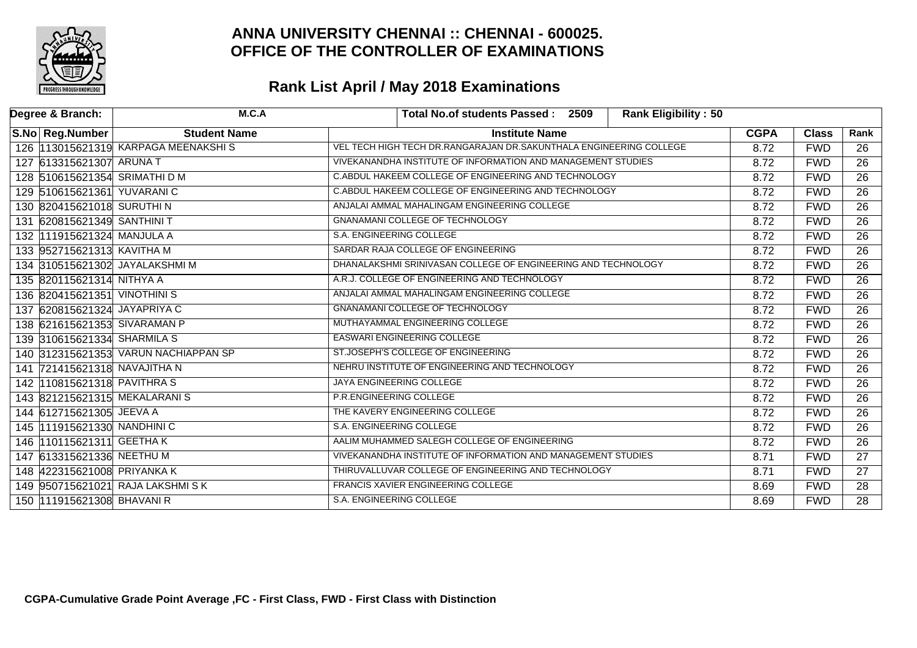# ANNA UNIVERSITY CHENNAI :: CHENNAI - 600025.
# OFFICE OF THE CONTROLLER OF EXAMINATIONS

## Rank List April / May 2018 Examinations

| Degree & Branch: | M.C.A | Total No.of students Passed : 2509 | Rank Eligibility : 50 | | | |
|---|---|---|---|---|---|---|

| S.No | Reg.Number | Student Name | Institute Name | CGPA | Class | Rank |
|---|---|---|---|---|---|---|
| 126 | 113015621319 | KARPAGA MEENAKSHI S | VEL TECH HIGH TECH DR.RANGARAJAN DR.SAKUNTHALA ENGINEERING COLLEGE | 8.72 | FWD | 26 |
| 127 | 613315621307 | ARUNA T | VIVEKANANDHA INSTITUTE OF INFORMATION AND MANAGEMENT STUDIES | 8.72 | FWD | 26 |
| 128 | 510615621354 | SRIMATHI D M | C.ABDUL HAKEEM COLLEGE OF ENGINEERING AND TECHNOLOGY | 8.72 | FWD | 26 |
| 129 | 510615621361 | YUVARANI C | C.ABDUL HAKEEM COLLEGE OF ENGINEERING AND TECHNOLOGY | 8.72 | FWD | 26 |
| 130 | 820415621018 | SURUTHI N | ANJALAI AMMAL MAHALINGAM ENGINEERING COLLEGE | 8.72 | FWD | 26 |
| 131 | 620815621349 | SANTHINI T | GNANAMANI COLLEGE OF TECHNOLOGY | 8.72 | FWD | 26 |
| 132 | 111915621324 | MANJULA A | S.A. ENGINEERING COLLEGE | 8.72 | FWD | 26 |
| 133 | 952715621313 | KAVITHA M | SARDAR RAJA COLLEGE OF ENGINEERING | 8.72 | FWD | 26 |
| 134 | 310515621302 | JAYALAKSHMI M | DHANALAKSHMI SRINIVASAN COLLEGE OF ENGINEERING AND TECHNOLOGY | 8.72 | FWD | 26 |
| 135 | 820115621314 | NITHYA A | A.R.J. COLLEGE OF ENGINEERING AND TECHNOLOGY | 8.72 | FWD | 26 |
| 136 | 820415621351 | VINOTHINI S | ANJALAI AMMAL MAHALINGAM ENGINEERING COLLEGE | 8.72 | FWD | 26 |
| 137 | 620815621324 | JAYAPRIYA C | GNANAMANI COLLEGE OF TECHNOLOGY | 8.72 | FWD | 26 |
| 138 | 621615621353 | SIVARAMAN P | MUTHAYAMMAL ENGINEERING COLLEGE | 8.72 | FWD | 26 |
| 139 | 310615621334 | SHARMILA S | EASWARI ENGINEERING COLLEGE | 8.72 | FWD | 26 |
| 140 | 312315621353 | VARUN NACHIAPPAN SP | ST.JOSEPH'S COLLEGE OF ENGINEERING | 8.72 | FWD | 26 |
| 141 | 721415621318 | NAVAJITHA N | NEHRU INSTITUTE OF ENGINEERING AND TECHNOLOGY | 8.72 | FWD | 26 |
| 142 | 110815621318 | PAVITHRA S | JAYA ENGINEERING COLLEGE | 8.72 | FWD | 26 |
| 143 | 821215621315 | MEKALARANI S | P.R.ENGINEERING COLLEGE | 8.72 | FWD | 26 |
| 144 | 612715621305 | JEEVA A | THE KAVERY ENGINEERING COLLEGE | 8.72 | FWD | 26 |
| 145 | 111915621330 | NANDHINI C | S.A. ENGINEERING COLLEGE | 8.72 | FWD | 26 |
| 146 | 110115621311 | GEETHA K | AALIM MUHAMMED SALEGH COLLEGE OF ENGINEERING | 8.72 | FWD | 26 |
| 147 | 613315621336 | NEETHU M | VIVEKANANDHA INSTITUTE OF INFORMATION AND MANAGEMENT STUDIES | 8.71 | FWD | 27 |
| 148 | 422315621008 | PRIYANKA K | THIRUVALLUVAR COLLEGE OF ENGINEERING AND TECHNOLOGY | 8.71 | FWD | 27 |
| 149 | 950715621021 | RAJA LAKSHMI S K | FRANCIS XAVIER ENGINEERING COLLEGE | 8.69 | FWD | 28 |
| 150 | 111915621308 | BHAVANI R | S.A. ENGINEERING COLLEGE | 8.69 | FWD | 28 |

**CGPA-Cumulative Grade Point Average ,FC - First Class, FWD - First Class with Distinction**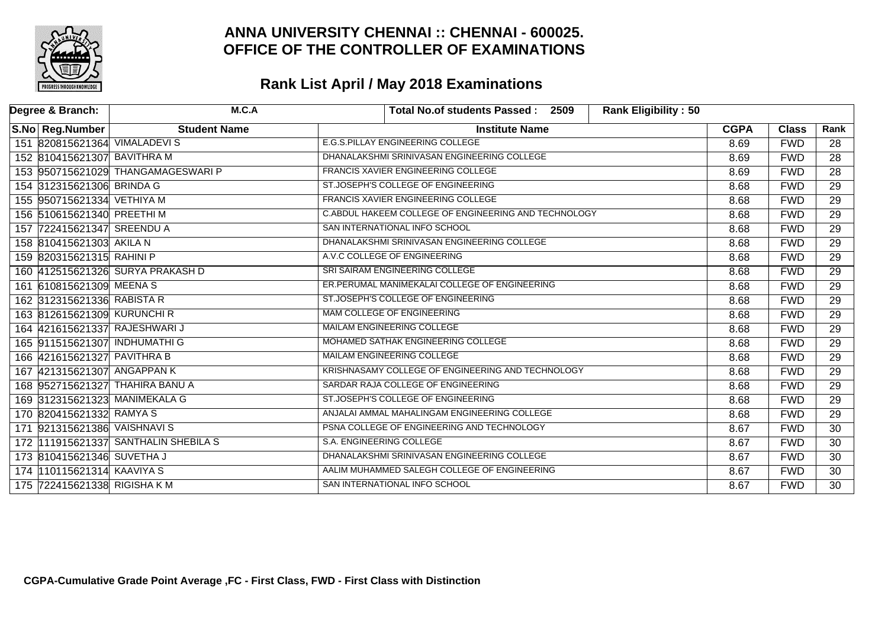# ANNA UNIVERSITY CHENNAI :: CHENNAI - 600025.
# OFFICE OF THE CONTROLLER OF EXAMINATIONS

## Rank List April / May 2018 Examinations

| Degree & Branch: | M.C.A | Total No.of students Passed : 2509 | Rank Eligibility : 50 | | | |
|---|---|---|---|---|---|---|
| **S.No** | **Reg.Number** | **Student Name** | **Institute Name** | **CGPA** | **Class** | **Rank** |
| 151 | 820815621364 | VIMALADEVI S | E.G.S.PILLAY ENGINEERING COLLEGE | 8.69 | FWD | 28 |
| 152 | 810415621307 | BAVITHRA M | DHANALAKSHMI SRINIVASAN ENGINEERING COLLEGE | 8.69 | FWD | 28 |
| 153 | 950715621029 | THANGAMAGESWARI P | FRANCIS XAVIER ENGINEERING COLLEGE | 8.69 | FWD | 28 |
| 154 | 312315621306 | BRINDA G | ST.JOSEPH'S COLLEGE OF ENGINEERING | 8.68 | FWD | 29 |
| 155 | 950715621334 | VETHIYA M | FRANCIS XAVIER ENGINEERING COLLEGE | 8.68 | FWD | 29 |
| 156 | 510615621340 | PREETHI M | C.ABDUL HAKEEM COLLEGE OF ENGINEERING AND TECHNOLOGY | 8.68 | FWD | 29 |
| 157 | 722415621347 | SREENDU A | SAN INTERNATIONAL INFO SCHOOL | 8.68 | FWD | 29 |
| 158 | 810415621303 | AKILA N | DHANALAKSHMI SRINIVASAN ENGINEERING COLLEGE | 8.68 | FWD | 29 |
| 159 | 820315621315 | RAHINI P | A.V.C COLLEGE OF ENGINEERING | 8.68 | FWD | 29 |
| 160 | 412515621326 | SURYA PRAKASH D | SRI SAIRAM ENGINEERING COLLEGE | 8.68 | FWD | 29 |
| 161 | 610815621309 | MEENA S | ER.PERUMAL MANIMEKALAI COLLEGE OF ENGINEERING | 8.68 | FWD | 29 |
| 162 | 312315621336 | RABISTA R | ST.JOSEPH'S COLLEGE OF ENGINEERING | 8.68 | FWD | 29 |
| 163 | 812615621309 | KURUNCHI R | MAM COLLEGE OF ENGINEERING | 8.68 | FWD | 29 |
| 164 | 421615621337 | RAJESHWARI J | MAILAM ENGINEERING COLLEGE | 8.68 | FWD | 29 |
| 165 | 911515621307 | INDHUMATHI G | MOHAMED SATHAK ENGINEERING COLLEGE | 8.68 | FWD | 29 |
| 166 | 421615621327 | PAVITHRA B | MAILAM ENGINEERING COLLEGE | 8.68 | FWD | 29 |
| 167 | 421315621307 | ANGAPPAN K | KRISHNASAMY COLLEGE OF ENGINEERING AND TECHNOLOGY | 8.68 | FWD | 29 |
| 168 | 952715621327 | THAHIRA BANU A | SARDAR RAJA COLLEGE OF ENGINEERING | 8.68 | FWD | 29 |
| 169 | 312315621323 | MANIMEKALA G | ST.JOSEPH'S COLLEGE OF ENGINEERING | 8.68 | FWD | 29 |
| 170 | 820415621332 | RAMYA S | ANJALAI AMMAL MAHALINGAM ENGINEERING COLLEGE | 8.68 | FWD | 29 |
| 171 | 921315621386 | VAISHNAVI S | PSNA COLLEGE OF ENGINEERING AND TECHNOLOGY | 8.67 | FWD | 30 |
| 172 | 111915621337 | SANTHALIN SHEBILA S | S.A. ENGINEERING COLLEGE | 8.67 | FWD | 30 |
| 173 | 810415621346 | SUVETHA J | DHANALAKSHMI SRINIVASAN ENGINEERING COLLEGE | 8.67 | FWD | 30 |
| 174 | 110115621314 | KAAVIYA S | AALIM MUHAMMED SALEGH COLLEGE OF ENGINEERING | 8.67 | FWD | 30 |
| 175 | 722415621338 | RIGISHA K M | SAN INTERNATIONAL INFO SCHOOL | 8.67 | FWD | 30 |

**CGPA-Cumulative Grade Point Average ,FC - First Class, FWD - First Class with Distinction**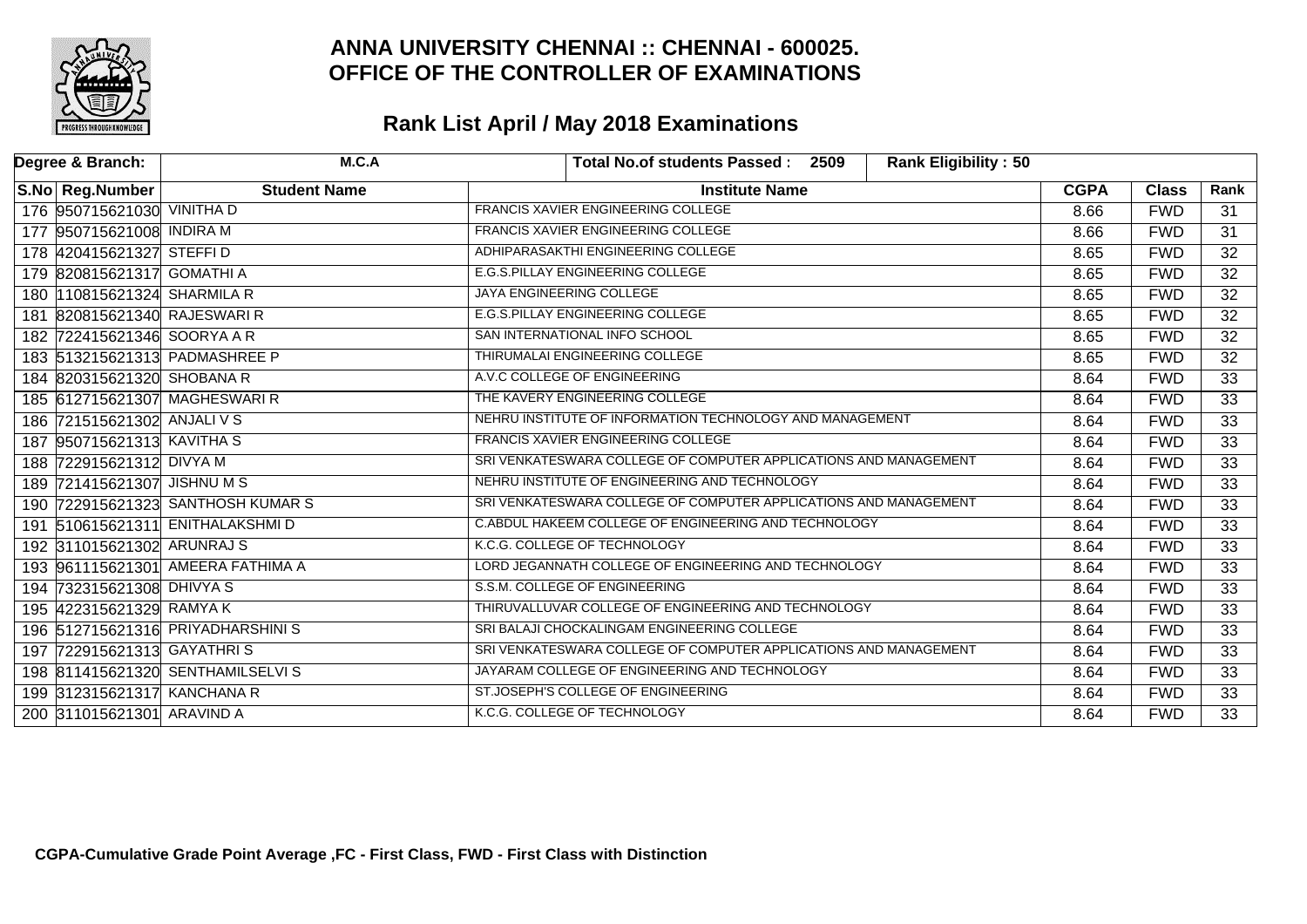# ANNA UNIVERSITY CHENNAI :: CHENNAI - 600025.
# OFFICE OF THE CONTROLLER OF EXAMINATIONS

## Rank List April / May 2018 Examinations

| Degree & Branch: | M.C.A | Total No.of students Passed : 2509 | Rank Eligibility : 50 | | | |
|---|---|---|---|---|---|---|

| S.No | Reg.Number | Student Name | Institute Name | CGPA | Class | Rank |
|---|---|---|---|---|---|---|
| 176 | 950715621030 | VINITHA D | FRANCIS XAVIER ENGINEERING COLLEGE | 8.66 | FWD | 31 |
| 177 | 950715621008 | INDIRA M | FRANCIS XAVIER ENGINEERING COLLEGE | 8.66 | FWD | 31 |
| 178 | 420415621327 | STEFFI D | ADHIPARASAKTHI ENGINEERING COLLEGE | 8.65 | FWD | 32 |
| 179 | 820815621317 | GOMATHI A | E.G.S.PILLAY ENGINEERING COLLEGE | 8.65 | FWD | 32 |
| 180 | 110815621324 | SHARMILA R | JAYA ENGINEERING COLLEGE | 8.65 | FWD | 32 |
| 181 | 820815621340 | RAJESWARI R | E.G.S.PILLAY ENGINEERING COLLEGE | 8.65 | FWD | 32 |
| 182 | 722415621346 | SOORYA A R | SAN INTERNATIONAL INFO SCHOOL | 8.65 | FWD | 32 |
| 183 | 513215621313 | PADMASHREE P | THIRUMALAI ENGINEERING COLLEGE | 8.65 | FWD | 32 |
| 184 | 820315621320 | SHOBANA R | A.V.C COLLEGE OF ENGINEERING | 8.64 | FWD | 33 |
| 185 | 612715621307 | MAGHESWARI R | THE KAVERY ENGINEERING COLLEGE | 8.64 | FWD | 33 |
| 186 | 721515621302 | ANJALI V S | NEHRU INSTITUTE OF INFORMATION TECHNOLOGY AND MANAGEMENT | 8.64 | FWD | 33 |
| 187 | 950715621313 | KAVITHA S | FRANCIS XAVIER ENGINEERING COLLEGE | 8.64 | FWD | 33 |
| 188 | 722915621312 | DIVYA M | SRI VENKATESWARA COLLEGE OF COMPUTER APPLICATIONS AND MANAGEMENT | 8.64 | FWD | 33 |
| 189 | 721415621307 | JISHNU M S | NEHRU INSTITUTE OF ENGINEERING AND TECHNOLOGY | 8.64 | FWD | 33 |
| 190 | 722915621323 | SANTHOSH KUMAR S | SRI VENKATESWARA COLLEGE OF COMPUTER APPLICATIONS AND MANAGEMENT | 8.64 | FWD | 33 |
| 191 | 510615621311 | ENITHALAKSHMI D | C.ABDUL HAKEEM COLLEGE OF ENGINEERING AND TECHNOLOGY | 8.64 | FWD | 33 |
| 192 | 311015621302 | ARUNRAJ S | K.C.G. COLLEGE OF TECHNOLOGY | 8.64 | FWD | 33 |
| 193 | 961115621301 | AMEERA FATHIMA A | LORD JEGANNATH COLLEGE OF ENGINEERING AND TECHNOLOGY | 8.64 | FWD | 33 |
| 194 | 732315621308 | DHIVYA S | S.S.M. COLLEGE OF ENGINEERING | 8.64 | FWD | 33 |
| 195 | 422315621329 | RAMYA K | THIRUVALLUVAR COLLEGE OF ENGINEERING AND TECHNOLOGY | 8.64 | FWD | 33 |
| 196 | 512715621316 | PRIYADHARSHINI S | SRI BALAJI CHOCKALINGAM ENGINEERING COLLEGE | 8.64 | FWD | 33 |
| 197 | 722915621313 | GAYATHRI S | SRI VENKATESWARA COLLEGE OF COMPUTER APPLICATIONS AND MANAGEMENT | 8.64 | FWD | 33 |
| 198 | 811415621320 | SENTHAMILSELVI S | JAYARAM COLLEGE OF ENGINEERING AND TECHNOLOGY | 8.64 | FWD | 33 |
| 199 | 312315621317 | KANCHANA R | ST.JOSEPH'S COLLEGE OF ENGINEERING | 8.64 | FWD | 33 |
| 200 | 311015621301 | ARAVIND A | K.C.G. COLLEGE OF TECHNOLOGY | 8.64 | FWD | 33 |

**CGPA-Cumulative Grade Point Average ,FC - First Class, FWD - First Class with Distinction**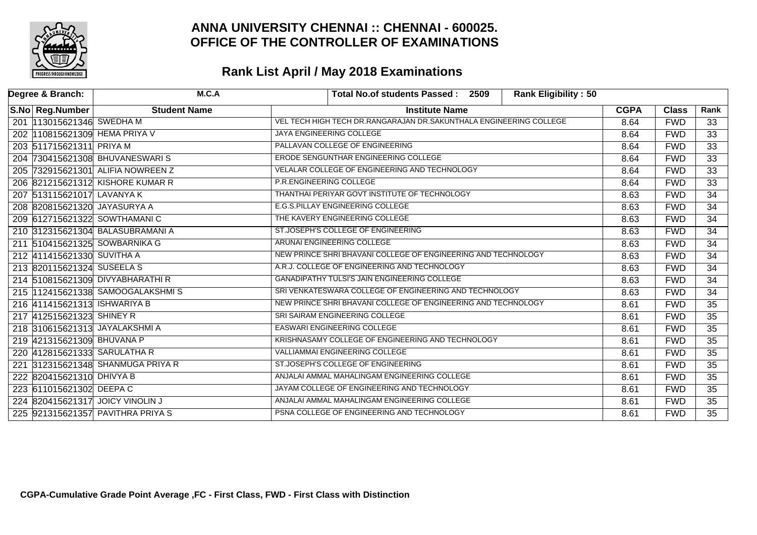# ANNA UNIVERSITY CHENNAI :: CHENNAI - 600025.
# OFFICE OF THE CONTROLLER OF EXAMINATIONS

## Rank List April / May 2018 Examinations

| Degree & Branch: | M.C.A | Total No.of students Passed : 2509 | Rank Eligibility : 50 | | | |
|---|---|---|---|---|---|---|
| **S.No** | **Reg.Number** | **Student Name** | **Institute Name** | **CGPA** | **Class** | **Rank** |
| 201 | 113015621346 | SWEDHA M | VEL TECH HIGH TECH DR.RANGARAJAN DR.SAKUNTHALA ENGINEERING COLLEGE | 8.64 | FWD | 33 |
| 202 | 110815621309 | HEMA PRIYA V | JAYA ENGINEERING COLLEGE | 8.64 | FWD | 33 |
| 203 | 511715621311 | PRIYA M | PALLAVAN COLLEGE OF ENGINEERING | 8.64 | FWD | 33 |
| 204 | 730415621308 | BHUVANESWARI S | ERODE SENGUNTHAR ENGINEERING COLLEGE | 8.64 | FWD | 33 |
| 205 | 732915621301 | ALIFIA NOWREEN Z | VELALAR COLLEGE OF ENGINEERING AND TECHNOLOGY | 8.64 | FWD | 33 |
| 206 | 821215621312 | KISHORE KUMAR R | P.R.ENGINEERING COLLEGE | 8.64 | FWD | 33 |
| 207 | 513115621017 | LAVANYA K | THANTHAI PERIYAR GOVT INSTITUTE OF TECHNOLOGY | 8.63 | FWD | 34 |
| 208 | 820815621320 | JAYASURYA A | E.G.S.PILLAY ENGINEERING COLLEGE | 8.63 | FWD | 34 |
| 209 | 612715621322 | SOWTHAMANI C | THE KAVERY ENGINEERING COLLEGE | 8.63 | FWD | 34 |
| 210 | 312315621304 | BALASUBRAMANI A | ST.JOSEPH'S COLLEGE OF ENGINEERING | 8.63 | FWD | 34 |
| 211 | 510415621325 | SOWBARNIKA G | ARUNAI ENGINEERING COLLEGE | 8.63 | FWD | 34 |
| 212 | 411415621330 | SUVITHA A | NEW PRINCE SHRI BHAVANI COLLEGE OF ENGINEERING AND TECHNOLOGY | 8.63 | FWD | 34 |
| 213 | 820115621324 | SUSEELA S | A.R.J. COLLEGE OF ENGINEERING AND TECHNOLOGY | 8.63 | FWD | 34 |
| 214 | 510815621309 | DIVYABHARATHI R | GANADIPATHY TULSI'S JAIN ENGINEERING COLLEGE | 8.63 | FWD | 34 |
| 215 | 112415621338 | SAMOOGALAKSHMI S | SRI VENKATESWARA COLLEGE OF ENGINEERING AND TECHNOLOGY | 8.63 | FWD | 34 |
| 216 | 411415621313 | ISHWARIYA B | NEW PRINCE SHRI BHAVANI COLLEGE OF ENGINEERING AND TECHNOLOGY | 8.61 | FWD | 35 |
| 217 | 412515621323 | SHINEY R | SRI SAIRAM ENGINEERING COLLEGE | 8.61 | FWD | 35 |
| 218 | 310615621313 | JAYALAKSHMI A | EASWARI ENGINEERING COLLEGE | 8.61 | FWD | 35 |
| 219 | 421315621309 | BHUVANA P | KRISHNASAMY COLLEGE OF ENGINEERING AND TECHNOLOGY | 8.61 | FWD | 35 |
| 220 | 412815621333 | SARULATHA R | VALLIAMMAI ENGINEERING COLLEGE | 8.61 | FWD | 35 |
| 221 | 312315621348 | SHANMUGA PRIYA R | ST.JOSEPH'S COLLEGE OF ENGINEERING | 8.61 | FWD | 35 |
| 222 | 820415621310 | DHIVYA B | ANJALAI AMMAL MAHALINGAM ENGINEERING COLLEGE | 8.61 | FWD | 35 |
| 223 | 611015621302 | DEEPA C | JAYAM COLLEGE OF ENGINEERING AND TECHNOLOGY | 8.61 | FWD | 35 |
| 224 | 820415621317 | JOICY VINOLIN J | ANJALAI AMMAL MAHALINGAM ENGINEERING COLLEGE | 8.61 | FWD | 35 |
| 225 | 921315621357 | PAVITHRA PRIYA S | PSNA COLLEGE OF ENGINEERING AND TECHNOLOGY | 8.61 | FWD | 35 |

**CGPA-Cumulative Grade Point Average ,FC - First Class, FWD - First Class with Distinction**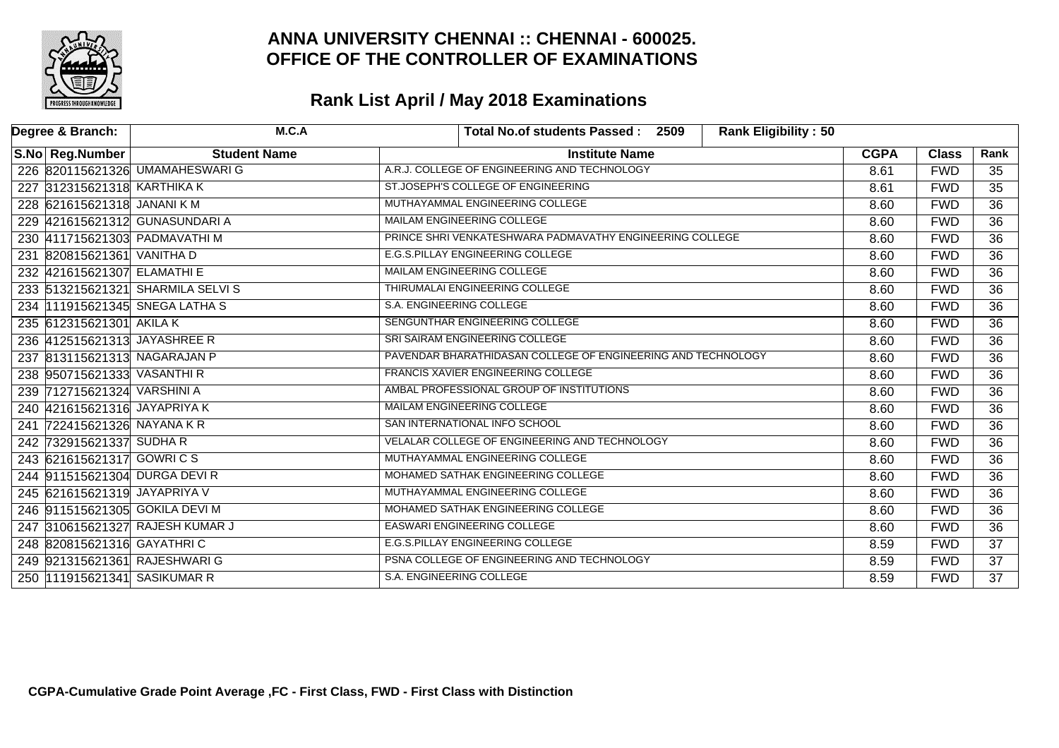# ANNA UNIVERSITY CHENNAI :: CHENNAI - 600025.
# OFFICE OF THE CONTROLLER OF EXAMINATIONS

## Rank List April / May 2018 Examinations

| Degree & Branch: | M.C.A | Total No.of students Passed : 2509 | Rank Eligibility : 50 | | | |
|---|---|---|---|---|---|---|
| **S.No** | **Reg.Number** | **Student Name** | **Institute Name** | **CGPA** | **Class** | **Rank** |
| 226 | 820115621326 | UMAMAHESWARI G | A.R.J. COLLEGE OF ENGINEERING AND TECHNOLOGY | 8.61 | FWD | 35 |
| 227 | 312315621318 | KARTHIKA K | ST.JOSEPH'S COLLEGE OF ENGINEERING | 8.61 | FWD | 35 |
| 228 | 621615621318 | JANANI K M | MUTHAYAMMAL ENGINEERING COLLEGE | 8.60 | FWD | 36 |
| 229 | 421615621312 | GUNASUNDARI A | MAILAM ENGINEERING COLLEGE | 8.60 | FWD | 36 |
| 230 | 411715621303 | PADMAVATHI M | PRINCE SHRI VENKATESHWARA PADMAVATHY ENGINEERING COLLEGE | 8.60 | FWD | 36 |
| 231 | 820815621361 | VANITHA D | E.G.S.PILLAY ENGINEERING COLLEGE | 8.60 | FWD | 36 |
| 232 | 421615621307 | ELAMATHI E | MAILAM ENGINEERING COLLEGE | 8.60 | FWD | 36 |
| 233 | 513215621321 | SHARMILA SELVI S | THIRUMALAI ENGINEERING COLLEGE | 8.60 | FWD | 36 |
| 234 | 111915621345 | SNEGA LATHA S | S.A. ENGINEERING COLLEGE | 8.60 | FWD | 36 |
| 235 | 612315621301 | AKILA K | SENGUNTHAR ENGINEERING COLLEGE | 8.60 | FWD | 36 |
| 236 | 412515621313 | JAYASHREE R | SRI SAIRAM ENGINEERING COLLEGE | 8.60 | FWD | 36 |
| 237 | 813115621313 | NAGARAJAN P | PAVENDAR BHARATHIDASAN COLLEGE OF ENGINEERING AND TECHNOLOGY | 8.60 | FWD | 36 |
| 238 | 950715621333 | VASANTHI R | FRANCIS XAVIER ENGINEERING COLLEGE | 8.60 | FWD | 36 |
| 239 | 712715621324 | VARSHINI A | AMBAL PROFESSIONAL GROUP OF INSTITUTIONS | 8.60 | FWD | 36 |
| 240 | 421615621316 | JAYAPRIYA K | MAILAM ENGINEERING COLLEGE | 8.60 | FWD | 36 |
| 241 | 722415621326 | NAYANA K R | SAN INTERNATIONAL INFO SCHOOL | 8.60 | FWD | 36 |
| 242 | 732915621337 | SUDHA R | VELALAR COLLEGE OF ENGINEERING AND TECHNOLOGY | 8.60 | FWD | 36 |
| 243 | 621615621317 | GOWRI C S | MUTHAYAMMAL ENGINEERING COLLEGE | 8.60 | FWD | 36 |
| 244 | 911515621304 | DURGA DEVI R | MOHAMED SATHAK ENGINEERING COLLEGE | 8.60 | FWD | 36 |
| 245 | 621615621319 | JAYAPRIYA V | MUTHAYAMMAL ENGINEERING COLLEGE | 8.60 | FWD | 36 |
| 246 | 911515621305 | GOKILA DEVI M | MOHAMED SATHAK ENGINEERING COLLEGE | 8.60 | FWD | 36 |
| 247 | 310615621327 | RAJESH KUMAR J | EASWARI ENGINEERING COLLEGE | 8.60 | FWD | 36 |
| 248 | 820815621316 | GAYATHRI C | E.G.S.PILLAY ENGINEERING COLLEGE | 8.59 | FWD | 37 |
| 249 | 921315621361 | RAJESHWARI G | PSNA COLLEGE OF ENGINEERING AND TECHNOLOGY | 8.59 | FWD | 37 |
| 250 | 111915621341 | SASIKUMAR R | S.A. ENGINEERING COLLEGE | 8.59 | FWD | 37 |

**CGPA-Cumulative Grade Point Average ,FC - First Class, FWD - First Class with Distinction**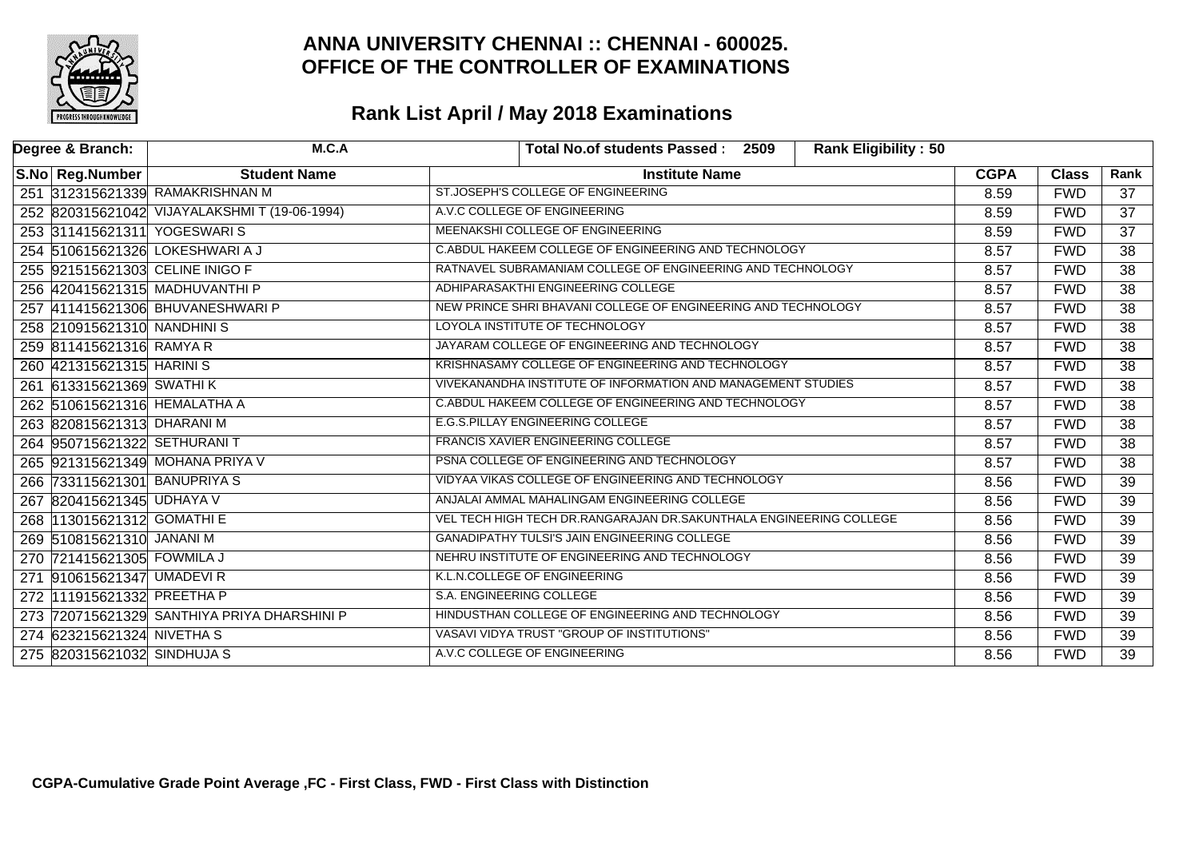# ANNA UNIVERSITY CHENNAI :: CHENNAI - 600025.
# OFFICE OF THE CONTROLLER OF EXAMINATIONS

## Rank List April / May 2018 Examinations

| Degree & Branch: | M.C.A | Total No.of students Passed : 2509 | Rank Eligibility : 50 | | | |
|---|---|---|---|---|---|---|

| S.No | Reg.Number | Student Name | Institute Name | CGPA | Class | Rank |
|---|---|---|---|---|---|---|
| 251 | 312315621339 | RAMAKRISHNAN M | ST.JOSEPH'S COLLEGE OF ENGINEERING | 8.59 | FWD | 37 |
| 252 | 820315621042 | VIJAYALAKSHMI T (19-06-1994) | A.V.C COLLEGE OF ENGINEERING | 8.59 | FWD | 37 |
| 253 | 311415621311 | YOGESWARI S | MEENAKSHI COLLEGE OF ENGINEERING | 8.59 | FWD | 37 |
| 254 | 510615621326 | LOKESHWARI A J | C.ABDUL HAKEEM COLLEGE OF ENGINEERING AND TECHNOLOGY | 8.57 | FWD | 38 |
| 255 | 921515621303 | CELINE INIGO F | RATNAVEL SUBRAMANIAM COLLEGE OF ENGINEERING AND TECHNOLOGY | 8.57 | FWD | 38 |
| 256 | 420415621315 | MADHUVANTHI P | ADHIPARASAKTHI ENGINEERING COLLEGE | 8.57 | FWD | 38 |
| 257 | 411415621306 | BHUVANESHWARI P | NEW PRINCE SHRI BHAVANI COLLEGE OF ENGINEERING AND TECHNOLOGY | 8.57 | FWD | 38 |
| 258 | 210915621310 | NANDHINI S | LOYOLA INSTITUTE OF TECHNOLOGY | 8.57 | FWD | 38 |
| 259 | 811415621316 | RAMYA R | JAYARAM COLLEGE OF ENGINEERING AND TECHNOLOGY | 8.57 | FWD | 38 |
| 260 | 421315621315 | HARINI S | KRISHNASAMY COLLEGE OF ENGINEERING AND TECHNOLOGY | 8.57 | FWD | 38 |
| 261 | 613315621369 | SWATHI K | VIVEKANANDHA INSTITUTE OF INFORMATION AND MANAGEMENT STUDIES | 8.57 | FWD | 38 |
| 262 | 510615621316 | HEMALATHA A | C.ABDUL HAKEEM COLLEGE OF ENGINEERING AND TECHNOLOGY | 8.57 | FWD | 38 |
| 263 | 820815621313 | DHARANI M | E.G.S.PILLAY ENGINEERING COLLEGE | 8.57 | FWD | 38 |
| 264 | 950715621322 | SETHURANI T | FRANCIS XAVIER ENGINEERING COLLEGE | 8.57 | FWD | 38 |
| 265 | 921315621349 | MOHANA PRIYA V | PSNA COLLEGE OF ENGINEERING AND TECHNOLOGY | 8.57 | FWD | 38 |
| 266 | 733115621301 | BANUPRIYA S | VIDYAA VIKAS COLLEGE OF ENGINEERING AND TECHNOLOGY | 8.56 | FWD | 39 |
| 267 | 820415621345 | UDHAYA V | ANJALAI AMMAL MAHALINGAM ENGINEERING COLLEGE | 8.56 | FWD | 39 |
| 268 | 113015621312 | GOMATHI E | VEL TECH HIGH TECH DR.RANGARAJAN DR.SAKUNTHALA ENGINEERING COLLEGE | 8.56 | FWD | 39 |
| 269 | 510815621310 | JANANI M | GANADIPATHY TULSI'S JAIN ENGINEERING COLLEGE | 8.56 | FWD | 39 |
| 270 | 721415621305 | FOWMILA J | NEHRU INSTITUTE OF ENGINEERING AND TECHNOLOGY | 8.56 | FWD | 39 |
| 271 | 910615621347 | UMADEVI R | K.L.N.COLLEGE OF ENGINEERING | 8.56 | FWD | 39 |
| 272 | 111915621332 | PREETHA P | S.A. ENGINEERING COLLEGE | 8.56 | FWD | 39 |
| 273 | 720715621329 | SANTHIYA PRIYA DHARSHINI P | HINDUSTHAN COLLEGE OF ENGINEERING AND TECHNOLOGY | 8.56 | FWD | 39 |
| 274 | 623215621324 | NIVETHA S | VASAVI VIDYA TRUST "GROUP OF INSTITUTIONS" | 8.56 | FWD | 39 |
| 275 | 820315621032 | SINDHUJA S | A.V.C COLLEGE OF ENGINEERING | 8.56 | FWD | 39 |

**CGPA-Cumulative Grade Point Average ,FC - First Class, FWD - First Class with Distinction**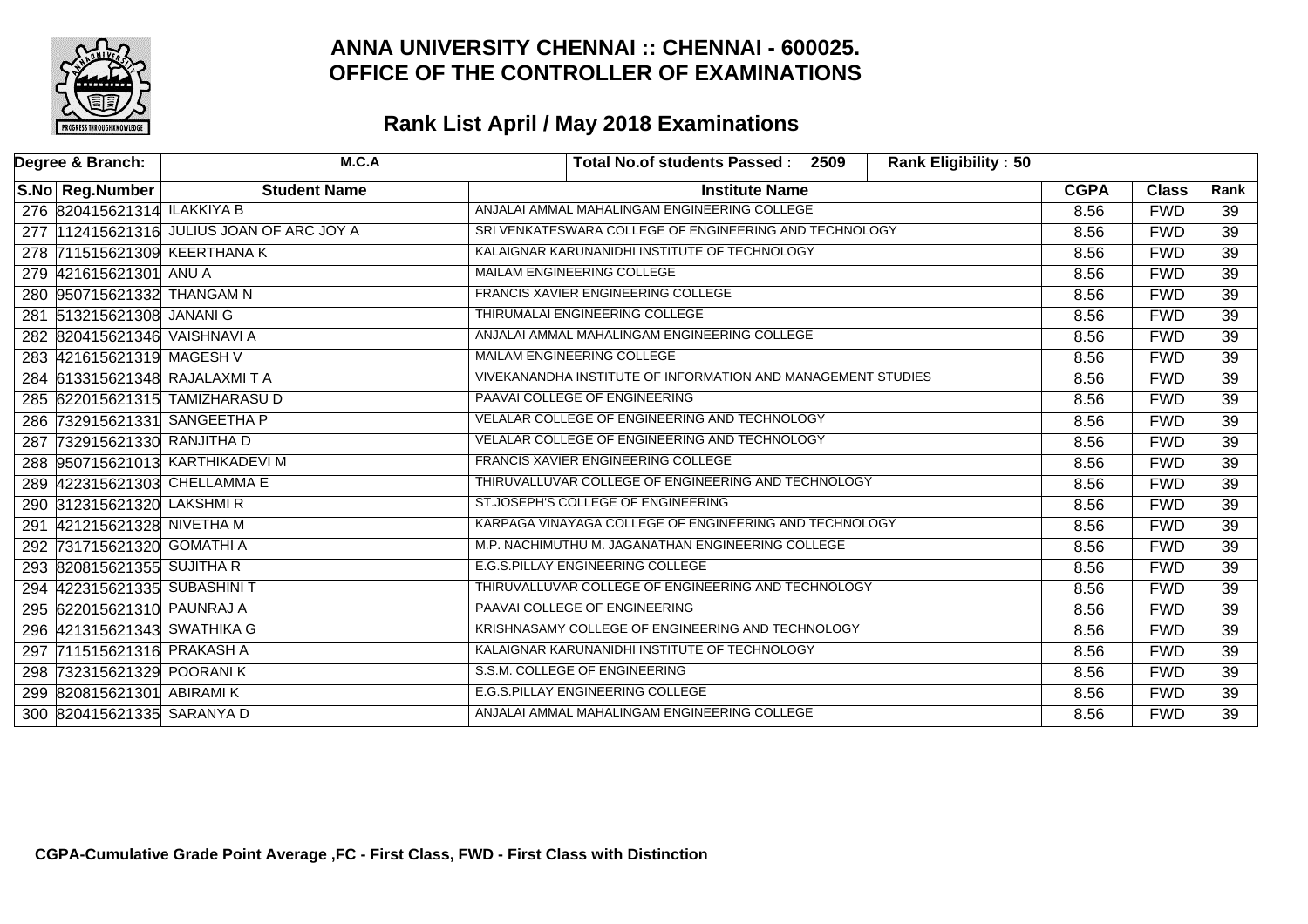# ANNA UNIVERSITY CHENNAI :: CHENNAI - 600025.
# OFFICE OF THE CONTROLLER OF EXAMINATIONS

## Rank List April / May 2018 Examinations

| Degree & Branch: | M.C.A | Total No.of students Passed : 2509 | Rank Eligibility : 50 | | | |
|---|---|---|---|---|---|---|

| S.No | Reg.Number | Student Name | Institute Name | CGPA | Class | Rank |
|---|---|---|---|---|---|---|
| 276 | 820415621314 | ILAKKIYA B | ANJALAI AMMAL MAHALINGAM ENGINEERING COLLEGE | 8.56 | FWD | 39 |
| 277 | 112415621316 | JULIUS JOAN OF ARC JOY A | SRI VENKATESWARA COLLEGE OF ENGINEERING AND TECHNOLOGY | 8.56 | FWD | 39 |
| 278 | 711515621309 | KEERTHANA K | KALAIGNAR KARUNANIDHI INSTITUTE OF TECHNOLOGY | 8.56 | FWD | 39 |
| 279 | 421615621301 | ANU A | MAILAM ENGINEERING COLLEGE | 8.56 | FWD | 39 |
| 280 | 950715621332 | THANGAM N | FRANCIS XAVIER ENGINEERING COLLEGE | 8.56 | FWD | 39 |
| 281 | 513215621308 | JANANI G | THIRUMALAI ENGINEERING COLLEGE | 8.56 | FWD | 39 |
| 282 | 820415621346 | VAISHNAVI A | ANJALAI AMMAL MAHALINGAM ENGINEERING COLLEGE | 8.56 | FWD | 39 |
| 283 | 421615621319 | MAGESH V | MAILAM ENGINEERING COLLEGE | 8.56 | FWD | 39 |
| 284 | 613315621348 | RAJALAXMI T A | VIVEKANANDHA INSTITUTE OF INFORMATION AND MANAGEMENT STUDIES | 8.56 | FWD | 39 |
| 285 | 622015621315 | TAMIZHARASU D | PAAVAI COLLEGE OF ENGINEERING | 8.56 | FWD | 39 |
| 286 | 732915621331 | SANGEETHA P | VELALAR COLLEGE OF ENGINEERING AND TECHNOLOGY | 8.56 | FWD | 39 |
| 287 | 732915621330 | RANJITHA D | VELALAR COLLEGE OF ENGINEERING AND TECHNOLOGY | 8.56 | FWD | 39 |
| 288 | 950715621013 | KARTHIKADEVI M | FRANCIS XAVIER ENGINEERING COLLEGE | 8.56 | FWD | 39 |
| 289 | 422315621303 | CHELLAMMA E | THIRUVALLUVAR COLLEGE OF ENGINEERING AND TECHNOLOGY | 8.56 | FWD | 39 |
| 290 | 312315621320 | LAKSHMI R | ST.JOSEPH'S COLLEGE OF ENGINEERING | 8.56 | FWD | 39 |
| 291 | 421215621328 | NIVETHA M | KARPAGA VINAYAGA COLLEGE OF ENGINEERING AND TECHNOLOGY | 8.56 | FWD | 39 |
| 292 | 731715621320 | GOMATHI A | M.P. NACHIMUTHU M. JAGANATHAN ENGINEERING COLLEGE | 8.56 | FWD | 39 |
| 293 | 820815621355 | SUJITHA R | E.G.S.PILLAY ENGINEERING COLLEGE | 8.56 | FWD | 39 |
| 294 | 422315621335 | SUBASHINI T | THIRUVALLUVAR COLLEGE OF ENGINEERING AND TECHNOLOGY | 8.56 | FWD | 39 |
| 295 | 622015621310 | PAUNRAJ A | PAAVAI COLLEGE OF ENGINEERING | 8.56 | FWD | 39 |
| 296 | 421315621343 | SWATHIKA G | KRISHNASAMY COLLEGE OF ENGINEERING AND TECHNOLOGY | 8.56 | FWD | 39 |
| 297 | 711515621316 | PRAKASH A | KALAIGNAR KARUNANIDHI INSTITUTE OF TECHNOLOGY | 8.56 | FWD | 39 |
| 298 | 732315621329 | POORANI K | S.S.M. COLLEGE OF ENGINEERING | 8.56 | FWD | 39 |
| 299 | 820815621301 | ABIRAMI K | E.G.S.PILLAY ENGINEERING COLLEGE | 8.56 | FWD | 39 |
| 300 | 820415621335 | SARANYA D | ANJALAI AMMAL MAHALINGAM ENGINEERING COLLEGE | 8.56 | FWD | 39 |

**CGPA-Cumulative Grade Point Average ,FC - First Class, FWD - First Class with Distinction**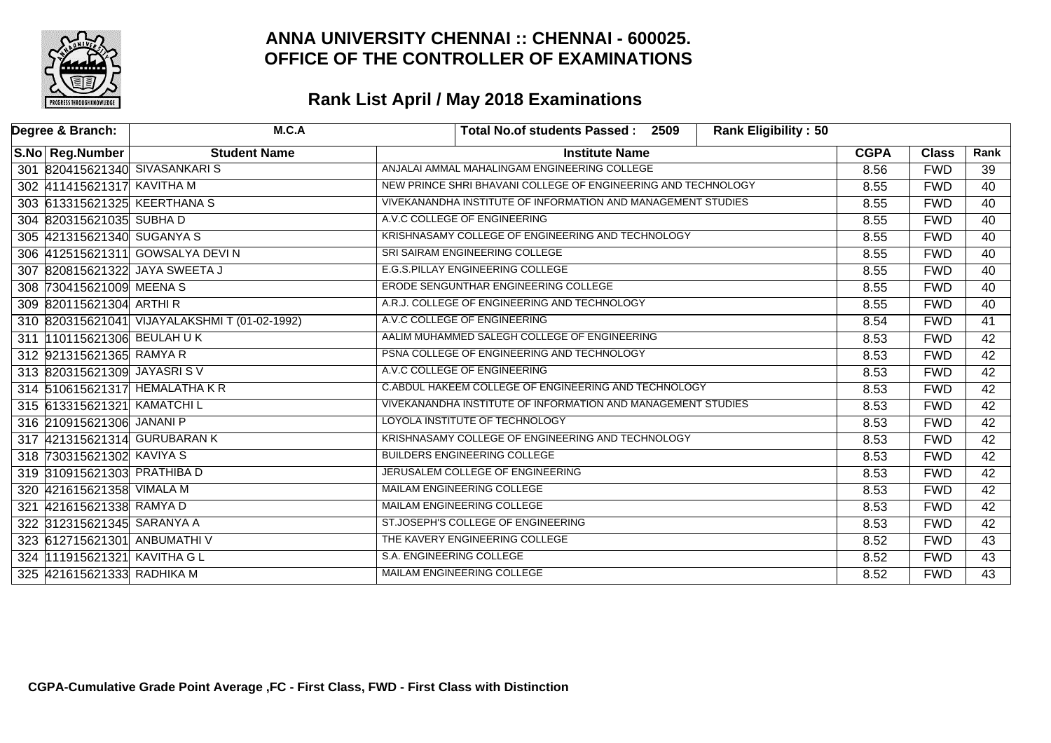# ANNA UNIVERSITY CHENNAI :: CHENNAI - 600025.
# OFFICE OF THE CONTROLLER OF EXAMINATIONS

## Rank List April / May 2018 Examinations

| Degree & Branch: | M.C.A | Total No.of students Passed : 2509 | Rank Eligibility : 50 | | | |
|---|---|---|---|---|---|---|
| **S.No** | **Reg.Number** | **Student Name** | **Institute Name** | **CGPA** | **Class** | **Rank** |
| 301 | 820415621340 | SIVASANKARI S | ANJALAI AMMAL MAHALINGAM ENGINEERING COLLEGE | 8.56 | FWD | 39 |
| 302 | 411415621317 | KAVITHA M | NEW PRINCE SHRI BHAVANI COLLEGE OF ENGINEERING AND TECHNOLOGY | 8.55 | FWD | 40 |
| 303 | 613315621325 | KEERTHANA S | VIVEKANANDHA INSTITUTE OF INFORMATION AND MANAGEMENT STUDIES | 8.55 | FWD | 40 |
| 304 | 820315621035 | SUBHA D | A.V.C COLLEGE OF ENGINEERING | 8.55 | FWD | 40 |
| 305 | 421315621340 | SUGANYA S | KRISHNASAMY COLLEGE OF ENGINEERING AND TECHNOLOGY | 8.55 | FWD | 40 |
| 306 | 412515621311 | GOWSALYA DEVI N | SRI SAIRAM ENGINEERING COLLEGE | 8.55 | FWD | 40 |
| 307 | 820815621322 | JAYA SWEETA J | E.G.S.PILLAY ENGINEERING COLLEGE | 8.55 | FWD | 40 |
| 308 | 730415621009 | MEENA S | ERODE SENGUNTHAR ENGINEERING COLLEGE | 8.55 | FWD | 40 |
| 309 | 820115621304 | ARTHI R | A.R.J. COLLEGE OF ENGINEERING AND TECHNOLOGY | 8.55 | FWD | 40 |
| 310 | 820315621041 | VIJAYALAKSHMI T (01-02-1992) | A.V.C COLLEGE OF ENGINEERING | 8.54 | FWD | 41 |
| 311 | 110115621306 | BEULAH U K | AALIM MUHAMMED SALEGH COLLEGE OF ENGINEERING | 8.53 | FWD | 42 |
| 312 | 921315621365 | RAMYA R | PSNA COLLEGE OF ENGINEERING AND TECHNOLOGY | 8.53 | FWD | 42 |
| 313 | 820315621309 | JAYASRI S V | A.V.C COLLEGE OF ENGINEERING | 8.53 | FWD | 42 |
| 314 | 510615621317 | HEMALATHA K R | C.ABDUL HAKEEM COLLEGE OF ENGINEERING AND TECHNOLOGY | 8.53 | FWD | 42 |
| 315 | 613315621321 | KAMATCHI L | VIVEKANANDHA INSTITUTE OF INFORMATION AND MANAGEMENT STUDIES | 8.53 | FWD | 42 |
| 316 | 210915621306 | JANANI P | LOYOLA INSTITUTE OF TECHNOLOGY | 8.53 | FWD | 42 |
| 317 | 421315621314 | GURUBARAN K | KRISHNASAMY COLLEGE OF ENGINEERING AND TECHNOLOGY | 8.53 | FWD | 42 |
| 318 | 730315621302 | KAVIYA S | BUILDERS ENGINEERING COLLEGE | 8.53 | FWD | 42 |
| 319 | 310915621303 | PRATHIBA D | JERUSALEM COLLEGE OF ENGINEERING | 8.53 | FWD | 42 |
| 320 | 421615621358 | VIMALA M | MAILAM ENGINEERING COLLEGE | 8.53 | FWD | 42 |
| 321 | 421615621338 | RAMYA D | MAILAM ENGINEERING COLLEGE | 8.53 | FWD | 42 |
| 322 | 312315621345 | SARANYA A | ST.JOSEPH'S COLLEGE OF ENGINEERING | 8.53 | FWD | 42 |
| 323 | 612715621301 | ANBUMATHI V | THE KAVERY ENGINEERING COLLEGE | 8.52 | FWD | 43 |
| 324 | 111915621321 | KAVITHA G L | S.A. ENGINEERING COLLEGE | 8.52 | FWD | 43 |
| 325 | 421615621333 | RADHIKA M | MAILAM ENGINEERING COLLEGE | 8.52 | FWD | 43 |

**CGPA-Cumulative Grade Point Average ,FC - First Class, FWD - First Class with Distinction**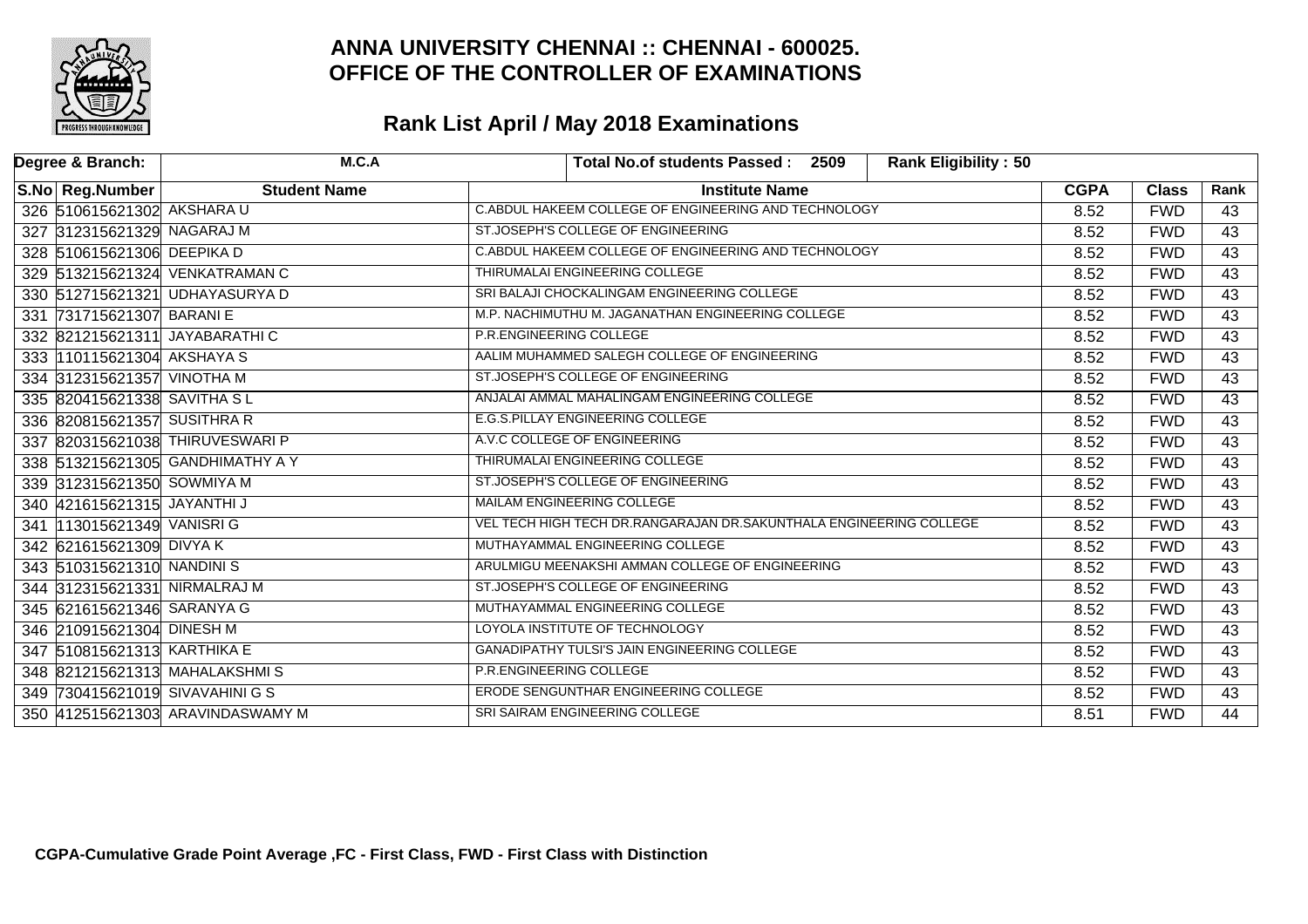# ANNA UNIVERSITY CHENNAI :: CHENNAI - 600025.
# OFFICE OF THE CONTROLLER OF EXAMINATIONS

## Rank List April / May 2018 Examinations

| Degree & Branch: | M.C.A | Total No.of students Passed : 2509 | Rank Eligibility : 50 | | | |
|---|---|---|---|---|---|---|

| S.No | Reg.Number | Student Name | Institute Name | CGPA | Class | Rank |
|---|---|---|---|---|---|---|
| 326 | 510615621302 | AKSHARA U | C.ABDUL HAKEEM COLLEGE OF ENGINEERING AND TECHNOLOGY | 8.52 | FWD | 43 |
| 327 | 312315621329 | NAGARAJ M | ST.JOSEPH'S COLLEGE OF ENGINEERING | 8.52 | FWD | 43 |
| 328 | 510615621306 | DEEPIKA D | C.ABDUL HAKEEM COLLEGE OF ENGINEERING AND TECHNOLOGY | 8.52 | FWD | 43 |
| 329 | 513215621324 | VENKATRAMAN C | THIRUMALAI ENGINEERING COLLEGE | 8.52 | FWD | 43 |
| 330 | 512715621321 | UDHAYASURYA D | SRI BALAJI CHOCKALINGAM ENGINEERING COLLEGE | 8.52 | FWD | 43 |
| 331 | 731715621307 | BARANI E | M.P. NACHIMUTHU M. JAGANATHAN ENGINEERING COLLEGE | 8.52 | FWD | 43 |
| 332 | 821215621311 | JAYABARATHI C | P.R.ENGINEERING COLLEGE | 8.52 | FWD | 43 |
| 333 | 110115621304 | AKSHAYA S | AALIM MUHAMMED SALEGH COLLEGE OF ENGINEERING | 8.52 | FWD | 43 |
| 334 | 312315621357 | VINOTHA M | ST.JOSEPH'S COLLEGE OF ENGINEERING | 8.52 | FWD | 43 |
| 335 | 820415621338 | SAVITHA S L | ANJALAI AMMAL MAHALINGAM ENGINEERING COLLEGE | 8.52 | FWD | 43 |
| 336 | 820815621357 | SUSITHRA R | E.G.S.PILLAY ENGINEERING COLLEGE | 8.52 | FWD | 43 |
| 337 | 820315621038 | THIRUVESWARI P | A.V.C COLLEGE OF ENGINEERING | 8.52 | FWD | 43 |
| 338 | 513215621305 | GANDHIMATHY A Y | THIRUMALAI ENGINEERING COLLEGE | 8.52 | FWD | 43 |
| 339 | 312315621350 | SOWMIYA M | ST.JOSEPH'S COLLEGE OF ENGINEERING | 8.52 | FWD | 43 |
| 340 | 421615621315 | JAYANTHI J | MAILAM ENGINEERING COLLEGE | 8.52 | FWD | 43 |
| 341 | 113015621349 | VANISRI G | VEL TECH HIGH TECH DR.RANGARAJAN DR.SAKUNTHALA ENGINEERING COLLEGE | 8.52 | FWD | 43 |
| 342 | 621615621309 | DIVYA K | MUTHAYAMMAL ENGINEERING COLLEGE | 8.52 | FWD | 43 |
| 343 | 510315621310 | NANDINI S | ARULMIGU MEENAKSHI AMMAN COLLEGE OF ENGINEERING | 8.52 | FWD | 43 |
| 344 | 312315621331 | NIRMALRAJ M | ST.JOSEPH'S COLLEGE OF ENGINEERING | 8.52 | FWD | 43 |
| 345 | 621615621346 | SARANYA G | MUTHAYAMMAL ENGINEERING COLLEGE | 8.52 | FWD | 43 |
| 346 | 210915621304 | DINESH M | LOYOLA INSTITUTE OF TECHNOLOGY | 8.52 | FWD | 43 |
| 347 | 510815621313 | KARTHIKA E | GANADIPATHY TULSI'S JAIN ENGINEERING COLLEGE | 8.52 | FWD | 43 |
| 348 | 821215621313 | MAHALAKSHMI S | P.R.ENGINEERING COLLEGE | 8.52 | FWD | 43 |
| 349 | 730415621019 | SIVAVAHINI G S | ERODE SENGUNTHAR ENGINEERING COLLEGE | 8.52 | FWD | 43 |
| 350 | 412515621303 | ARAVINDASWAMY M | SRI SAIRAM ENGINEERING COLLEGE | 8.51 | FWD | 44 |

**CGPA-Cumulative Grade Point Average ,FC - First Class, FWD - First Class with Distinction**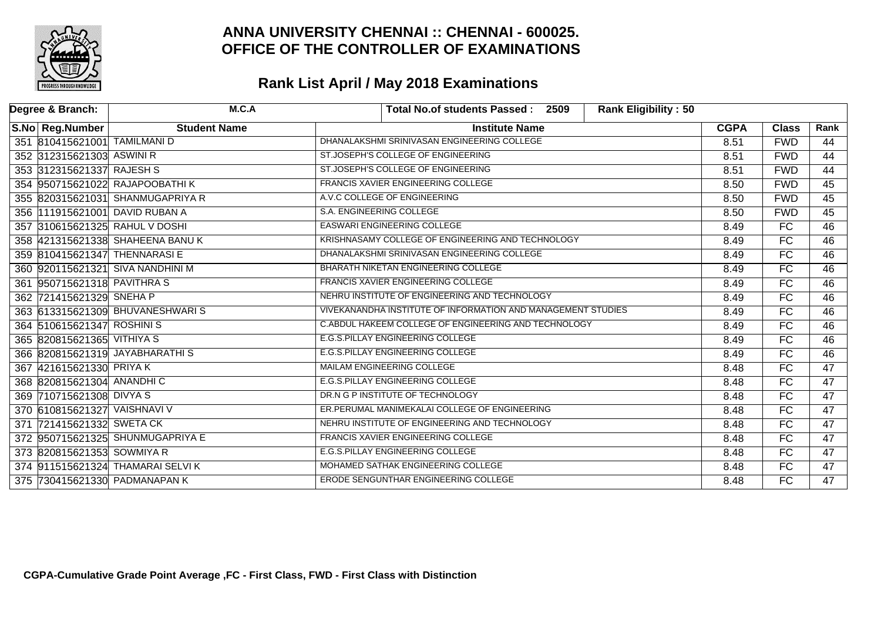# ANNA UNIVERSITY CHENNAI :: CHENNAI - 600025.
# OFFICE OF THE CONTROLLER OF EXAMINATIONS

## Rank List April / May 2018 Examinations

| Degree & Branch: | M.C.A | Total No.of students Passed : 2509 | Rank Eligibility : 50 | | | |
|---|---|---|---|---|---|---|
| **S.No Reg.Number** | **Student Name** | **Institute Name** | | **CGPA** | **Class** | **Rank** |
| 351 810415621001 | TAMILMANI D | DHANALAKSHMI SRINIVASAN ENGINEERING COLLEGE | | 8.51 | FWD | 44 |
| 352 312315621303 | ASWINI R | ST.JOSEPH'S COLLEGE OF ENGINEERING | | 8.51 | FWD | 44 |
| 353 312315621337 | RAJESH S | ST.JOSEPH'S COLLEGE OF ENGINEERING | | 8.51 | FWD | 44 |
| 354 950715621022 | RAJAPOOBATHI K | FRANCIS XAVIER ENGINEERING COLLEGE | | 8.50 | FWD | 45 |
| 355 820315621031 | SHANMUGAPRIYA R | A.V.C COLLEGE OF ENGINEERING | | 8.50 | FWD | 45 |
| 356 111915621001 | DAVID RUBAN A | S.A. ENGINEERING COLLEGE | | 8.50 | FWD | 45 |
| 357 310615621325 | RAHUL V DOSHI | EASWARI ENGINEERING COLLEGE | | 8.49 | FC | 46 |
| 358 421315621338 | SHAHEENA BANU K | KRISHNASAMY COLLEGE OF ENGINEERING AND TECHNOLOGY | | 8.49 | FC | 46 |
| 359 810415621347 | THENNARASI E | DHANALAKSHMI SRINIVASAN ENGINEERING COLLEGE | | 8.49 | FC | 46 |
| 360 920115621321 | SIVA NANDHINI M | BHARATH NIKETAN ENGINEERING COLLEGE | | 8.49 | FC | 46 |
| 361 950715621318 | PAVITHRA S | FRANCIS XAVIER ENGINEERING COLLEGE | | 8.49 | FC | 46 |
| 362 721415621329 | SNEHA P | NEHRU INSTITUTE OF ENGINEERING AND TECHNOLOGY | | 8.49 | FC | 46 |
| 363 613315621309 | BHUVANESHWARI S | VIVEKANANDHA INSTITUTE OF INFORMATION AND MANAGEMENT STUDIES | | 8.49 | FC | 46 |
| 364 510615621347 | ROSHINI S | C.ABDUL HAKEEM COLLEGE OF ENGINEERING AND TECHNOLOGY | | 8.49 | FC | 46 |
| 365 820815621365 | VITHIYA S | E.G.S.PILLAY ENGINEERING COLLEGE | | 8.49 | FC | 46 |
| 366 820815621319 | JAYABHARATHI S | E.G.S.PILLAY ENGINEERING COLLEGE | | 8.49 | FC | 46 |
| 367 421615621330 | PRIYA K | MAILAM ENGINEERING COLLEGE | | 8.48 | FC | 47 |
| 368 820815621304 | ANANDHI C | E.G.S.PILLAY ENGINEERING COLLEGE | | 8.48 | FC | 47 |
| 369 710715621308 | DIVYA S | DR.N G P INSTITUTE OF TECHNOLOGY | | 8.48 | FC | 47 |
| 370 610815621327 | VAISHNAVI V | ER.PERUMAL MANIMEKALAI COLLEGE OF ENGINEERING | | 8.48 | FC | 47 |
| 371 721415621332 | SWETA CK | NEHRU INSTITUTE OF ENGINEERING AND TECHNOLOGY | | 8.48 | FC | 47 |
| 372 950715621325 | SHUNMUGAPRIYA E | FRANCIS XAVIER ENGINEERING COLLEGE | | 8.48 | FC | 47 |
| 373 820815621353 | SOWMIYA R | E.G.S.PILLAY ENGINEERING COLLEGE | | 8.48 | FC | 47 |
| 374 911515621324 | THAMARAI SELVI K | MOHAMED SATHAK ENGINEERING COLLEGE | | 8.48 | FC | 47 |
| 375 730415621330 | PADMANAPAN K | ERODE SENGUNTHAR ENGINEERING COLLEGE | | 8.48 | FC | 47 |

**CGPA-Cumulative Grade Point Average ,FC - First Class, FWD - First Class with Distinction**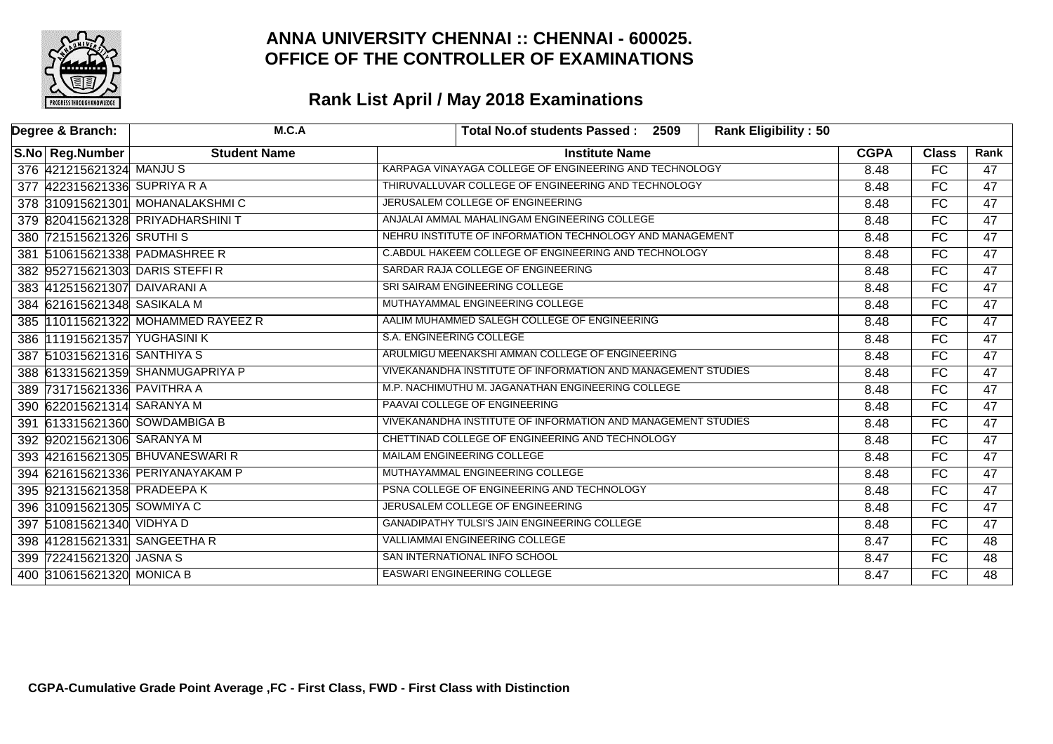# ANNA UNIVERSITY CHENNAI :: CHENNAI - 600025.
# OFFICE OF THE CONTROLLER OF EXAMINATIONS

## Rank List April / May 2018 Examinations

| Degree & Branch: | M.C.A | Total No.of students Passed : 2509 | Rank Eligibility : 50 | | | |
|---|---|---|---|---|---|---|
| **S.No** | **Reg.Number** | **Student Name** | **Institute Name** | **CGPA** | **Class** | **Rank** |
| 376 | 421215621324 | MANJU S | KARPAGA VINAYAGA COLLEGE OF ENGINEERING AND TECHNOLOGY | 8.48 | FC | 47 |
| 377 | 422315621336 | SUPRIYA R A | THIRUVALLUVAR COLLEGE OF ENGINEERING AND TECHNOLOGY | 8.48 | FC | 47 |
| 378 | 310915621301 | MOHANALAKSHMI C | JERUSALEM COLLEGE OF ENGINEERING | 8.48 | FC | 47 |
| 379 | 820415621328 | PRIYADHARSHINI T | ANJALAI AMMAL MAHALINGAM ENGINEERING COLLEGE | 8.48 | FC | 47 |
| 380 | 721515621326 | SRUTHI S | NEHRU INSTITUTE OF INFORMATION TECHNOLOGY AND MANAGEMENT | 8.48 | FC | 47 |
| 381 | 510615621338 | PADMASHREE R | C.ABDUL HAKEEM COLLEGE OF ENGINEERING AND TECHNOLOGY | 8.48 | FC | 47 |
| 382 | 952715621303 | DARIS STEFFI R | SARDAR RAJA COLLEGE OF ENGINEERING | 8.48 | FC | 47 |
| 383 | 412515621307 | DAIVARANI A | SRI SAIRAM ENGINEERING COLLEGE | 8.48 | FC | 47 |
| 384 | 621615621348 | SASIKALA M | MUTHAYAMMAL ENGINEERING COLLEGE | 8.48 | FC | 47 |
| 385 | 110115621322 | MOHAMMED RAYEEZ R | AALIM MUHAMMED SALEGH COLLEGE OF ENGINEERING | 8.48 | FC | 47 |
| 386 | 111915621357 | YUGHASINI K | S.A. ENGINEERING COLLEGE | 8.48 | FC | 47 |
| 387 | 510315621316 | SANTHIYA S | ARULMIGU MEENAKSHI AMMAN COLLEGE OF ENGINEERING | 8.48 | FC | 47 |
| 388 | 613315621359 | SHANMUGAPRIYA P | VIVEKANANDHA INSTITUTE OF INFORMATION AND MANAGEMENT STUDIES | 8.48 | FC | 47 |
| 389 | 731715621336 | PAVITHRA A | M.P. NACHIMUTHU M. JAGANATHAN ENGINEERING COLLEGE | 8.48 | FC | 47 |
| 390 | 622015621314 | SARANYA M | PAAVAI COLLEGE OF ENGINEERING | 8.48 | FC | 47 |
| 391 | 613315621360 | SOWDAMBIGA B | VIVEKANANDHA INSTITUTE OF INFORMATION AND MANAGEMENT STUDIES | 8.48 | FC | 47 |
| 392 | 920215621306 | SARANYA M | CHETTINAD COLLEGE OF ENGINEERING AND TECHNOLOGY | 8.48 | FC | 47 |
| 393 | 421615621305 | BHUVANESWARI R | MAILAM ENGINEERING COLLEGE | 8.48 | FC | 47 |
| 394 | 621615621336 | PERIYANAYAKAM P | MUTHAYAMMAL ENGINEERING COLLEGE | 8.48 | FC | 47 |
| 395 | 921315621358 | PRADEEPA K | PSNA COLLEGE OF ENGINEERING AND TECHNOLOGY | 8.48 | FC | 47 |
| 396 | 310915621305 | SOWMIYA C | JERUSALEM COLLEGE OF ENGINEERING | 8.48 | FC | 47 |
| 397 | 510815621340 | VIDHYA D | GANADIPATHY TULSI'S JAIN ENGINEERING COLLEGE | 8.48 | FC | 47 |
| 398 | 412815621331 | SANGEETHA R | VALLIAMMAI ENGINEERING COLLEGE | 8.47 | FC | 48 |
| 399 | 722415621320 | JASNA S | SAN INTERNATIONAL INFO SCHOOL | 8.47 | FC | 48 |
| 400 | 310615621320 | MONICA B | EASWARI ENGINEERING COLLEGE | 8.47 | FC | 48 |

**CGPA-Cumulative Grade Point Average ,FC - First Class, FWD - First Class with Distinction**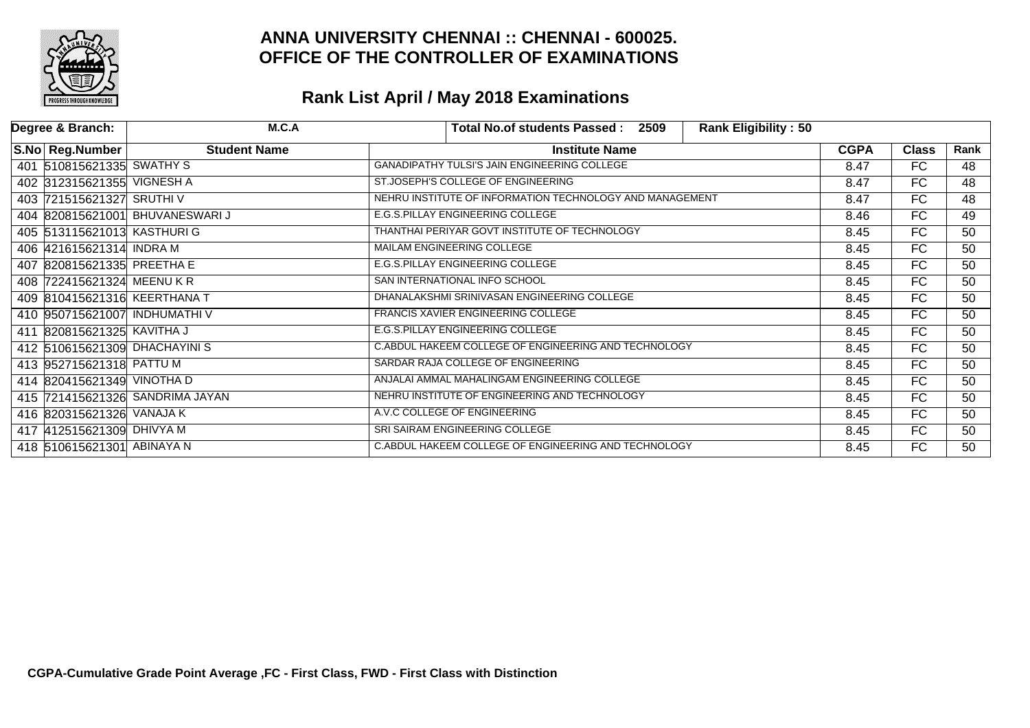# ANNA UNIVERSITY CHENNAI :: CHENNAI - 600025.
# OFFICE OF THE CONTROLLER OF EXAMINATIONS

## Rank List April / May 2018 Examinations

| Degree & Branch: | M.C.A | Total No.of students Passed : 2509 | Rank Eligibility : 50 | | | |
|---|---|---|---|---|---|---|
| **S.No** | **Reg.Number** | **Student Name** | **Institute Name** | **CGPA** | **Class** | **Rank** |
| 401 | 510815621335 | SWATHY S | GANADIPATHY TULSI'S JAIN ENGINEERING COLLEGE | 8.47 | FC | 48 |
| 402 | 312315621355 | VIGNESH A | ST.JOSEPH'S COLLEGE OF ENGINEERING | 8.47 | FC | 48 |
| 403 | 721515621327 | SRUTHI V | NEHRU INSTITUTE OF INFORMATION TECHNOLOGY AND MANAGEMENT | 8.47 | FC | 48 |
| 404 | 820815621001 | BHUVANESWARI J | E.G.S.PILLAY ENGINEERING COLLEGE | 8.46 | FC | 49 |
| 405 | 513115621013 | KASTHURI G | THANTHAI PERIYAR GOVT INSTITUTE OF TECHNOLOGY | 8.45 | FC | 50 |
| 406 | 421615621314 | INDRA M | MAILAM ENGINEERING COLLEGE | 8.45 | FC | 50 |
| 407 | 820815621335 | PREETHA E | E.G.S.PILLAY ENGINEERING COLLEGE | 8.45 | FC | 50 |
| 408 | 722415621324 | MEENU K R | SAN INTERNATIONAL INFO SCHOOL | 8.45 | FC | 50 |
| 409 | 810415621316 | KEERTHANA T | DHANALAKSHMI SRINIVASAN ENGINEERING COLLEGE | 8.45 | FC | 50 |
| 410 | 950715621007 | INDHUMATHI V | FRANCIS XAVIER ENGINEERING COLLEGE | 8.45 | FC | 50 |
| 411 | 820815621325 | KAVITHA J | E.G.S.PILLAY ENGINEERING COLLEGE | 8.45 | FC | 50 |
| 412 | 510615621309 | DHACHAYINI S | C.ABDUL HAKEEM COLLEGE OF ENGINEERING AND TECHNOLOGY | 8.45 | FC | 50 |
| 413 | 952715621318 | PATTU M | SARDAR RAJA COLLEGE OF ENGINEERING | 8.45 | FC | 50 |
| 414 | 820415621349 | VINOTHA D | ANJALAI AMMAL MAHALINGAM ENGINEERING COLLEGE | 8.45 | FC | 50 |
| 415 | 721415621326 | SANDRIMA JAYAN | NEHRU INSTITUTE OF ENGINEERING AND TECHNOLOGY | 8.45 | FC | 50 |
| 416 | 820315621326 | VANAJA K | A.V.C COLLEGE OF ENGINEERING | 8.45 | FC | 50 |
| 417 | 412515621309 | DHIVYA M | SRI SAIRAM ENGINEERING COLLEGE | 8.45 | FC | 50 |
| 418 | 510615621301 | ABINAYA N | C.ABDUL HAKEEM COLLEGE OF ENGINEERING AND TECHNOLOGY | 8.45 | FC | 50 |

**CGPA-Cumulative Grade Point Average ,FC - First Class, FWD - First Class with Distinction**